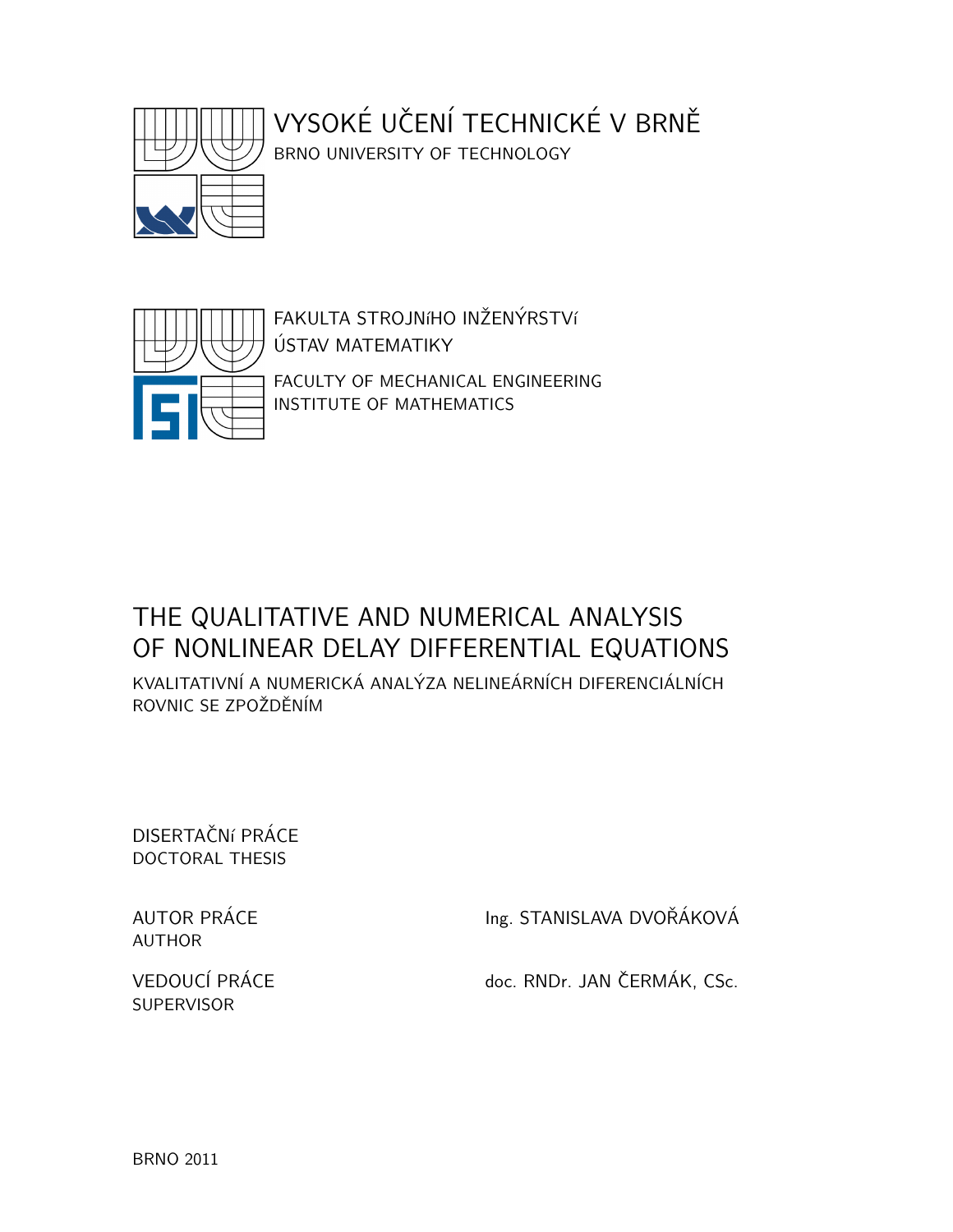VYSOKÉ UČENÍ TECHNICKÉ V BRNĚ
BRNO UNIVERSITY OF TECHNOLOGY

FAKULTA STROJNíHO INŽENÝRSTVí
ÚSTAV MATEMATIKY

FACULTY OF MECHANICAL ENGINEERING
INSTITUTE OF MATHEMATICS

# THE QUALITATIVE AND NUMERICAL ANALYSIS OF NONLINEAR DELAY DIFFERENTIAL EQUATIONS

KVALITATIVNÍ A NUMERICKÁ ANALÝZA NELINEÁRNÍCH DIFERENCIÁLNÍCH ROVNIC SE ZPOŽDĚNÍM

DISERTAČNí PRÁCE
DOCTORAL THESIS

AUTOR PRÁCE
AUTHOR
Ing. STANISLAVA DVOŘÁKOVÁ

VEDOUCÍ PRÁCE
SUPERVISOR
doc. RNDr. JAN ČERMÁK, CSc.

BRNO 2011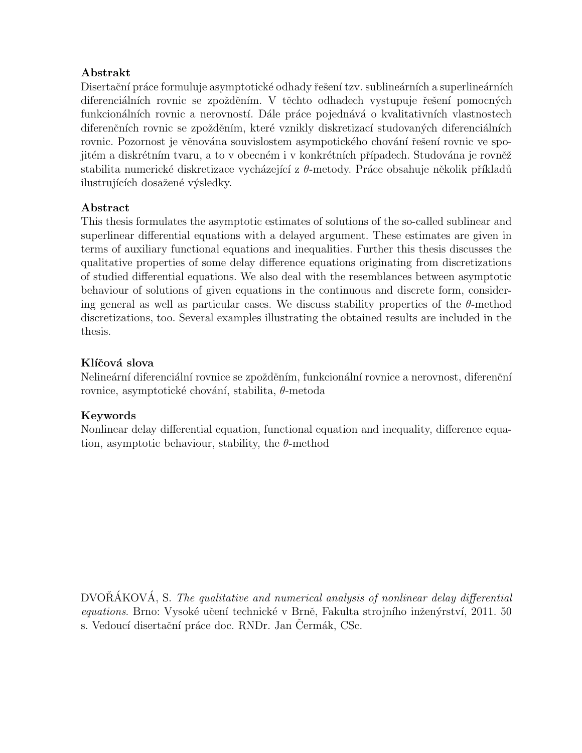**Abstrakt**

Disertační práce formuluje asymptotické odhady řešení tzv. sublineárních a superlineárních diferenciálních rovnic se zpožděním. V těchto odhadech vystupuje řešení pomocných funkcionálních rovnic a nerovností. Dále práce pojednává o kvalitativních vlastnostech diferenčních rovnic se zpožděním, které vznikly diskretizací studovaných diferenciálních rovnic. Pozornost je věnována souvislostem asympotického chování řešení rovnic ve spojitém a diskrétním tvaru, a to v obecném i v konkrétních případech. Studována je rovněž stabilita numerické diskretizace vycházející z $\theta$-metody. Práce obsahuje několik příkladů ilustrujících dosažené výsledky.

**Abstract**

This thesis formulates the asymptotic estimates of solutions of the so-called sublinear and superlinear differential equations with a delayed argument. These estimates are given in terms of auxiliary functional equations and inequalities. Further this thesis discusses the qualitative properties of some delay difference equations originating from discretizations of studied differential equations. We also deal with the resemblances between asymptotic behaviour of solutions of given equations in the continuous and discrete form, considering general as well as particular cases. We discuss stability properties of the $\theta$-method discretizations, too. Several examples illustrating the obtained results are included in the thesis.

**Klíčová slova**

Nelineární diferenciální rovnice se zpožděním, funkcionální rovnice a nerovnost, diferenční rovnice, asymptotické chování, stabilita, $\theta$-metoda

**Keywords**

Nonlinear delay differential equation, functional equation and inequality, difference equation, asymptotic behaviour, stability, the $\theta$-method

DVOŘÁKOVÁ, S. *The qualitative and numerical analysis of nonlinear delay differential equations*. Brno: Vysoké učení technické v Brně, Fakulta strojního inženýrství, 2011. 50 s. Vedoucí disertační práce doc. RNDr. Jan Čermák, CSc.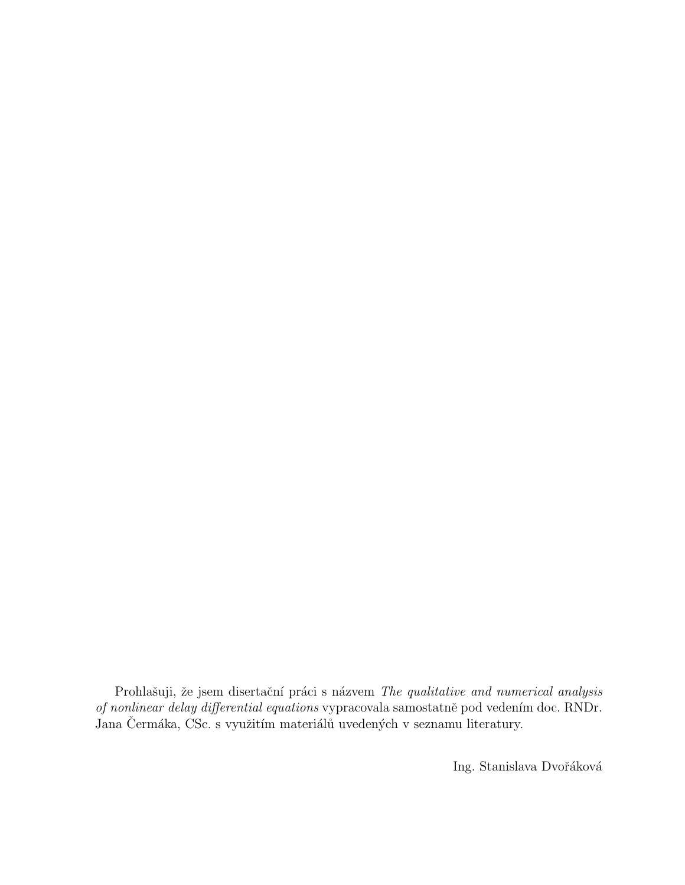Prohlašuji, že jsem disertační práci s názvem *The qualitative and numerical analysis of nonlinear delay differential equations* vypracovala samostatně pod vedením doc. RNDr. Jana Čermáka, CSc. s využitím materiálů uvedených v seznamu literatury.

Ing. Stanislava Dvořáková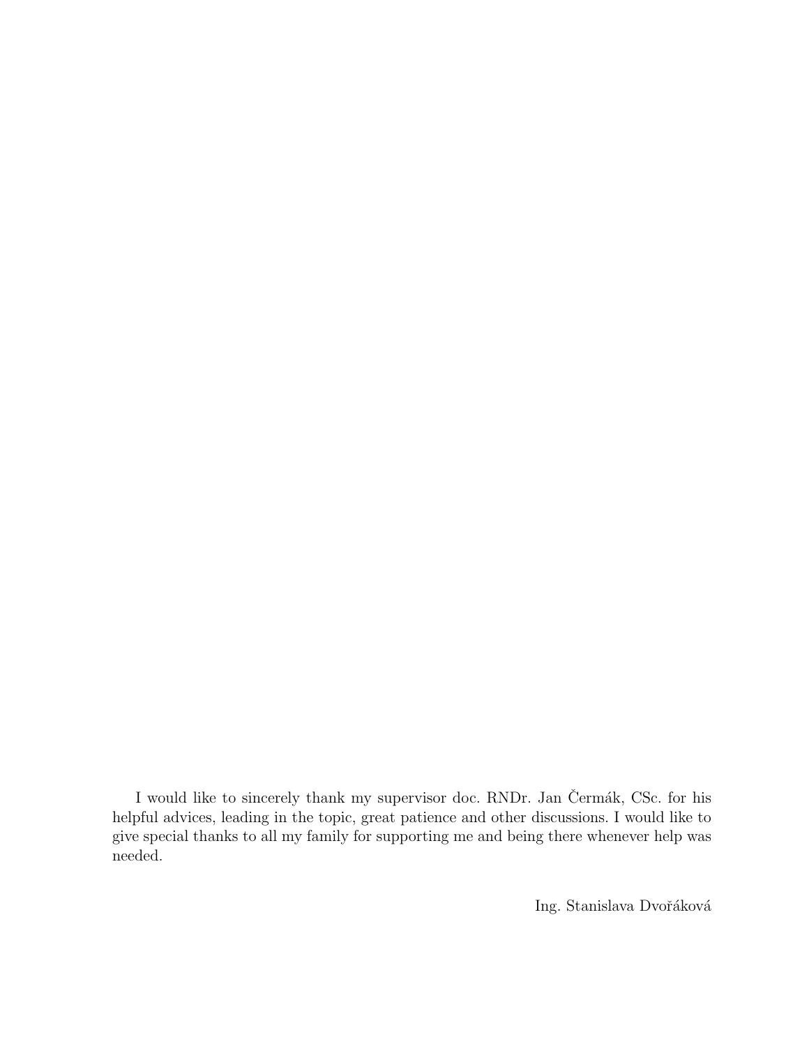I would like to sincerely thank my supervisor doc. RNDr. Jan Čermák, CSc. for his helpful advices, leading in the topic, great patience and other discussions. I would like to give special thanks to all my family for supporting me and being there whenever help was needed.

Ing. Stanislava Dvořáková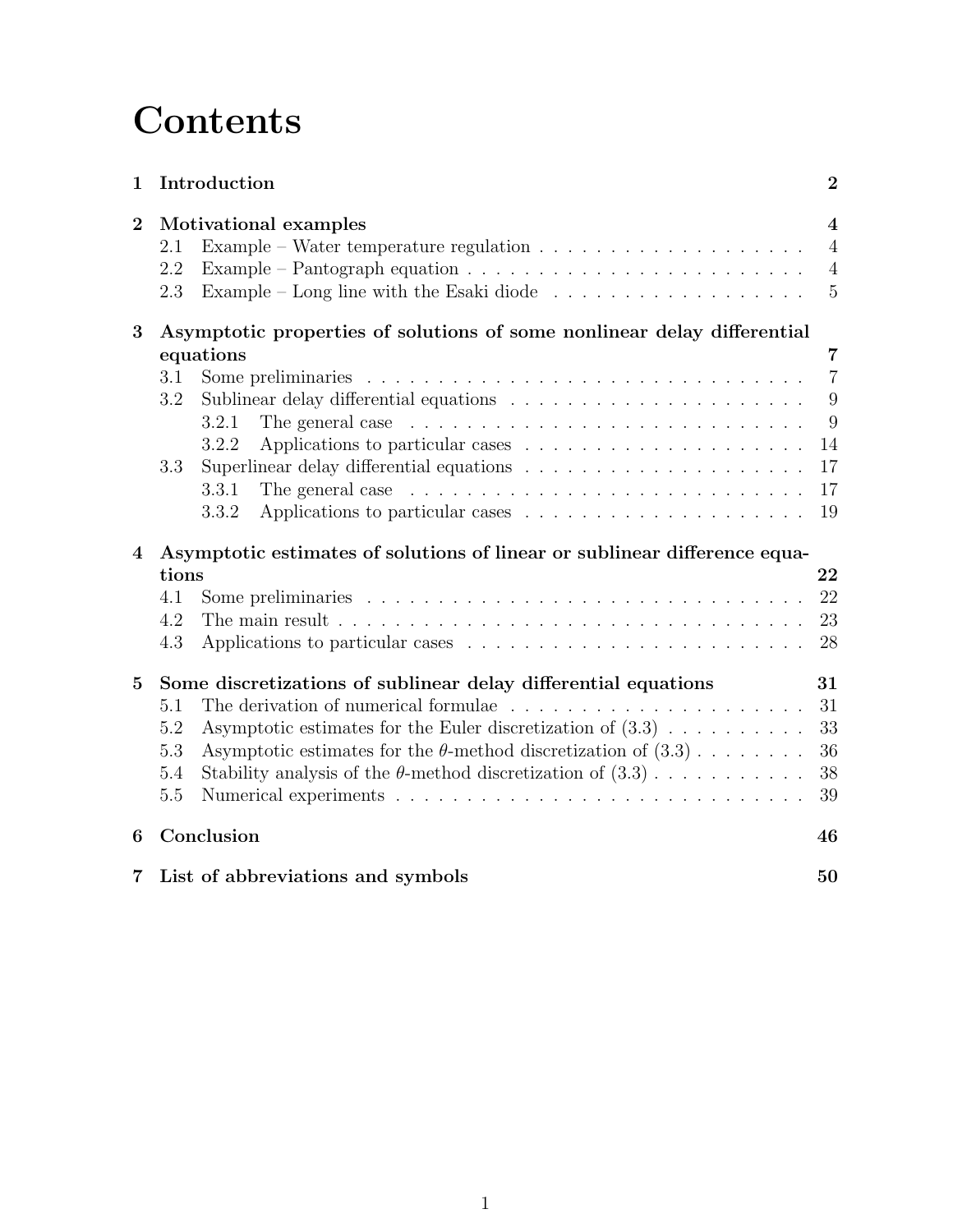# Contents

| | | |
|---|---|---|
| **1** | **Introduction** | **2** |
| **2** | **Motivational examples** | **4** |
| 2.1 | Example – Water temperature regulation | 4 |
| 2.2 | Example – Pantograph equation | 4 |
| 2.3 | Example – Long line with the Esaki diode | 5 |
| **3** | **Asymptotic properties of solutions of some nonlinear delay differential equations** | **7** |
| 3.1 | Some preliminaries | 7 |
| 3.2 | Sublinear delay differential equations | 9 |
| 3.2.1 | The general case | 9 |
| 3.2.2 | Applications to particular cases | 14 |
| 3.3 | Superlinear delay differential equations | 17 |
| 3.3.1 | The general case | 17 |
| 3.3.2 | Applications to particular cases | 19 |
| **4** | **Asymptotic estimates of solutions of linear or sublinear difference equations** | **22** |
| 4.1 | Some preliminaries | 22 |
| 4.2 | The main result | 23 |
| 4.3 | Applications to particular cases | 28 |
| **5** | **Some discretizations of sublinear delay differential equations** | **31** |
| 5.1 | The derivation of numerical formulae | 31 |
| 5.2 | Asymptotic estimates for the Euler discretization of (3.3) | 33 |
| 5.3 | Asymptotic estimates for the $\theta$-method discretization of (3.3) | 36 |
| 5.4 | Stability analysis of the $\theta$-method discretization of (3.3) | 38 |
| 5.5 | Numerical experiments | 39 |
| **6** | **Conclusion** | **46** |
| **7** | **List of abbreviations and symbols** | **50** |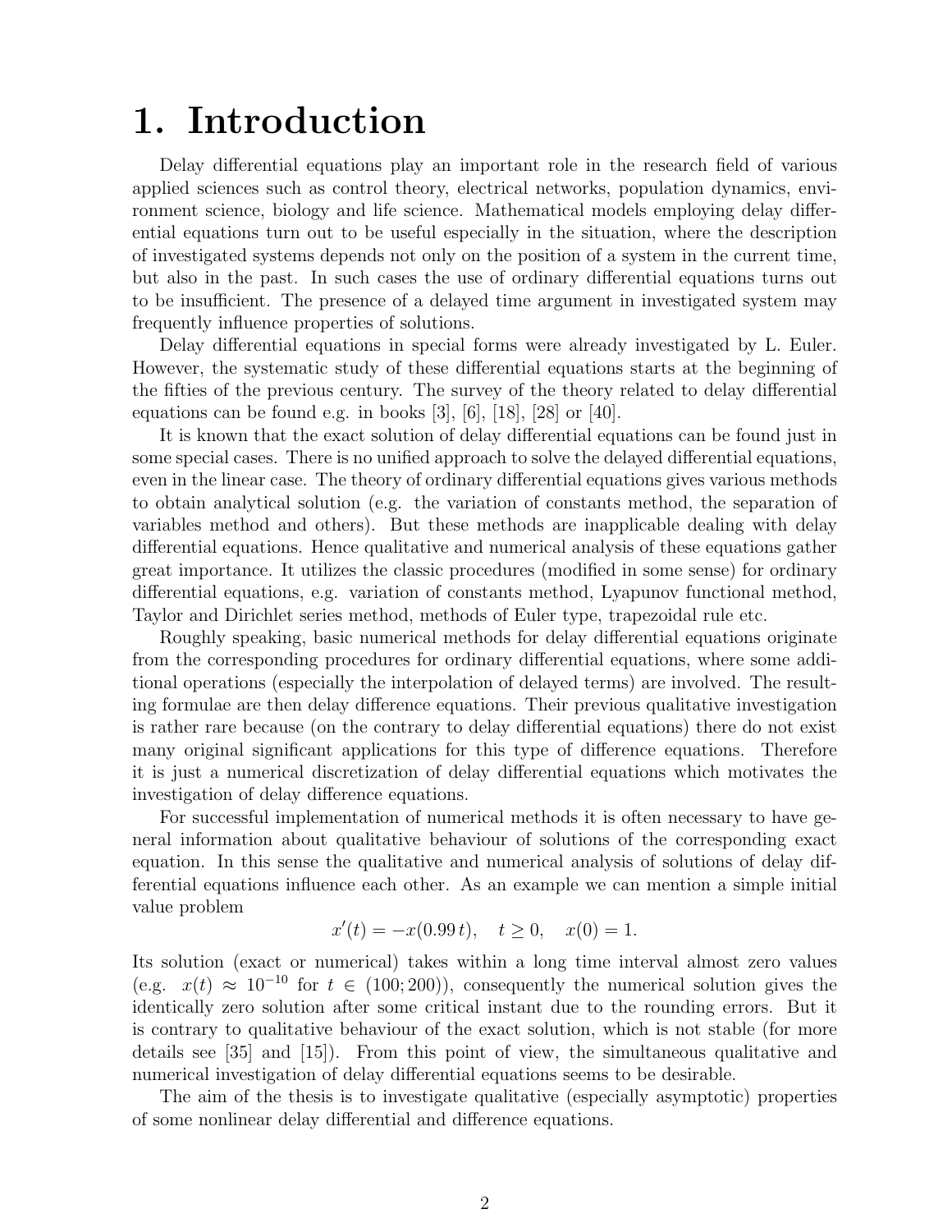# 1. Introduction

Delay differential equations play an important role in the research field of various applied sciences such as control theory, electrical networks, population dynamics, environment science, biology and life science. Mathematical models employing delay differential equations turn out to be useful especially in the situation, where the description of investigated systems depends not only on the position of a system in the current time, but also in the past. In such cases the use of ordinary differential equations turns out to be insufficient. The presence of a delayed time argument in investigated system may frequently influence properties of solutions.

Delay differential equations in special forms were already investigated by L. Euler. However, the systematic study of these differential equations starts at the beginning of the fifties of the previous century. The survey of the theory related to delay differential equations can be found e.g. in books [3], [6], [18], [28] or [40].

It is known that the exact solution of delay differential equations can be found just in some special cases. There is no unified approach to solve the delayed differential equations, even in the linear case. The theory of ordinary differential equations gives various methods to obtain analytical solution (e.g. the variation of constants method, the separation of variables method and others). But these methods are inapplicable dealing with delay differential equations. Hence qualitative and numerical analysis of these equations gather great importance. It utilizes the classic procedures (modified in some sense) for ordinary differential equations, e.g. variation of constants method, Lyapunov functional method, Taylor and Dirichlet series method, methods of Euler type, trapezoidal rule etc.

Roughly speaking, basic numerical methods for delay differential equations originate from the corresponding procedures for ordinary differential equations, where some additional operations (especially the interpolation of delayed terms) are involved. The resulting formulae are then delay difference equations. Their previous qualitative investigation is rather rare because (on the contrary to delay differential equations) there do not exist many original significant applications for this type of difference equations. Therefore it is just a numerical discretization of delay differential equations which motivates the investigation of delay difference equations.

For successful implementation of numerical methods it is often necessary to have general information about qualitative behaviour of solutions of the corresponding exact equation. In this sense the qualitative and numerical analysis of solutions of delay differential equations influence each other. As an example we can mention a simple initial value problem

$$x'(t) = -x(0.99\,t), \quad t \geq 0, \quad x(0) = 1.$$

Its solution (exact or numerical) takes within a long time interval almost zero values (e.g. $x(t) \approx 10^{-10}$ for $t \in (100; 200)$), consequently the numerical solution gives the identically zero solution after some critical instant due to the rounding errors. But it is contrary to qualitative behaviour of the exact solution, which is not stable (for more details see [35] and [15]). From this point of view, the simultaneous qualitative and numerical investigation of delay differential equations seems to be desirable.

The aim of the thesis is to investigate qualitative (especially asymptotic) properties of some nonlinear delay differential and difference equations.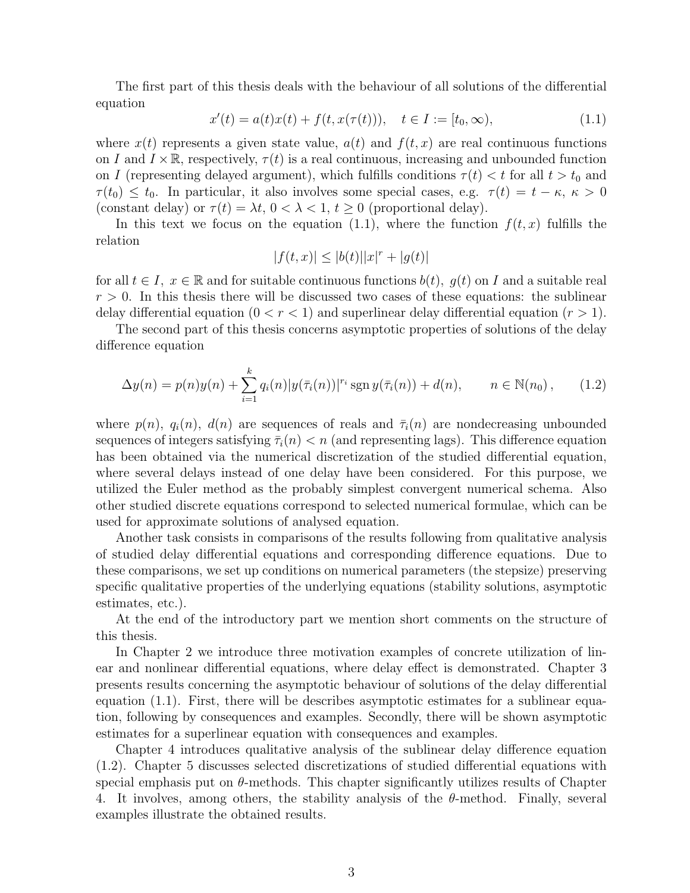The first part of this thesis deals with the behaviour of all solutions of the differential equation

$$x'(t) = a(t)x(t) + f(t, x(\tau(t))), \quad t \in I := [t_0, \infty), \tag{1.1}$$

where $x(t)$ represents a given state value, $a(t)$ and $f(t, x)$ are real continuous functions on $I$ and $I \times \mathbb{R}$, respectively, $\tau(t)$ is a real continuous, increasing and unbounded function on $I$ (representing delayed argument), which fulfills conditions $\tau(t) < t$ for all $t > t_0$ and $\tau(t_0) \le t_0$. In particular, it also involves some special cases, e.g. $\tau(t) = t - \kappa$, $\kappa > 0$ (constant delay) or $\tau(t) = \lambda t$, $0 < \lambda < 1$, $t \ge 0$ (proportional delay).

In this text we focus on the equation (1.1), where the function $f(t, x)$ fulfills the relation

$$|f(t, x)| \le |b(t)||x|^r + |g(t)|$$

for all $t \in I$, $x \in \mathbb{R}$ and for suitable continuous functions $b(t)$, $g(t)$ on $I$ and a suitable real $r > 0$. In this thesis there will be discussed two cases of these equations: the sublinear delay differential equation ($0 < r < 1$) and superlinear delay differential equation ($r > 1$).

The second part of this thesis concerns asymptotic properties of solutions of the delay difference equation

$$\Delta y(n) = p(n)y(n) + \sum_{i=1}^{k} q_i(n)|y(\bar{\tau}_i(n))|^{r_i} \operatorname{sgn} y(\bar{\tau}_i(n)) + d(n), \qquad n \in \mathbb{N}(n_0)\,, \tag{1.2}$$

where $p(n)$, $q_i(n)$, $d(n)$ are sequences of reals and $\bar{\tau}_i(n)$ are nondecreasing unbounded sequences of integers satisfying $\bar{\tau}_i(n) < n$ (and representing lags). This difference equation has been obtained via the numerical discretization of the studied differential equation, where several delays instead of one delay have been considered. For this purpose, we utilized the Euler method as the probably simplest convergent numerical schema. Also other studied discrete equations correspond to selected numerical formulae, which can be used for approximate solutions of analysed equation.

Another task consists in comparisons of the results following from qualitative analysis of studied delay differential equations and corresponding difference equations. Due to these comparisons, we set up conditions on numerical parameters (the stepsize) preserving specific qualitative properties of the underlying equations (stability solutions, asymptotic estimates, etc.).

At the end of the introductory part we mention short comments on the structure of this thesis.

In Chapter 2 we introduce three motivation examples of concrete utilization of linear and nonlinear differential equations, where delay effect is demonstrated. Chapter 3 presents results concerning the asymptotic behaviour of solutions of the delay differential equation (1.1). First, there will be describes asymptotic estimates for a sublinear equation, following by consequences and examples. Secondly, there will be shown asymptotic estimates for a superlinear equation with consequences and examples.

Chapter 4 introduces qualitative analysis of the sublinear delay difference equation (1.2). Chapter 5 discusses selected discretizations of studied differential equations with special emphasis put on $\theta$-methods. This chapter significantly utilizes results of Chapter 4. It involves, among others, the stability analysis of the $\theta$-method. Finally, several examples illustrate the obtained results.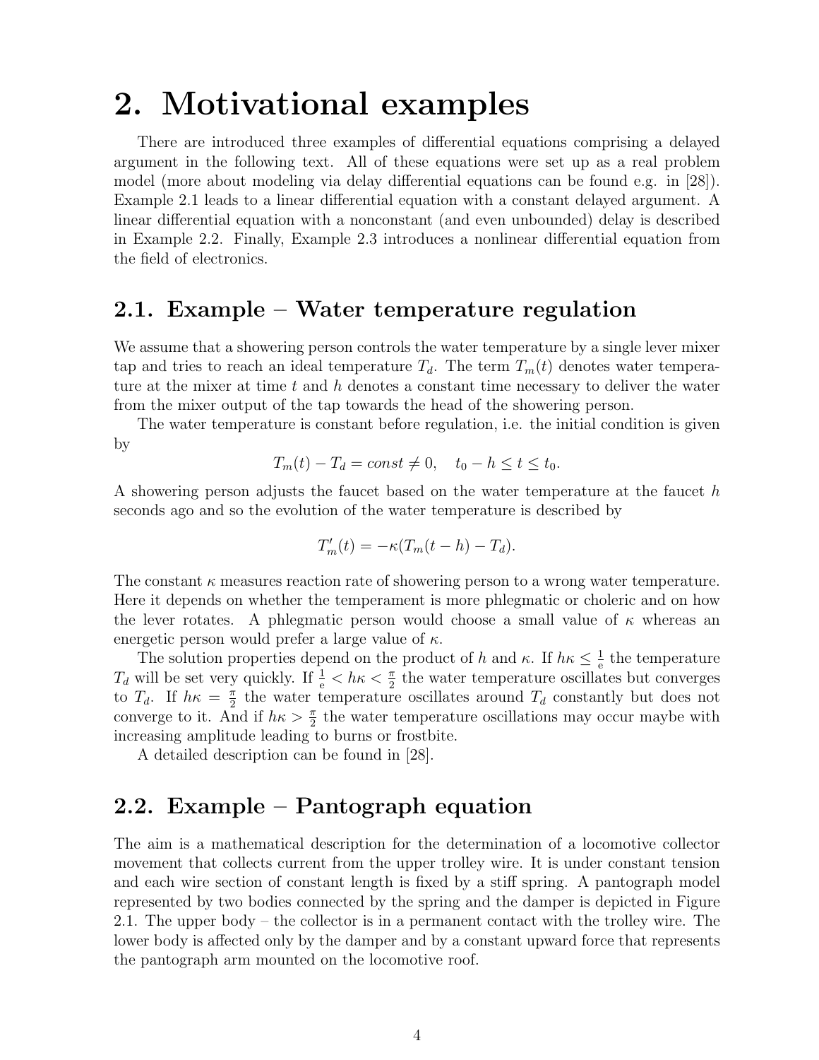# 2. Motivational examples

There are introduced three examples of differential equations comprising a delayed argument in the following text. All of these equations were set up as a real problem model (more about modeling via delay differential equations can be found e.g. in [28]). Example 2.1 leads to a linear differential equation with a constant delayed argument. A linear differential equation with a nonconstant (and even unbounded) delay is described in Example 2.2. Finally, Example 2.3 introduces a nonlinear differential equation from the field of electronics.

## 2.1. Example – Water temperature regulation

We assume that a showering person controls the water temperature by a single lever mixer tap and tries to reach an ideal temperature $T_d$. The term $T_m(t)$ denotes water temperature at the mixer at time $t$ and $h$ denotes a constant time necessary to deliver the water from the mixer output of the tap towards the head of the showering person.

The water temperature is constant before regulation, i.e. the initial condition is given by

$$T_m(t) - T_d = const \neq 0, \quad t_0 - h \leq t \leq t_0.$$

A showering person adjusts the faucet based on the water temperature at the faucet $h$ seconds ago and so the evolution of the water temperature is described by

$$T_m'(t) = -\kappa(T_m(t-h) - T_d).$$

The constant $\kappa$ measures reaction rate of showering person to a wrong water temperature. Here it depends on whether the temperament is more phlegmatic or choleric and on how the lever rotates. A phlegmatic person would choose a small value of $\kappa$ whereas an energetic person would prefer a large value of $\kappa$.

The solution properties depend on the product of $h$ and $\kappa$. If $h\kappa \leq \frac{1}{\mathrm{e}}$ the temperature $T_d$ will be set very quickly. If $\frac{1}{\mathrm{e}} < h\kappa < \frac{\pi}{2}$ the water temperature oscillates but converges to $T_d$. If $h\kappa = \frac{\pi}{2}$ the water temperature oscillates around $T_d$ constantly but does not converge to it. And if $h\kappa > \frac{\pi}{2}$ the water temperature oscillations may occur maybe with increasing amplitude leading to burns or frostbite.

A detailed description can be found in [28].

## 2.2. Example – Pantograph equation

The aim is a mathematical description for the determination of a locomotive collector movement that collects current from the upper trolley wire. It is under constant tension and each wire section of constant length is fixed by a stiff spring. A pantograph model represented by two bodies connected by the spring and the damper is depicted in Figure 2.1. The upper body – the collector is in a permanent contact with the trolley wire. The lower body is affected only by the damper and by a constant upward force that represents the pantograph arm mounted on the locomotive roof.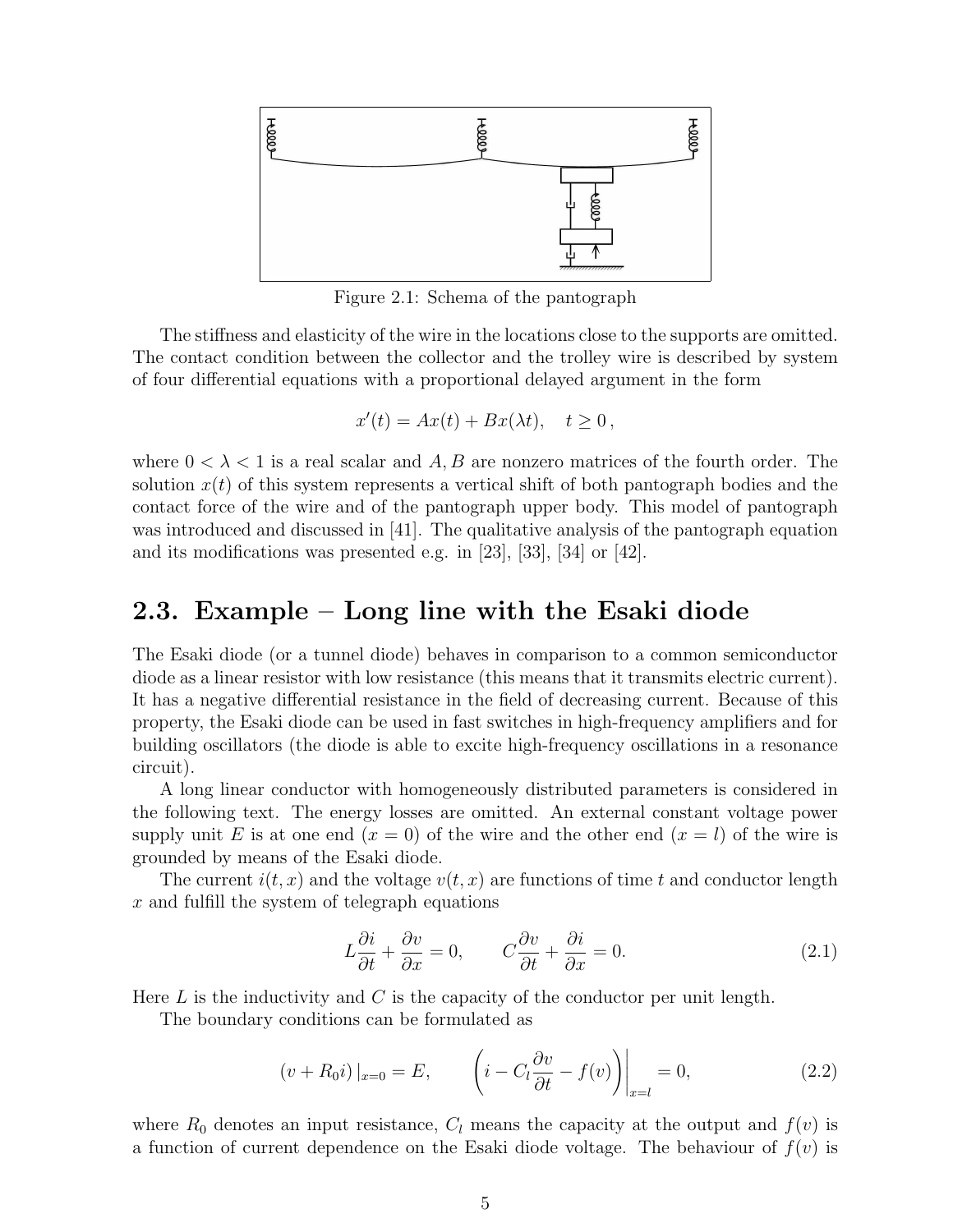Figure 2.1: Schema of the pantograph

The stiffness and elasticity of the wire in the locations close to the supports are omitted. The contact condition between the collector and the trolley wire is described by system of four differential equations with a proportional delayed argument in the form

$$x'(t) = Ax(t) + Bx(\lambda t), \quad t \geq 0\,,$$

where $0 < \lambda < 1$ is a real scalar and $A, B$ are nonzero matrices of the fourth order. The solution $x(t)$ of this system represents a vertical shift of both pantograph bodies and the contact force of the wire and of the pantograph upper body. This model of pantograph was introduced and discussed in [41]. The qualitative analysis of the pantograph equation and its modifications was presented e.g. in [23], [33], [34] or [42].

## 2.3. Example – Long line with the Esaki diode

The Esaki diode (or a tunnel diode) behaves in comparison to a common semiconductor diode as a linear resistor with low resistance (this means that it transmits electric current). It has a negative differential resistance in the field of decreasing current. Because of this property, the Esaki diode can be used in fast switches in high-frequency amplifiers and for building oscillators (the diode is able to excite high-frequency oscillations in a resonance circuit).

A long linear conductor with homogeneously distributed parameters is considered in the following text. The energy losses are omitted. An external constant voltage power supply unit $E$ is at one end ($x = 0$) of the wire and the other end ($x = l$) of the wire is grounded by means of the Esaki diode.

The current $i(t, x)$ and the voltage $v(t, x)$ are functions of time $t$ and conductor length $x$ and fulfill the system of telegraph equations

$$L\frac{\partial i}{\partial t} + \frac{\partial v}{\partial x} = 0, \qquad C\frac{\partial v}{\partial t} + \frac{\partial i}{\partial x} = 0. \tag{2.1}$$

Here $L$ is the inductivity and $C$ is the capacity of the conductor per unit length.

The boundary conditions can be formulated as

$$(v + R_0 i)\,|_{x=0} = E, \qquad \left(i - C_l\frac{\partial v}{\partial t} - f(v)\right)\Big|_{x=l} = 0, \tag{2.2}$$

where $R_0$ denotes an input resistance, $C_l$ means the capacity at the output and $f(v)$ is a function of current dependence on the Esaki diode voltage. The behaviour of $f(v)$ is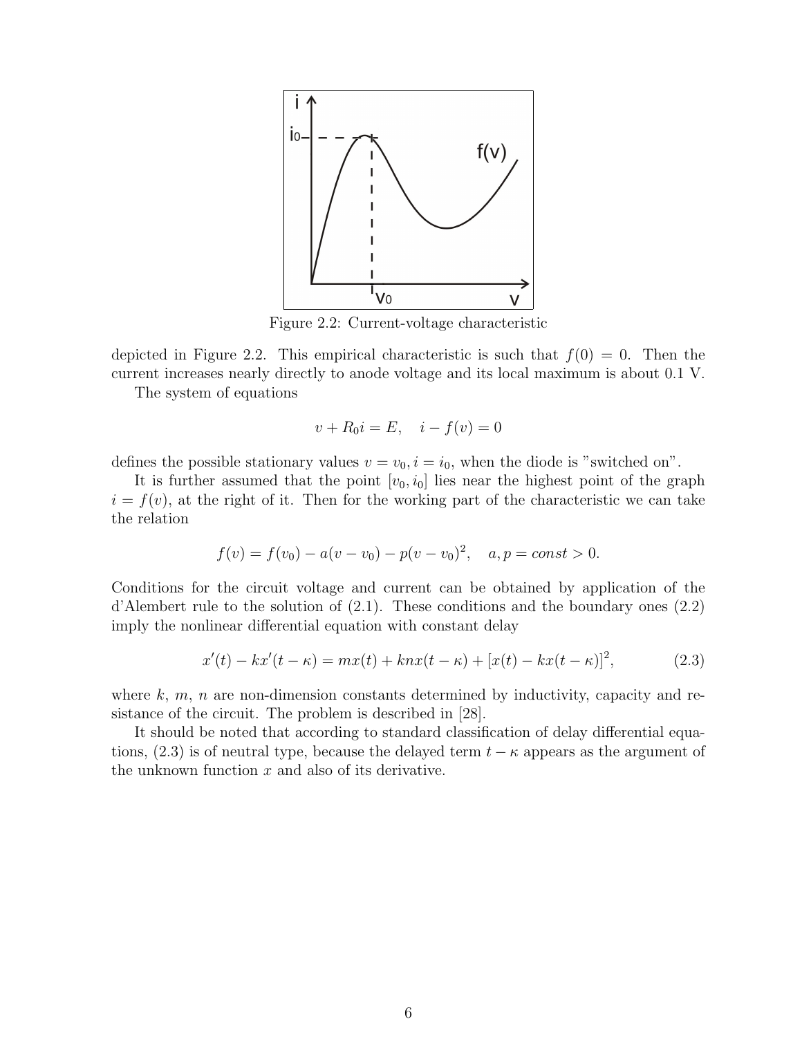Figure 2.2: Current-voltage characteristic

depicted in Figure 2.2. This empirical characteristic is such that $f(0) = 0$. Then the current increases nearly directly to anode voltage and its local maximum is about 0.1 V.

The system of equations

$$v + R_0 i = E, \quad i - f(v) = 0$$

defines the possible stationary values $v = v_0, i = i_0$, when the diode is "switched on".

It is further assumed that the point $[v_0, i_0]$ lies near the highest point of the graph $i = f(v)$, at the right of it. Then for the working part of the characteristic we can take the relation

$$f(v) = f(v_0) - a(v - v_0) - p(v - v_0)^2, \quad a, p = const > 0.$$

Conditions for the circuit voltage and current can be obtained by application of the d'Alembert rule to the solution of (2.1). These conditions and the boundary ones (2.2) imply the nonlinear differential equation with constant delay

$$x'(t) - kx'(t - \kappa) = mx(t) + knx(t - \kappa) + [x(t) - kx(t - \kappa)]^2, \tag{2.3}$$

where $k$, $m$, $n$ are non-dimension constants determined by inductivity, capacity and resistance of the circuit. The problem is described in [28].

It should be noted that according to standard classification of delay differential equations, (2.3) is of neutral type, because the delayed term $t - \kappa$ appears as the argument of the unknown function $x$ and also of its derivative.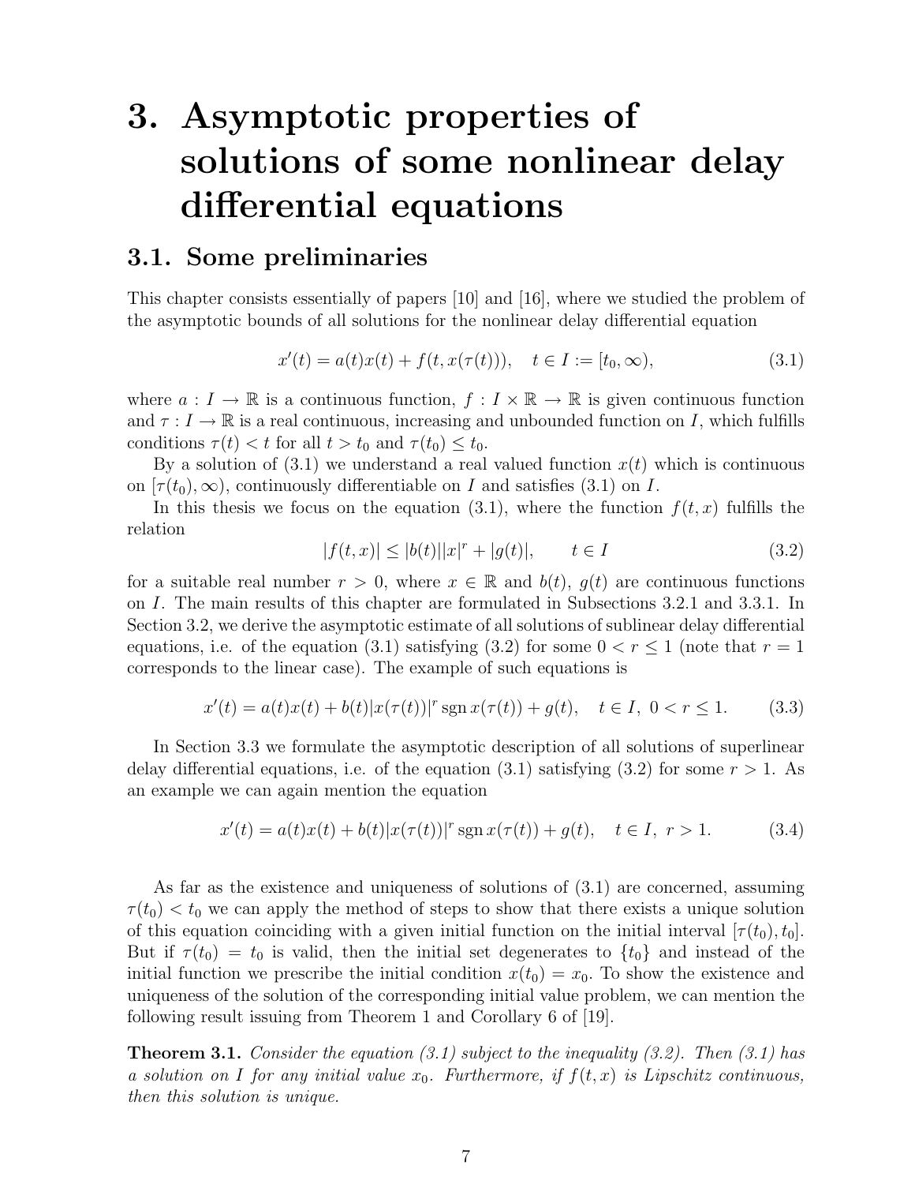# 3. Asymptotic properties of solutions of some nonlinear delay differential equations

## 3.1. Some preliminaries

This chapter consists essentially of papers [10] and [16], where we studied the problem of the asymptotic bounds of all solutions for the nonlinear delay differential equation

$$x'(t) = a(t)x(t) + f(t, x(\tau(t))), \quad t \in I := [t_0, \infty), \tag{3.1}$$

where $a : I \to \mathbb{R}$ is a continuous function, $f : I \times \mathbb{R} \to \mathbb{R}$ is given continuous function and $\tau : I \to \mathbb{R}$ is a real continuous, increasing and unbounded function on $I$, which fulfills conditions $\tau(t) < t$ for all $t > t_0$ and $\tau(t_0) \leq t_0$.

By a solution of (3.1) we understand a real valued function $x(t)$ which is continuous on $[\tau(t_0), \infty)$, continuously differentiable on $I$ and satisfies (3.1) on $I$.

In this thesis we focus on the equation (3.1), where the function $f(t, x)$ fulfills the relation

$$|f(t, x)| \leq |b(t)||x|^r + |g(t)|, \qquad t \in I \tag{3.2}$$

for a suitable real number $r > 0$, where $x \in \mathbb{R}$ and $b(t)$, $g(t)$ are continuous functions on $I$. The main results of this chapter are formulated in Subsections 3.2.1 and 3.3.1. In Section 3.2, we derive the asymptotic estimate of all solutions of sublinear delay differential equations, i.e. of the equation (3.1) satisfying (3.2) for some $0 < r \leq 1$ (note that $r = 1$ corresponds to the linear case). The example of such equations is

$$x'(t) = a(t)x(t) + b(t)|x(\tau(t))|^r \operatorname{sgn} x(\tau(t)) + g(t), \quad t \in I, \ 0 < r \leq 1. \tag{3.3}$$

In Section 3.3 we formulate the asymptotic description of all solutions of superlinear delay differential equations, i.e. of the equation (3.1) satisfying (3.2) for some $r > 1$. As an example we can again mention the equation

$$x'(t) = a(t)x(t) + b(t)|x(\tau(t))|^r \operatorname{sgn} x(\tau(t)) + g(t), \quad t \in I, \ r > 1. \tag{3.4}$$

As far as the existence and uniqueness of solutions of (3.1) are concerned, assuming $\tau(t_0) < t_0$ we can apply the method of steps to show that there exists a unique solution of this equation coinciding with a given initial function on the initial interval $[\tau(t_0), t_0]$. But if $\tau(t_0) = t_0$ is valid, then the initial set degenerates to $\{t_0\}$ and instead of the initial function we prescribe the initial condition $x(t_0) = x_0$. To show the existence and uniqueness of the solution of the corresponding initial value problem, we can mention the following result issuing from Theorem 1 and Corollary 6 of [19].

**Theorem 3.1.** *Consider the equation (3.1) subject to the inequality (3.2). Then (3.1) has a solution on $I$ for any initial value $x_0$. Furthermore, if $f(t, x)$ is Lipschitz continuous, then this solution is unique.*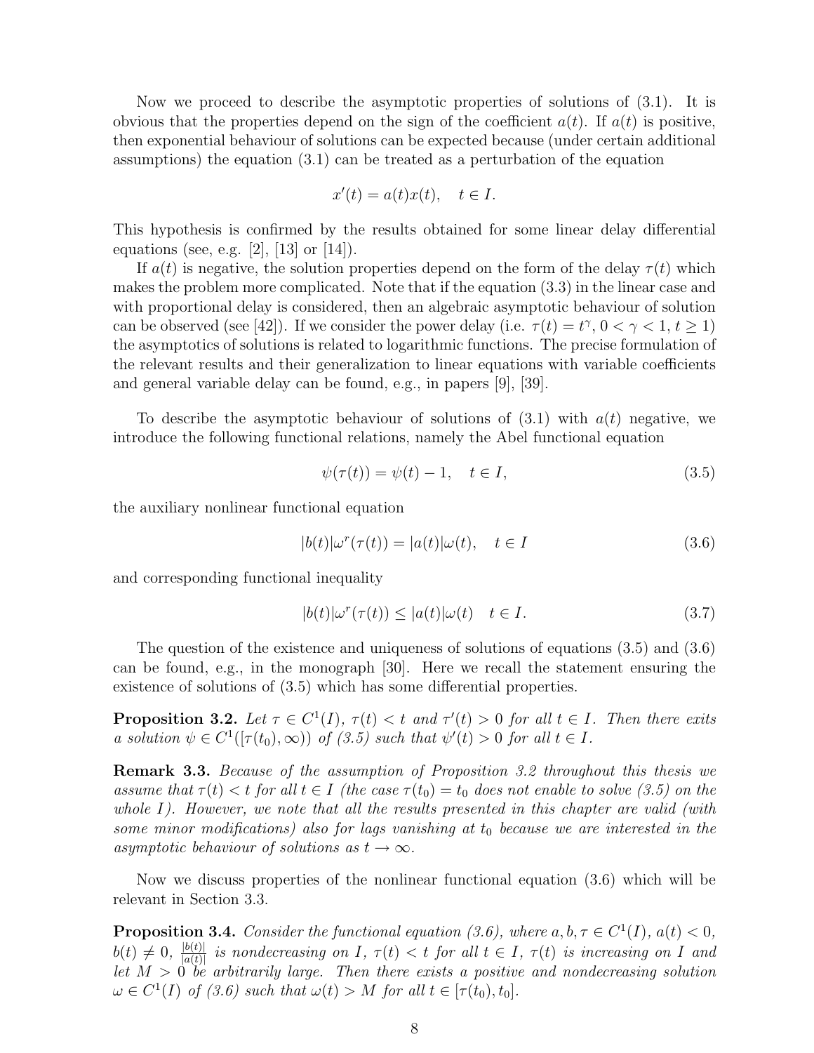Now we proceed to describe the asymptotic properties of solutions of (3.1). It is obvious that the properties depend on the sign of the coefficient $a(t)$. If $a(t)$ is positive, then exponential behaviour of solutions can be expected because (under certain additional assumptions) the equation (3.1) can be treated as a perturbation of the equation

$$x'(t) = a(t)x(t), \quad t \in I.$$

This hypothesis is confirmed by the results obtained for some linear delay differential equations (see, e.g. [2], [13] or [14]).

If $a(t)$ is negative, the solution properties depend on the form of the delay $\tau(t)$ which makes the problem more complicated. Note that if the equation (3.3) in the linear case and with proportional delay is considered, then an algebraic asymptotic behaviour of solution can be observed (see [42]). If we consider the power delay (i.e. $\tau(t) = t^{\gamma}$, $0 < \gamma < 1$, $t \geq 1$) the asymptotics of solutions is related to logarithmic functions. The precise formulation of the relevant results and their generalization to linear equations with variable coefficients and general variable delay can be found, e.g., in papers [9], [39].

To describe the asymptotic behaviour of solutions of (3.1) with $a(t)$ negative, we introduce the following functional relations, namely the Abel functional equation

$$\psi(\tau(t)) = \psi(t) - 1, \quad t \in I, \tag{3.5}$$

the auxiliary nonlinear functional equation

$$|b(t)|\omega^r(\tau(t)) = |a(t)|\omega(t), \quad t \in I \tag{3.6}$$

and corresponding functional inequality

$$|b(t)|\omega^r(\tau(t)) \leq |a(t)|\omega(t) \quad t \in I. \tag{3.7}$$

The question of the existence and uniqueness of solutions of equations (3.5) and (3.6) can be found, e.g., in the monograph [30]. Here we recall the statement ensuring the existence of solutions of (3.5) which has some differential properties.

**Proposition 3.2.** *Let $\tau \in C^1(I)$, $\tau(t) < t$ and $\tau'(t) > 0$ for all $t \in I$. Then there exits a solution $\psi \in C^1([\tau(t_0), \infty))$ of (3.5) such that $\psi'(t) > 0$ for all $t \in I$.*

**Remark 3.3.** *Because of the assumption of Proposition 3.2 throughout this thesis we assume that $\tau(t) < t$ for all $t \in I$ (the case $\tau(t_0) = t_0$ does not enable to solve (3.5) on the whole $I$). However, we note that all the results presented in this chapter are valid (with some minor modifications) also for lags vanishing at $t_0$ because we are interested in the asymptotic behaviour of solutions as $t \to \infty$.*

Now we discuss properties of the nonlinear functional equation (3.6) which will be relevant in Section 3.3.

**Proposition 3.4.** *Consider the functional equation (3.6), where $a, b, \tau \in C^1(I)$, $a(t) < 0$, $b(t) \neq 0$, $\frac{|b(t)|}{|a(t)|}$ is nondecreasing on $I$, $\tau(t) < t$ for all $t \in I$, $\tau(t)$ is increasing on $I$ and let $M > 0$ be arbitrarily large. Then there exists a positive and nondecreasing solution $\omega \in C^1(I)$ of (3.6) such that $\omega(t) > M$ for all $t \in [\tau(t_0), t_0]$.*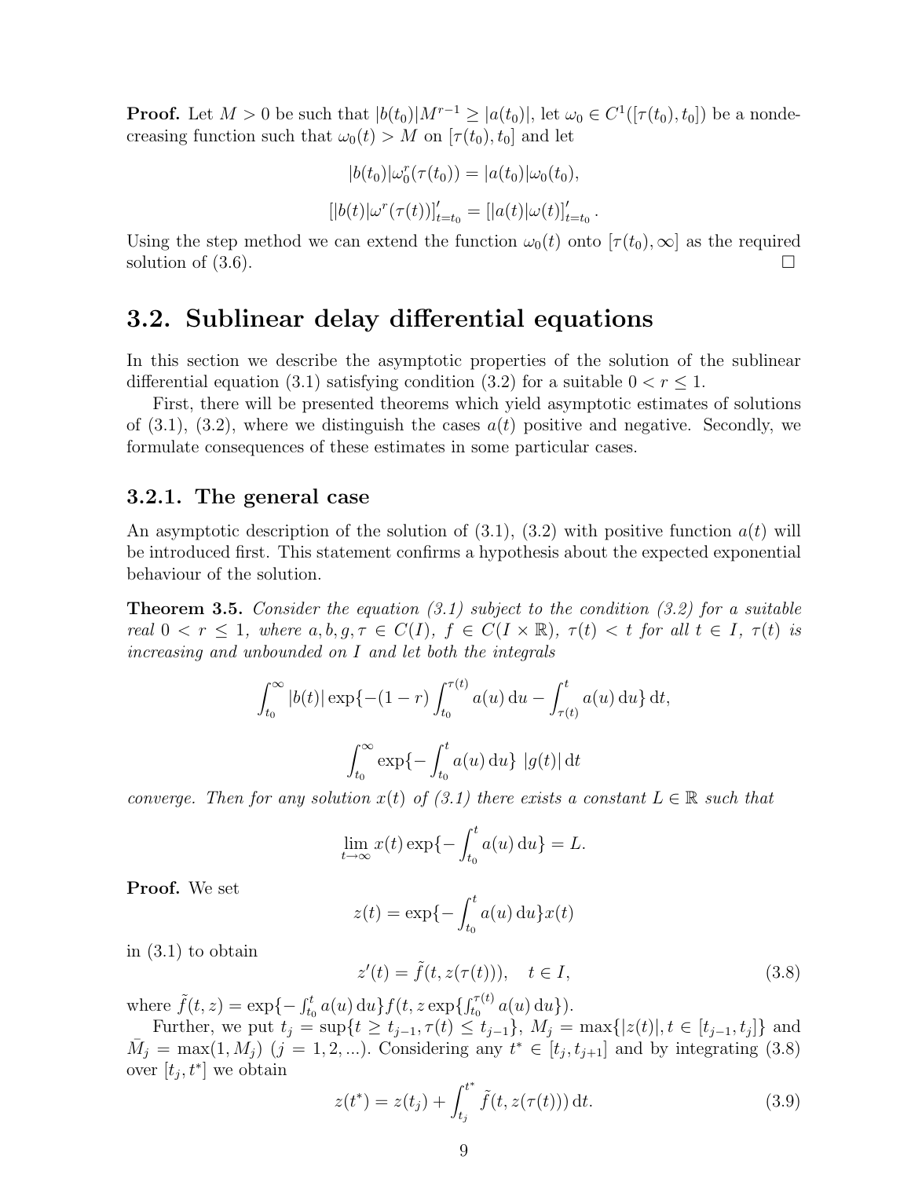**Proof.** Let $M > 0$ be such that $|b(t_0)|M^{r-1} \geq |a(t_0)|$, let $\omega_0 \in C^1([\tau(t_0), t_0])$ be a nondecreasing function such that $\omega_0(t) > M$ on $[\tau(t_0), t_0]$ and let

$$|b(t_0)|\omega_0^r(\tau(t_0)) = |a(t_0)|\omega_0(t_0),$$

$$[|b(t)|\omega^r(\tau(t))]'_{t=t_0} = [|a(t)|\omega(t)]'_{t=t_0}.$$

Using the step method we can extend the function $\omega_0(t)$ onto $[\tau(t_0), \infty]$ as the required solution of (3.6). □

## 3.2. Sublinear delay differential equations

In this section we describe the asymptotic properties of the solution of the sublinear differential equation (3.1) satisfying condition (3.2) for a suitable $0 < r \leq 1$.

First, there will be presented theorems which yield asymptotic estimates of solutions of (3.1), (3.2), where we distinguish the cases $a(t)$ positive and negative. Secondly, we formulate consequences of these estimates in some particular cases.

### 3.2.1. The general case

An asymptotic description of the solution of (3.1), (3.2) with positive function $a(t)$ will be introduced first. This statement confirms a hypothesis about the expected exponential behaviour of the solution.

**Theorem 3.5.** *Consider the equation (3.1) subject to the condition (3.2) for a suitable real $0 < r \leq 1$, where $a, b, g, \tau \in C(I)$, $f \in C(I \times \mathbb{R})$, $\tau(t) < t$ for all $t \in I$, $\tau(t)$ is increasing and unbounded on $I$ and let both the integrals*

$$\int_{t_0}^{\infty} |b(t)| \exp\{-(1-r)\int_{t_0}^{\tau(t)} a(u)\,\mathrm{d}u - \int_{\tau(t)}^{t} a(u)\,\mathrm{d}u\}\,\mathrm{d}t,$$

$$\int_{t_0}^{\infty} \exp\{-\int_{t_0}^{t} a(u)\,\mathrm{d}u\}\ |g(t)|\,\mathrm{d}t$$

*converge. Then for any solution $x(t)$ of (3.1) there exists a constant $L \in \mathbb{R}$ such that*

$$\lim_{t\to\infty} x(t)\exp\{-\int_{t_0}^{t} a(u)\,\mathrm{d}u\} = L.$$

**Proof.** We set

$$z(t) = \exp\{-\int_{t_0}^{t} a(u)\,\mathrm{d}u\}x(t)$$

in (3.1) to obtain

$$z'(t) = \tilde{f}(t, z(\tau(t))), \quad t \in I, \tag{3.8}$$

where $\tilde{f}(t, z) = \exp\{-\int_{t_0}^{t} a(u)\,\mathrm{d}u\} f(t, z\exp\{\int_{t_0}^{\tau(t)} a(u)\,\mathrm{d}u\})$.

Further, we put $t_j = \sup\{t \geq t_{j-1}, \tau(t) \leq t_{j-1}\}$, $M_j = \max\{|z(t)|, t \in [t_{j-1}, t_j]\}$ and $\bar{M}_j = \max(1, M_j)$ $(j = 1, 2, ...)$. Considering any $t^* \in [t_j, t_{j+1}]$ and by integrating (3.8) over $[t_j, t^*]$ we obtain

$$z(t^*) = z(t_j) + \int_{t_j}^{t^*} \tilde{f}(t, z(\tau(t)))\,\mathrm{d}t. \tag{3.9}$$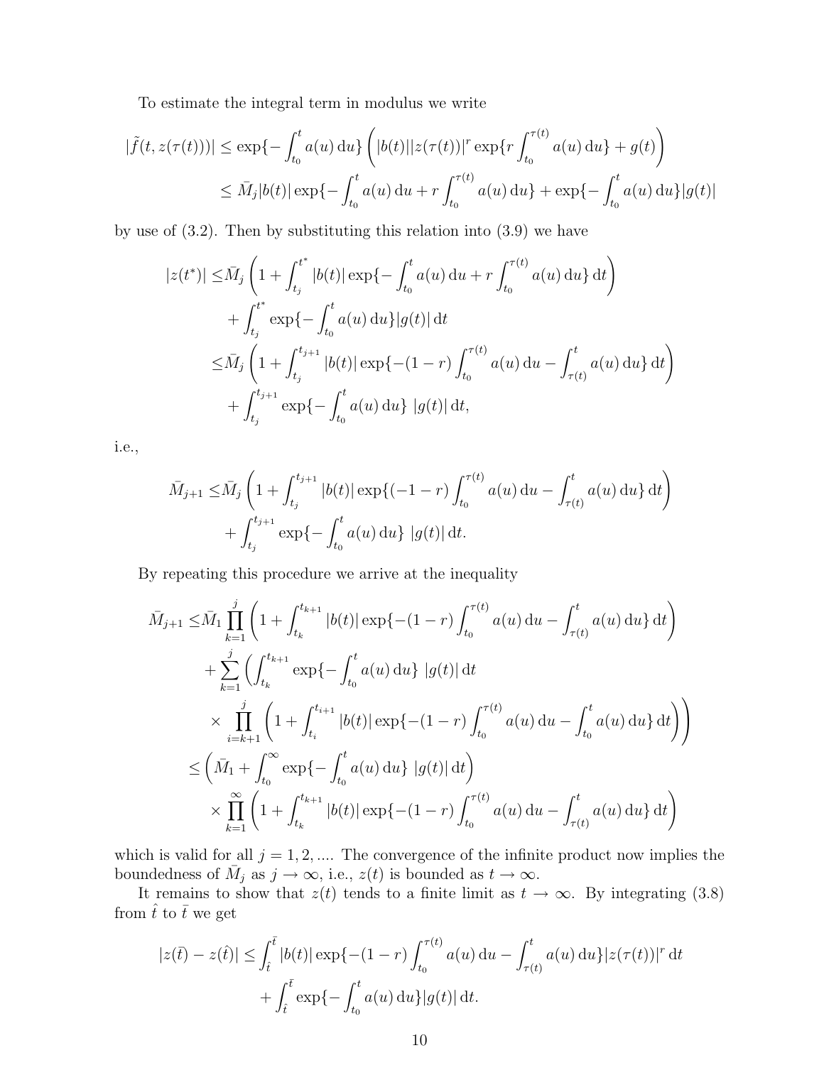To estimate the integral term in modulus we write

$$
\begin{aligned}
|\tilde{f}(t, z(\tau(t)))| &\le \exp\{-\int_{t_0}^{t} a(u)\,\mathrm{d}u\} \left( |b(t)||z(\tau(t))|^r \exp\{r \int_{t_0}^{\tau(t)} a(u)\,\mathrm{d}u\} + g(t) \right) \\
&\le \bar{M}_j |b(t)| \exp\{-\int_{t_0}^{t} a(u)\,\mathrm{d}u + r\int_{t_0}^{\tau(t)} a(u)\,\mathrm{d}u\} + \exp\{-\int_{t_0}^{t} a(u)\,\mathrm{d}u\}|g(t)|
\end{aligned}
$$

by use of (3.2). Then by substituting this relation into (3.9) we have

$$
\begin{aligned}
|z(t^*)| \le & \bar{M}_j \left( 1 + \int_{t_j}^{t^*} |b(t)| \exp\{-\int_{t_0}^{t} a(u)\,\mathrm{d}u + r\int_{t_0}^{\tau(t)} a(u)\,\mathrm{d}u\}\,\mathrm{d}t \right) \\
& + \int_{t_j}^{t^*} \exp\{-\int_{t_0}^{t} a(u)\,\mathrm{d}u\}|g(t)|\,\mathrm{d}t \\
\le & \bar{M}_j \left( 1 + \int_{t_j}^{t_{j+1}} |b(t)| \exp\{-(1-r)\int_{t_0}^{\tau(t)} a(u)\,\mathrm{d}u - \int_{\tau(t)}^{t} a(u)\,\mathrm{d}u\}\,\mathrm{d}t \right) \\
& + \int_{t_j}^{t_{j+1}} \exp\{-\int_{t_0}^{t} a(u)\,\mathrm{d}u\}\ |g(t)|\,\mathrm{d}t,
\end{aligned}
$$

i.e.,

$$
\begin{aligned}
\bar{M}_{j+1} \le & \bar{M}_j \left( 1 + \int_{t_j}^{t_{j+1}} |b(t)| \exp\{(-1-r)\int_{t_0}^{\tau(t)} a(u)\,\mathrm{d}u - \int_{\tau(t)}^{t} a(u)\,\mathrm{d}u\}\,\mathrm{d}t \right) \\
& + \int_{t_j}^{t_{j+1}} \exp\{-\int_{t_0}^{t} a(u)\,\mathrm{d}u\}\ |g(t)|\,\mathrm{d}t.
\end{aligned}
$$

By repeating this procedure we arrive at the inequality

$$
\begin{aligned}
\bar{M}_{j+1} \le & \bar{M}_1 \prod_{k=1}^{j} \left( 1 + \int_{t_k}^{t_{k+1}} |b(t)| \exp\{-(1-r)\int_{t_0}^{\tau(t)} a(u)\,\mathrm{d}u - \int_{\tau(t)}^{t} a(u)\,\mathrm{d}u\}\,\mathrm{d}t \right) \\
& + \sum_{k=1}^{j} \Bigg( \int_{t_k}^{t_{k+1}} \exp\{-\int_{t_0}^{t} a(u)\,\mathrm{d}u\}\ |g(t)|\,\mathrm{d}t \\
& \times \prod_{i=k+1}^{j} \left( 1 + \int_{t_i}^{t_{i+1}} |b(t)| \exp\{-(1-r)\int_{t_0}^{\tau(t)} a(u)\,\mathrm{d}u - \int_{t_0}^{t} a(u)\,\mathrm{d}u\}\,\mathrm{d}t \right) \Bigg) \\
\le & \left( \bar{M}_1 + \int_{t_0}^{\infty} \exp\{-\int_{t_0}^{t} a(u)\,\mathrm{d}u\}\ |g(t)|\,\mathrm{d}t \right) \\
& \times \prod_{k=1}^{\infty} \left( 1 + \int_{t_k}^{t_{k+1}} |b(t)| \exp\{-(1-r)\int_{t_0}^{\tau(t)} a(u)\,\mathrm{d}u - \int_{\tau(t)}^{t} a(u)\,\mathrm{d}u\}\,\mathrm{d}t \right)
\end{aligned}
$$

which is valid for all $j = 1, 2, ....$ The convergence of the infinite product now implies the boundedness of $\bar{M}_j$ as $j \to \infty$, i.e., $z(t)$ is bounded as $t \to \infty$.

It remains to show that $z(t)$ tends to a finite limit as $t \to \infty$. By integrating (3.8) from $\hat{t}$ to $\bar{t}$ we get

$$
\begin{aligned}
|z(\bar{t}) - z(\hat{t})| \le & \int_{\hat{t}}^{\bar{t}} |b(t)| \exp\{-(1-r)\int_{t_0}^{\tau(t)} a(u)\,\mathrm{d}u - \int_{\tau(t)}^{t} a(u)\,\mathrm{d}u\}|z(\tau(t))|^r\,\mathrm{d}t \\
& + \int_{\hat{t}}^{\bar{t}} \exp\{-\int_{t_0}^{t} a(u)\,\mathrm{d}u\}|g(t)|\,\mathrm{d}t.
\end{aligned}
$$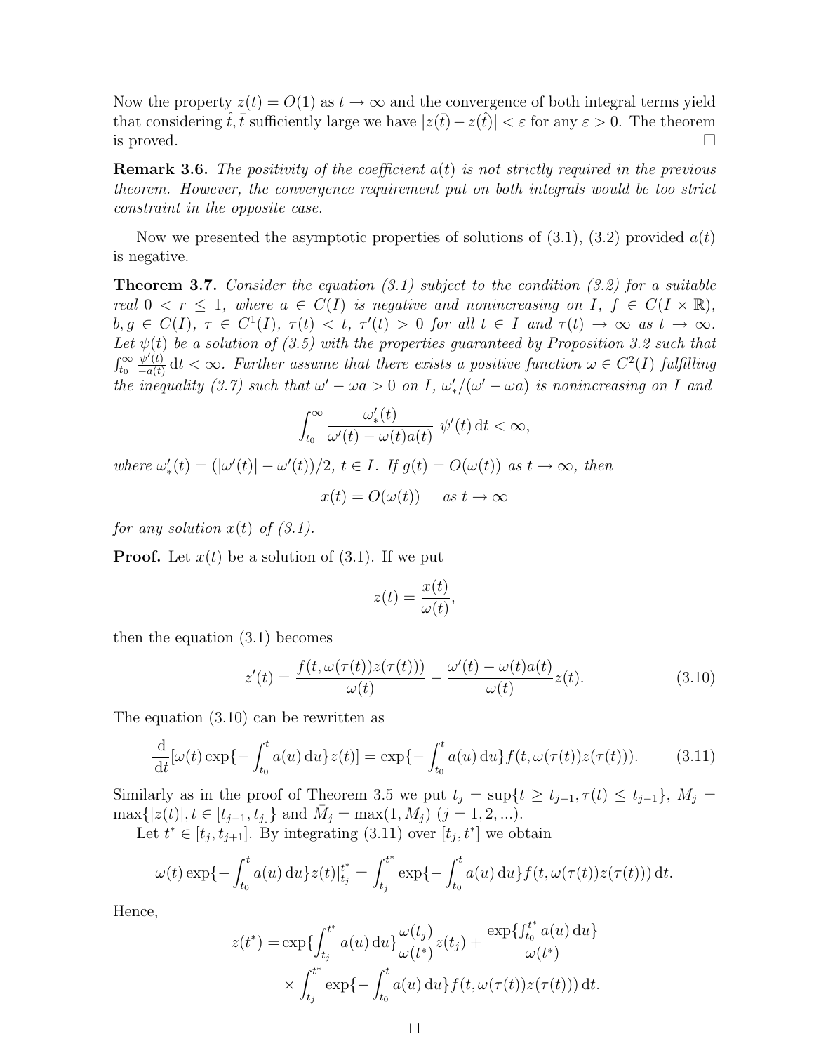Now the property $z(t) = O(1)$ as $t \to \infty$ and the convergence of both integral terms yield that considering $\hat{t}, \bar{t}$ sufficiently large we have $|z(\bar{t}) - z(\hat{t})| < \varepsilon$ for any $\varepsilon > 0$. The theorem is proved. $\square$

**Remark 3.6.** *The positivity of the coefficient $a(t)$ is not strictly required in the previous theorem. However, the convergence requirement put on both integrals would be too strict constraint in the opposite case.*

Now we presented the asymptotic properties of solutions of (3.1), (3.2) provided $a(t)$ is negative.

**Theorem 3.7.** *Consider the equation (3.1) subject to the condition (3.2) for a suitable real $0 < r \leq 1$, where $a \in C(I)$ is negative and nonincreasing on $I$, $f \in C(I \times \mathbb{R})$, $b, g \in C(I)$, $\tau \in C^1(I)$, $\tau(t) < t$, $\tau'(t) > 0$ for all $t \in I$ and $\tau(t) \to \infty$ as $t \to \infty$. Let $\psi(t)$ be a solution of (3.5) with the properties guaranteed by Proposition 3.2 such that $\int_{t_0}^{\infty} \frac{\psi'(t)}{-a(t)}\,\mathrm{d}t < \infty$. Further assume that there exists a positive function $\omega \in C^2(I)$ fulfilling the inequality (3.7) such that $\omega' - \omega a > 0$ on $I$, $\omega'_*/(\omega' - \omega a)$ is nonincreasing on $I$ and*

$$\int_{t_0}^{\infty} \frac{\omega'_*(t)}{\omega'(t) - \omega(t)a(t)}\;\psi'(t)\,\mathrm{d}t < \infty,$$

*where $\omega'_*(t) = (|\omega'(t)| - \omega'(t))/2$, $t \in I$. If $g(t) = O(\omega(t))$ as $t \to \infty$, then*

$$x(t) = O(\omega(t)) \qquad \textit{as } t \to \infty$$

*for any solution $x(t)$ of (3.1).*

**Proof.** Let $x(t)$ be a solution of (3.1). If we put

$$z(t) = \frac{x(t)}{\omega(t)},$$

then the equation (3.1) becomes

$$z'(t) = \frac{f(t, \omega(\tau(t))z(\tau(t)))}{\omega(t)} - \frac{\omega'(t) - \omega(t)a(t)}{\omega(t)} z(t). \tag{3.10}$$

The equation (3.10) can be rewritten as

$$\frac{\mathrm{d}}{\mathrm{d}t}[\omega(t)\exp\{-\int_{t_0}^{t} a(u)\,\mathrm{d}u\}z(t)] = \exp\{-\int_{t_0}^{t} a(u)\,\mathrm{d}u\}f(t, \omega(\tau(t))z(\tau(t))). \tag{3.11}$$

Similarly as in the proof of Theorem 3.5 we put $t_j = \sup\{t \geq t_{j-1}, \tau(t) \leq t_{j-1}\}$, $M_j = \max\{|z(t)|, t \in [t_{j-1}, t_j]\}$ and $\bar{M}_j = \max(1, M_j)$ $(j = 1, 2, \ldots)$.

Let $t^* \in [t_j, t_{j+1}]$. By integrating (3.11) over $[t_j, t^*]$ we obtain

$$\omega(t)\exp\{-\int_{t_0}^{t} a(u)\,\mathrm{d}u\}z(t)|_{t_j}^{t^*} = \int_{t_j}^{t^*} \exp\{-\int_{t_0}^{t} a(u)\,\mathrm{d}u\}f(t, \omega(\tau(t))z(\tau(t)))\,\mathrm{d}t.$$

Hence,

$$\begin{aligned} z(t^*) = &\exp\{\int_{t_j}^{t^*} a(u)\,\mathrm{d}u\}\frac{\omega(t_j)}{\omega(t^*)}z(t_j) + \frac{\exp\{\int_{t_0}^{t^*} a(u)\,\mathrm{d}u\}}{\omega(t^*)} \\ &\times \int_{t_j}^{t^*} \exp\{-\int_{t_0}^{t} a(u)\,\mathrm{d}u\}f(t, \omega(\tau(t))z(\tau(t)))\,\mathrm{d}t. \end{aligned}$$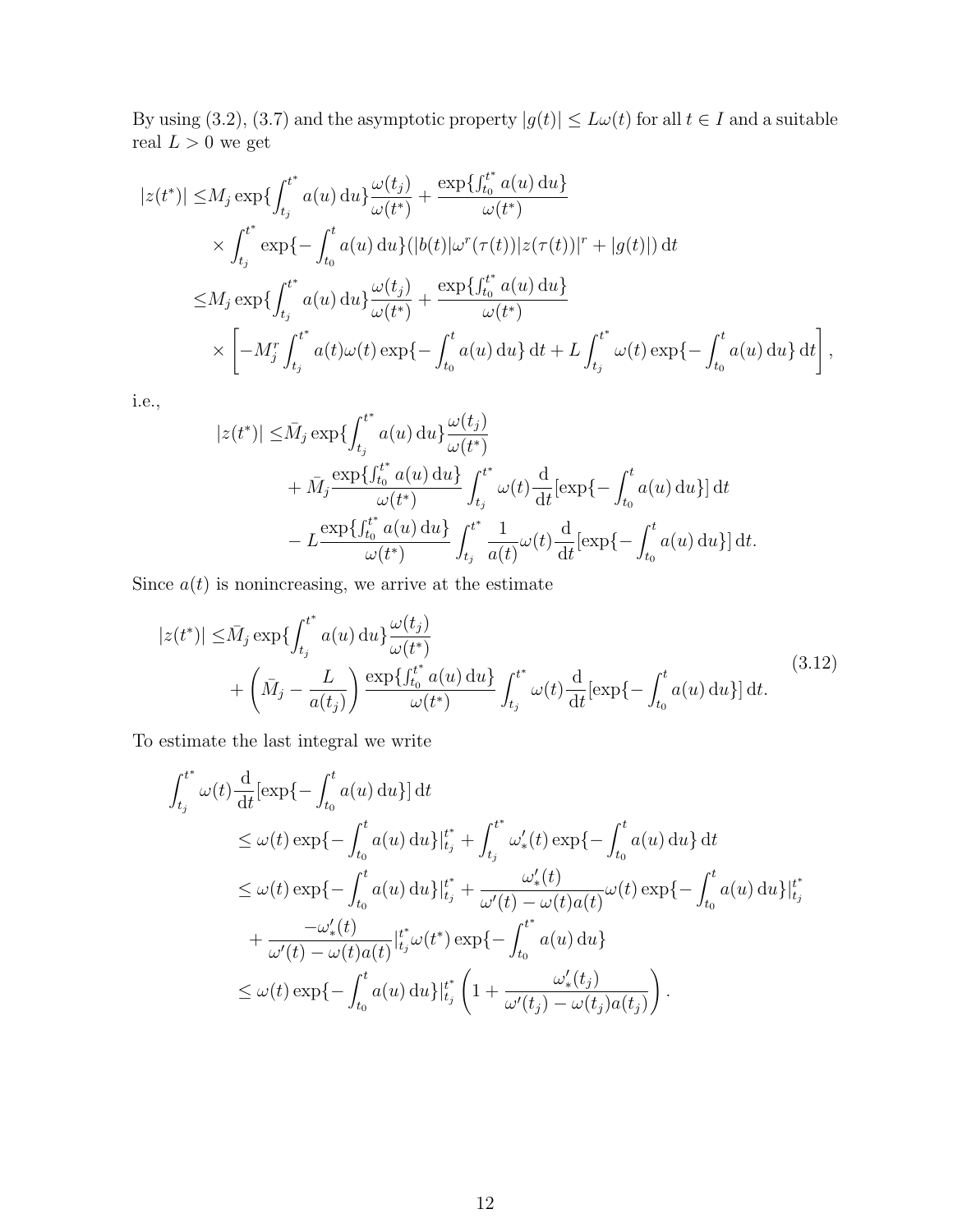By using (3.2), (3.7) and the asymptotic property $|g(t)| \le L\omega(t)$ for all $t \in I$ and a suitable real $L > 0$ we get

$$
\begin{aligned}
|z(t^*)| \le & M_j \exp\{\int_{t_j}^{t^*} a(u)\,\mathrm{d}u\}\frac{\omega(t_j)}{\omega(t^*)} + \frac{\exp\{\int_{t_0}^{t^*} a(u)\,\mathrm{d}u\}}{\omega(t^*)} \\
& \times \int_{t_j}^{t^*} \exp\{-\int_{t_0}^{t} a(u)\,\mathrm{d}u\}(|b(t)|\omega^r(\tau(t))|z(\tau(t))|^r + |g(t)|)\,\mathrm{d}t \\
\le & M_j \exp\{\int_{t_j}^{t^*} a(u)\,\mathrm{d}u\}\frac{\omega(t_j)}{\omega(t^*)} + \frac{\exp\{\int_{t_0}^{t^*} a(u)\,\mathrm{d}u\}}{\omega(t^*)} \\
& \times \left[-M_j^r \int_{t_j}^{t^*} a(t)\omega(t)\exp\{-\int_{t_0}^{t} a(u)\,\mathrm{d}u\}\,\mathrm{d}t + L\int_{t_j}^{t^*} \omega(t)\exp\{-\int_{t_0}^{t} a(u)\,\mathrm{d}u\}\,\mathrm{d}t\right],
\end{aligned}
$$

i.e.,

$$
\begin{aligned}
|z(t^*)| \le & \bar{M}_j \exp\{\int_{t_j}^{t^*} a(u)\,\mathrm{d}u\}\frac{\omega(t_j)}{\omega(t^*)} \\
& + \bar{M}_j \frac{\exp\{\int_{t_0}^{t^*} a(u)\,\mathrm{d}u\}}{\omega(t^*)}\int_{t_j}^{t^*} \omega(t)\frac{\mathrm{d}}{\mathrm{d}t}[\exp\{-\int_{t_0}^{t} a(u)\,\mathrm{d}u\}]\,\mathrm{d}t \\
& - L\frac{\exp\{\int_{t_0}^{t^*} a(u)\,\mathrm{d}u\}}{\omega(t^*)}\int_{t_j}^{t^*} \frac{1}{a(t)}\omega(t)\frac{\mathrm{d}}{\mathrm{d}t}[\exp\{-\int_{t_0}^{t} a(u)\,\mathrm{d}u\}]\,\mathrm{d}t.
\end{aligned}
$$

Since $a(t)$ is nonincreasing, we arrive at the estimate

$$
\begin{aligned}
|z(t^*)| \le & \bar{M}_j \exp\{\int_{t_j}^{t^*} a(u)\,\mathrm{d}u\}\frac{\omega(t_j)}{\omega(t^*)} \\
& + \left(\bar{M}_j - \frac{L}{a(t_j)}\right)\frac{\exp\{\int_{t_0}^{t^*} a(u)\,\mathrm{d}u\}}{\omega(t^*)}\int_{t_j}^{t^*} \omega(t)\frac{\mathrm{d}}{\mathrm{d}t}[\exp\{-\int_{t_0}^{t} a(u)\,\mathrm{d}u\}]\,\mathrm{d}t.
\end{aligned}
\tag{3.12}
$$

To estimate the last integral we write

$$
\begin{aligned}
\int_{t_j}^{t^*} & \omega(t)\frac{\mathrm{d}}{\mathrm{d}t}[\exp\{-\int_{t_0}^{t} a(u)\,\mathrm{d}u\}]\,\mathrm{d}t \\
& \le \omega(t)\exp\{-\int_{t_0}^{t} a(u)\,\mathrm{d}u\}|_{t_j}^{t^*} + \int_{t_j}^{t^*} \omega_*'(t)\exp\{-\int_{t_0}^{t} a(u)\,\mathrm{d}u\}\,\mathrm{d}t \\
& \le \omega(t)\exp\{-\int_{t_0}^{t} a(u)\,\mathrm{d}u\}|_{t_j}^{t^*} + \frac{\omega_*'(t)}{\omega'(t)-\omega(t)a(t)}\omega(t)\exp\{-\int_{t_0}^{t} a(u)\,\mathrm{d}u\}|_{t_j}^{t^*} \\
& \quad + \frac{-\omega_*'(t)}{\omega'(t)-\omega(t)a(t)}|_{t_j}^{t^*}\omega(t^*)\exp\{-\int_{t_0}^{t^*} a(u)\,\mathrm{d}u\} \\
& \le \omega(t)\exp\{-\int_{t_0}^{t} a(u)\,\mathrm{d}u\}|_{t_j}^{t^*}\left(1 + \frac{\omega_*'(t_j)}{\omega'(t_j)-\omega(t_j)a(t_j)}\right).
\end{aligned}
$$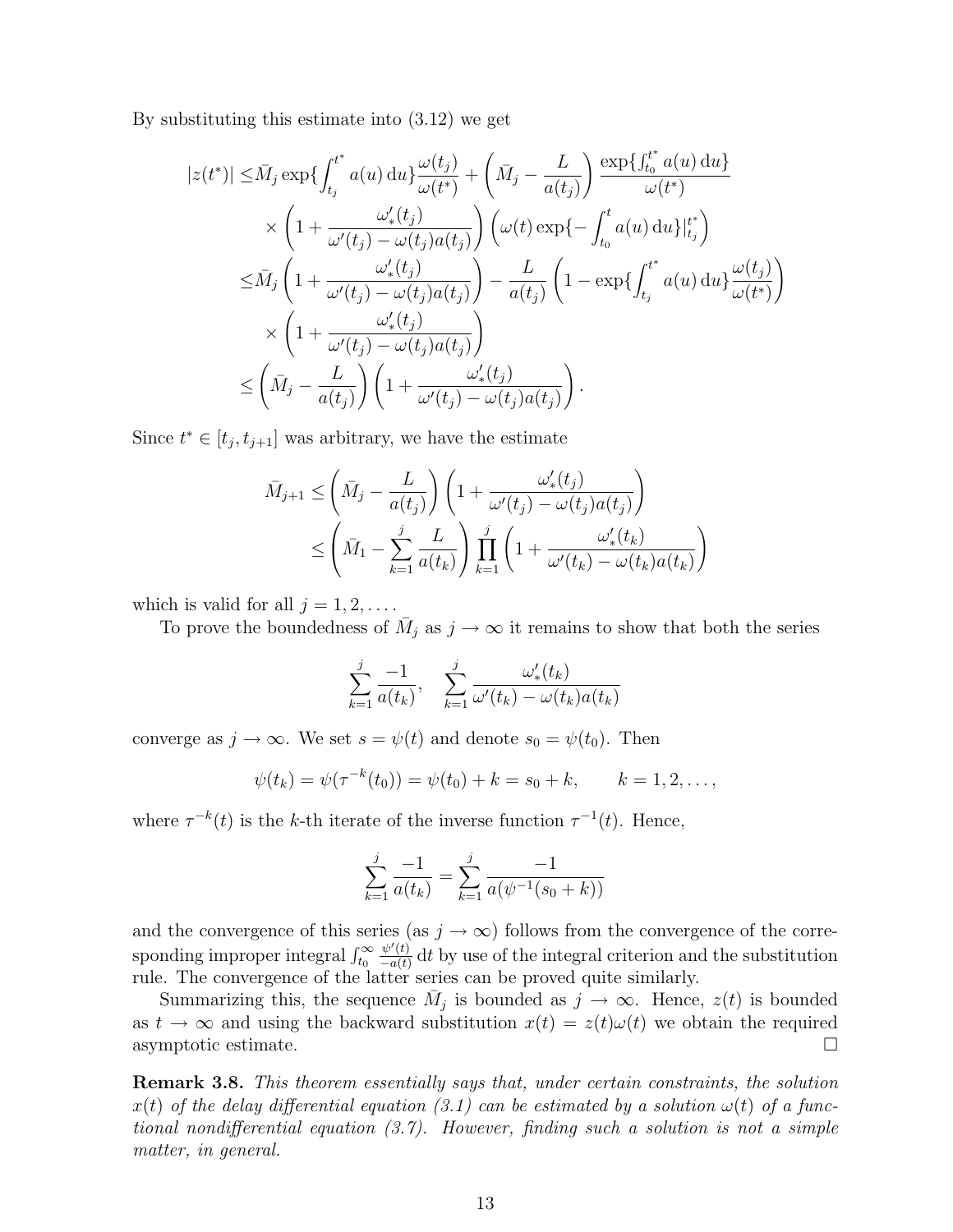By substituting this estimate into (3.12) we get

$$
\begin{aligned}
|z(t^*)| \le & \bar{M}_j \exp\{\int_{t_j}^{t^*} a(u)\,\mathrm{d}u\}\frac{\omega(t_j)}{\omega(t^*)} + \left(\bar{M}_j - \frac{L}{a(t_j)}\right)\frac{\exp\{\int_{t_0}^{t^*} a(u)\,\mathrm{d}u\}}{\omega(t^*)} \\
& \times \left(1 + \frac{\omega_*'(t_j)}{\omega'(t_j) - \omega(t_j)a(t_j)}\right)\left(\omega(t)\exp\{-\int_{t_0}^{t} a(u)\,\mathrm{d}u\}\Big|_{t_j}^{t^*}\right) \\
\le & \bar{M}_j \left(1 + \frac{\omega_*'(t_j)}{\omega'(t_j) - \omega(t_j)a(t_j)}\right) - \frac{L}{a(t_j)}\left(1 - \exp\{\int_{t_j}^{t^*} a(u)\,\mathrm{d}u\}\frac{\omega(t_j)}{\omega(t^*)}\right) \\
& \times \left(1 + \frac{\omega_*'(t_j)}{\omega'(t_j) - \omega(t_j)a(t_j)}\right) \\
\le & \left(\bar{M}_j - \frac{L}{a(t_j)}\right)\left(1 + \frac{\omega_*'(t_j)}{\omega'(t_j) - \omega(t_j)a(t_j)}\right).
\end{aligned}
$$

Since $t^* \in [t_j, t_{j+1}]$ was arbitrary, we have the estimate

$$
\begin{aligned}
\bar{M}_{j+1} & \le \left(\bar{M}_j - \frac{L}{a(t_j)}\right)\left(1 + \frac{\omega_*'(t_j)}{\omega'(t_j) - \omega(t_j)a(t_j)}\right) \\
& \le \left(\bar{M}_1 - \sum_{k=1}^{j} \frac{L}{a(t_k)}\right)\prod_{k=1}^{j}\left(1 + \frac{\omega_*'(t_k)}{\omega'(t_k) - \omega(t_k)a(t_k)}\right)
\end{aligned}
$$

which is valid for all $j = 1, 2, \ldots$.

To prove the boundedness of $\bar{M}_j$ as $j \to \infty$ it remains to show that both the series

$$
\sum_{k=1}^{j} \frac{-1}{a(t_k)}, \quad \sum_{k=1}^{j} \frac{\omega_*'(t_k)}{\omega'(t_k) - \omega(t_k)a(t_k)}
$$

converge as $j \to \infty$. We set $s = \psi(t)$ and denote $s_0 = \psi(t_0)$. Then

$$
\psi(t_k) = \psi(\tau^{-k}(t_0)) = \psi(t_0) + k = s_0 + k, \qquad k = 1, 2, \ldots,
$$

where $\tau^{-k}(t)$ is the $k$-th iterate of the inverse function $\tau^{-1}(t)$. Hence,

$$
\sum_{k=1}^{j} \frac{-1}{a(t_k)} = \sum_{k=1}^{j} \frac{-1}{a(\psi^{-1}(s_0 + k))}
$$

and the convergence of this series (as $j \to \infty$) follows from the convergence of the corresponding improper integral $\int_{t_0}^{\infty} \frac{\psi'(t)}{-a(t)}\,\mathrm{d}t$ by use of the integral criterion and the substitution rule. The convergence of the latter series can be proved quite similarly.

Summarizing this, the sequence $\bar{M}_j$ is bounded as $j \to \infty$. Hence, $z(t)$ is bounded as $t \to \infty$ and using the backward substitution $x(t) = z(t)\omega(t)$ we obtain the required asymptotic estimate. □

**Remark 3.8.** *This theorem essentially says that, under certain constraints, the solution $x(t)$ of the delay differential equation (3.1) can be estimated by a solution $\omega(t)$ of a functional nondifferential equation (3.7). However, finding such a solution is not a simple matter, in general.*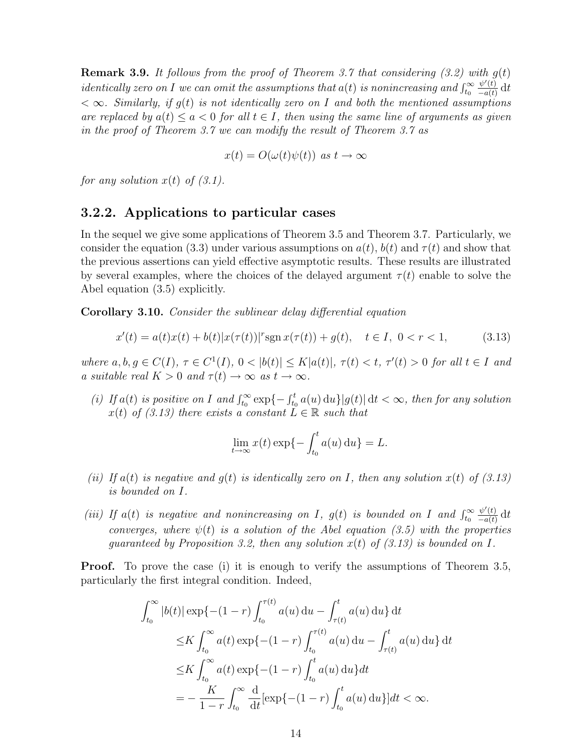**Remark 3.9.** *It follows from the proof of Theorem 3.7 that considering (3.2) with $g(t)$ identically zero on $I$ we can omit the assumptions that $a(t)$ is nonincreasing and $\int_{t_0}^{\infty} \frac{\psi'(t)}{-a(t)}\,\mathrm{d}t < \infty$. Similarly, if $g(t)$ is not identically zero on $I$ and both the mentioned assumptions are replaced by $a(t) \le a < 0$ for all $t \in I$, then using the same line of arguments as given in the proof of Theorem 3.7 we can modify the result of Theorem 3.7 as*

$$x(t) = O(\omega(t)\psi(t)) \text{ as } t \to \infty$$

*for any solution $x(t)$ of (3.1).*

### 3.2.2. Applications to particular cases

In the sequel we give some applications of Theorem 3.5 and Theorem 3.7. Particularly, we consider the equation (3.3) under various assumptions on $a(t)$, $b(t)$ and $\tau(t)$ and show that the previous assertions can yield effective asymptotic results. These results are illustrated by several examples, where the choices of the delayed argument $\tau(t)$ enable to solve the Abel equation (3.5) explicitly.

**Corollary 3.10.** *Consider the sublinear delay differential equation*

$$x'(t) = a(t)x(t) + b(t)|x(\tau(t))|^r \operatorname{sgn} x(\tau(t)) + g(t), \quad t \in I,\ 0 < r < 1, \tag{3.13}$$

*where $a, b, g \in C(I)$, $\tau \in C^1(I)$, $0 < |b(t)| \le K|a(t)|$, $\tau(t) < t$, $\tau'(t) > 0$ for all $t \in I$ and a suitable real $K > 0$ and $\tau(t) \to \infty$ as $t \to \infty$.*

*(i) If $a(t)$ is positive on $I$ and $\int_{t_0}^{\infty} \exp\{-\int_{t_0}^{t} a(u)\,\mathrm{d}u\}|g(t)|\,\mathrm{d}t < \infty$, then for any solution $x(t)$ of (3.13) there exists a constant $L \in \mathbb{R}$ such that*

$$\lim_{t\to\infty} x(t) \exp\{-\int_{t_0}^{t} a(u)\,\mathrm{d}u\} = L.$$

*(ii) If $a(t)$ is negative and $g(t)$ is identically zero on $I$, then any solution $x(t)$ of (3.13) is bounded on $I$.*

*(iii) If $a(t)$ is negative and nonincreasing on $I$, $g(t)$ is bounded on $I$ and $\int_{t_0}^{\infty} \frac{\psi'(t)}{-a(t)}\,\mathrm{d}t$ converges, where $\psi(t)$ is a solution of the Abel equation (3.5) with the properties guaranteed by Proposition 3.2, then any solution $x(t)$ of (3.13) is bounded on $I$.*

**Proof.** To prove the case (i) it is enough to verify the assumptions of Theorem 3.5, particularly the first integral condition. Indeed,

$$\begin{aligned}
\int_{t_0}^{\infty} |b(t)| \exp\{-(1-r)\int_{t_0}^{\tau(t)} a(u)\,\mathrm{d}u - \int_{\tau(t)}^{t} a(u)\,\mathrm{d}u\}\,\mathrm{d}t \\
\le K \int_{t_0}^{\infty} a(t) \exp\{-(1-r)\int_{t_0}^{\tau(t)} a(u)\,\mathrm{d}u - \int_{\tau(t)}^{t} a(u)\,\mathrm{d}u\}\,\mathrm{d}t \\
\le K \int_{t_0}^{\infty} a(t) \exp\{-(1-r)\int_{t_0}^{t} a(u)\,\mathrm{d}u\} dt \\
= -\frac{K}{1-r}\int_{t_0}^{\infty} \frac{\mathrm{d}}{\mathrm{d}t}[\exp\{-(1-r)\int_{t_0}^{t} a(u)\,\mathrm{d}u\}] dt < \infty.
\end{aligned}$$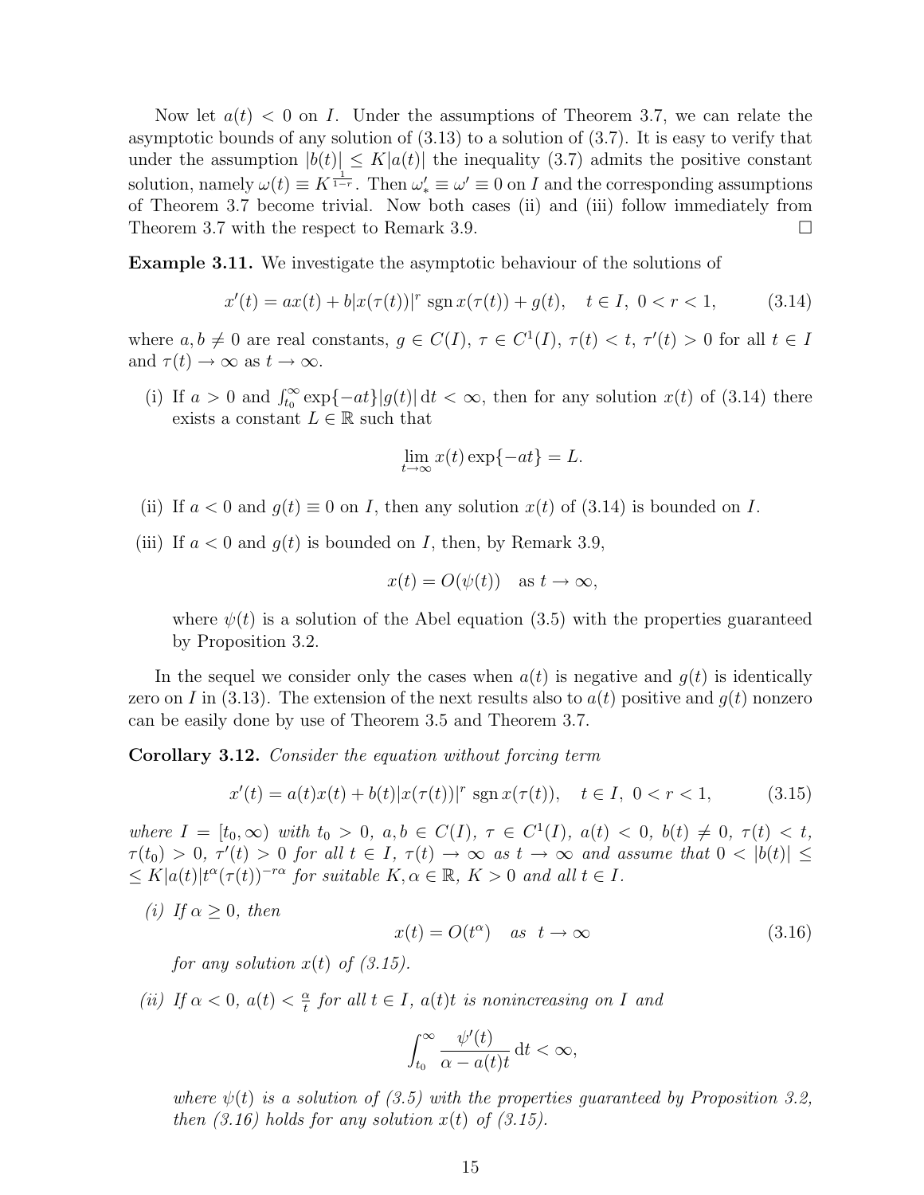Now let $a(t) < 0$ on $I$. Under the assumptions of Theorem 3.7, we can relate the asymptotic bounds of any solution of (3.13) to a solution of (3.7). It is easy to verify that under the assumption $|b(t)| \le K|a(t)|$ the inequality (3.7) admits the positive constant solution, namely $\omega(t) \equiv K^{\frac{1}{1-r}}$. Then $\omega'_* \equiv \omega' \equiv 0$ on $I$ and the corresponding assumptions of Theorem 3.7 become trivial. Now both cases (ii) and (iii) follow immediately from Theorem 3.7 with the respect to Remark 3.9. □

**Example 3.11.** We investigate the asymptotic behaviour of the solutions of

$$x'(t) = ax(t) + b|x(\tau(t))|^r \operatorname{sgn} x(\tau(t)) + g(t), \quad t \in I,\ 0 < r < 1, \tag{3.14}$$

where $a, b \neq 0$ are real constants, $g \in C(I)$, $\tau \in C^1(I)$, $\tau(t) < t$, $\tau'(t) > 0$ for all $t \in I$ and $\tau(t) \to \infty$ as $t \to \infty$.

(i) If $a > 0$ and $\int_{t_0}^{\infty} \exp\{-at\}|g(t)|\,\mathrm{d}t < \infty$, then for any solution $x(t)$ of (3.14) there exists a constant $L \in \mathbb{R}$ such that

$$\lim_{t\to\infty} x(t)\exp\{-at\} = L.$$

(ii) If $a < 0$ and $g(t) \equiv 0$ on $I$, then any solution $x(t)$ of (3.14) is bounded on $I$.

(iii) If $a < 0$ and $g(t)$ is bounded on $I$, then, by Remark 3.9,

$$x(t) = O(\psi(t)) \quad \text{as } t \to \infty,$$

where $\psi(t)$ is a solution of the Abel equation (3.5) with the properties guaranteed by Proposition 3.2.

In the sequel we consider only the cases when $a(t)$ is negative and $g(t)$ is identically zero on $I$ in (3.13). The extension of the next results also to $a(t)$ positive and $g(t)$ nonzero can be easily done by use of Theorem 3.5 and Theorem 3.7.

**Corollary 3.12.** *Consider the equation without forcing term*

$$x'(t) = a(t)x(t) + b(t)|x(\tau(t))|^r \operatorname{sgn} x(\tau(t)), \quad t \in I,\ 0 < r < 1, \tag{3.15}$$

*where $I = [t_0, \infty)$ with $t_0 > 0$, $a, b \in C(I)$, $\tau \in C^1(I)$, $a(t) < 0$, $b(t) \neq 0$, $\tau(t) < t$, $\tau(t_0) > 0$, $\tau'(t) > 0$ for all $t \in I$, $\tau(t) \to \infty$ as $t \to \infty$ and assume that $0 < |b(t)| \le \le K|a(t)|t^{\alpha}(\tau(t))^{-r\alpha}$ for suitable $K, \alpha \in \mathbb{R}$, $K > 0$ and all $t \in I$.*

*(i) If $\alpha \ge 0$, then*

$$x(t) = O(t^{\alpha}) \quad \text{as } t \to \infty \tag{3.16}$$

*for any solution $x(t)$ of (3.15).*

*(ii) If $\alpha < 0$, $a(t) < \frac{\alpha}{t}$ for all $t \in I$, $a(t)t$ is nonincreasing on $I$ and*

$$\int_{t_0}^{\infty} \frac{\psi'(t)}{\alpha - a(t)t}\,\mathrm{d}t < \infty,$$

*where $\psi(t)$ is a solution of (3.5) with the properties guaranteed by Proposition 3.2, then (3.16) holds for any solution $x(t)$ of (3.15).*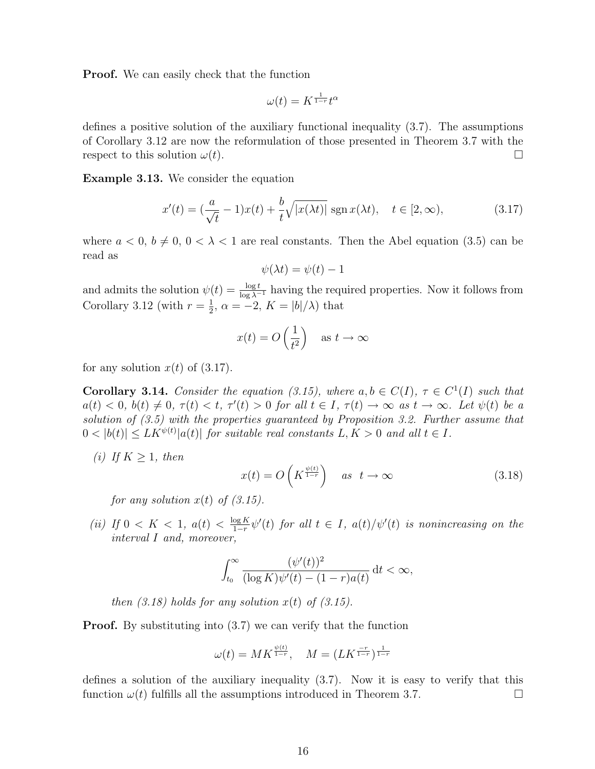**Proof.** We can easily check that the function

$$\omega(t) = K^{\frac{1}{1-r}} t^{\alpha}$$

defines a positive solution of the auxiliary functional inequality (3.7). The assumptions of Corollary 3.12 are now the reformulation of those presented in Theorem 3.7 with the respect to this solution $\omega(t)$. $\square$

**Example 3.13.** We consider the equation

$$x'(t) = (\frac{a}{\sqrt{t}} - 1)x(t) + \frac{b}{t}\sqrt{|x(\lambda t)|}\,\mathrm{sgn}\,x(\lambda t), \quad t \in [2, \infty), \tag{3.17}$$

where $a < 0$, $b \neq 0$, $0 < \lambda < 1$ are real constants. Then the Abel equation (3.5) can be read as

$$\psi(\lambda t) = \psi(t) - 1$$

and admits the solution $\psi(t) = \frac{\log t}{\log \lambda^{-1}}$ having the required properties. Now it follows from Corollary 3.12 (with $r = \frac{1}{2}$, $\alpha = -2$, $K = |b|/\lambda$) that

$$x(t) = O\left(\frac{1}{t^2}\right) \quad \text{as } t \to \infty$$

for any solution $x(t)$ of (3.17).

**Corollary 3.14.** *Consider the equation (3.15), where $a, b \in C(I)$, $\tau \in C^1(I)$ such that $a(t) < 0$, $b(t) \neq 0$, $\tau(t) < t$, $\tau'(t) > 0$ for all $t \in I$, $\tau(t) \to \infty$ as $t \to \infty$. Let $\psi(t)$ be a solution of (3.5) with the properties guaranteed by Proposition 3.2. Further assume that $0 < |b(t)| \leq LK^{\psi(t)}|a(t)|$ for suitable real constants $L, K > 0$ and all $t \in I$.*

*(i) If $K \geq 1$, then*

$$x(t) = O\left(K^{\frac{\psi(t)}{1-r}}\right) \quad \text{as } t \to \infty \tag{3.18}$$

*for any solution $x(t)$ of (3.15).*

*(ii) If $0 < K < 1$, $a(t) < \frac{\log K}{1-r}\psi'(t)$ for all $t \in I$, $a(t)/\psi'(t)$ is nonincreasing on the interval $I$ and, moreover,*

$$\int_{t_0}^{\infty} \frac{(\psi'(t))^2}{(\log K)\psi'(t) - (1-r)a(t)}\,\mathrm{d}t < \infty,$$

*then (3.18) holds for any solution $x(t)$ of (3.15).*

**Proof.** By substituting into (3.7) we can verify that the function

$$\omega(t) = MK^{\frac{\psi(t)}{1-r}}, \quad M = (LK^{\frac{-r}{1-r}})^{\frac{1}{1-r}}$$

defines a solution of the auxiliary inequality (3.7). Now it is easy to verify that this function $\omega(t)$ fulfills all the assumptions introduced in Theorem 3.7. $\square$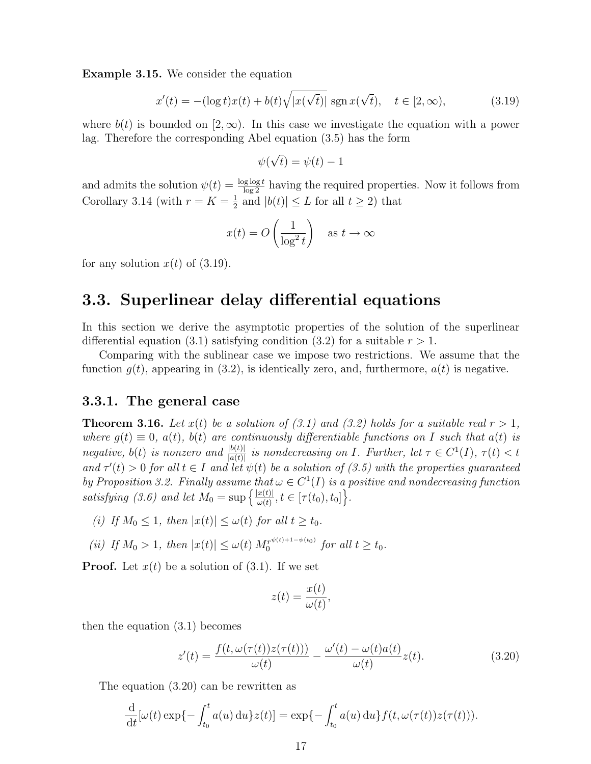**Example 3.15.** We consider the equation

$$x'(t) = -(\log t)x(t) + b(t)\sqrt{|x(\sqrt{t})|}\,\operatorname{sgn} x(\sqrt{t}), \quad t \in [2, \infty), \tag{3.19}$$

where $b(t)$ is bounded on $[2, \infty)$. In this case we investigate the equation with a power lag. Therefore the corresponding Abel equation (3.5) has the form

$$\psi(\sqrt{t}) = \psi(t) - 1$$

and admits the solution $\psi(t) = \frac{\log \log t}{\log 2}$ having the required properties. Now it follows from Corollary 3.14 (with $r = K = \frac{1}{2}$ and $|b(t)| \le L$ for all $t \ge 2$) that

$$x(t) = O\left(\frac{1}{\log^2 t}\right) \quad \text{as } t \to \infty$$

for any solution $x(t)$ of (3.19).

## 3.3. Superlinear delay differential equations

In this section we derive the asymptotic properties of the solution of the superlinear differential equation (3.1) satisfying condition (3.2) for a suitable $r > 1$.

Comparing with the sublinear case we impose two restrictions. We assume that the function $g(t)$, appearing in (3.2), is identically zero, and, furthermore, $a(t)$ is negative.

### 3.3.1. The general case

**Theorem 3.16.** *Let $x(t)$ be a solution of (3.1) and (3.2) holds for a suitable real $r > 1$, where $g(t) \equiv 0$, $a(t)$, $b(t)$ are continuously differentiable functions on $I$ such that $a(t)$ is negative, $b(t)$ is nonzero and $\frac{|b(t)|}{|a(t)|}$ is nondecreasing on $I$. Further, let $\tau \in C^1(I)$, $\tau(t) < t$ and $\tau'(t) > 0$ for all $t \in I$ and let $\psi(t)$ be a solution of (3.5) with the properties guaranteed by Proposition 3.2. Finally assume that $\omega \in C^1(I)$ is a positive and nondecreasing function satisfying (3.6) and let $M_0 = \sup\left\{\frac{|x(t)|}{\omega(t)}, t \in [\tau(t_0), t_0]\right\}$.*

*(i) If $M_0 \le 1$, then $|x(t)| \le \omega(t)$ for all $t \ge t_0$.*

*(ii) If $M_0 > 1$, then $|x(t)| \le \omega(t)\, M_0^{r^{\psi(t)+1-\psi(t_0)}}$ for all $t \ge t_0$.*

**Proof.** Let $x(t)$ be a solution of (3.1). If we set

$$z(t) = \frac{x(t)}{\omega(t)},$$

then the equation (3.1) becomes

$$z'(t) = \frac{f(t, \omega(\tau(t))z(\tau(t)))}{\omega(t)} - \frac{\omega'(t) - \omega(t)a(t)}{\omega(t)} z(t). \tag{3.20}$$

The equation (3.20) can be rewritten as

$$\frac{\mathrm{d}}{\mathrm{d}t}[\omega(t)\exp\{-\int_{t_0}^{t} a(u)\,\mathrm{d}u\} z(t)] = \exp\{-\int_{t_0}^{t} a(u)\,\mathrm{d}u\} f(t, \omega(\tau(t))z(\tau(t))).$$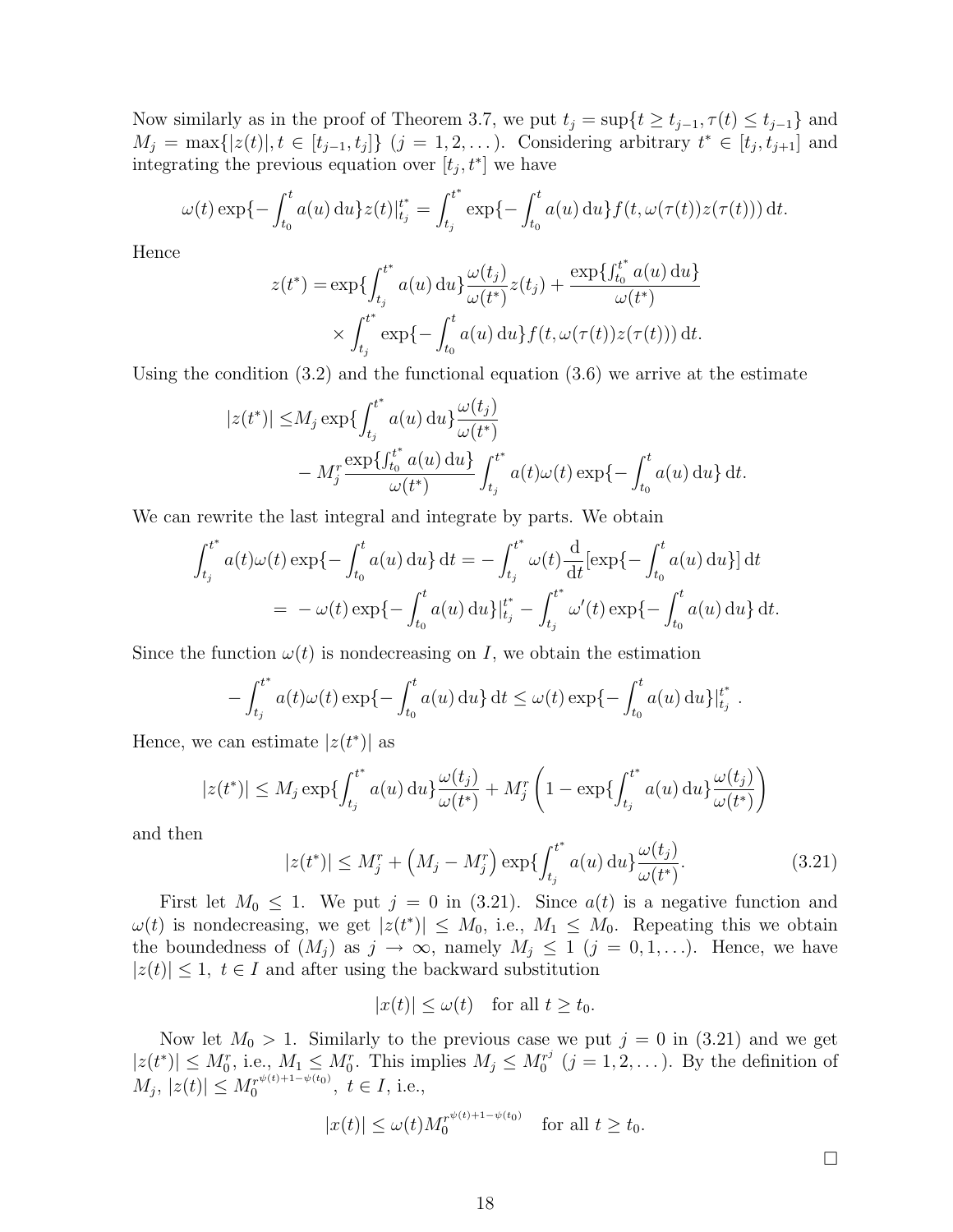Now similarly as in the proof of Theorem 3.7, we put $t_j = \sup\{t \geq t_{j-1}, \tau(t) \leq t_{j-1}\}$ and $M_j = \max\{|z(t)|, t \in [t_{j-1}, t_j]\}$ $(j = 1, 2, \dots)$. Considering arbitrary $t^* \in [t_j, t_{j+1}]$ and integrating the previous equation over $[t_j, t^*]$ we have

$$\omega(t) \exp\{-\int_{t_0}^{t} a(u)\,\mathrm{d}u\} z(t)|_{t_j}^{t^*} = \int_{t_j}^{t^*} \exp\{-\int_{t_0}^{t} a(u)\,\mathrm{d}u\} f(t, \omega(\tau(t)) z(\tau(t)))\,\mathrm{d}t.$$

Hence

$$\begin{aligned} z(t^*) = &\exp\{\int_{t_j}^{t^*} a(u)\,\mathrm{d}u\} \frac{\omega(t_j)}{\omega(t^*)} z(t_j) + \frac{\exp\{\int_{t_0}^{t^*} a(u)\,\mathrm{d}u\}}{\omega(t^*)} \\ &\times \int_{t_j}^{t^*} \exp\{-\int_{t_0}^{t} a(u)\,\mathrm{d}u\} f(t, \omega(\tau(t)) z(\tau(t)))\,\mathrm{d}t. \end{aligned}$$

Using the condition (3.2) and the functional equation (3.6) we arrive at the estimate

$$\begin{aligned} |z(t^*)| \leq &M_j \exp\{\int_{t_j}^{t^*} a(u)\,\mathrm{d}u\} \frac{\omega(t_j)}{\omega(t^*)} \\ &- M_j^r \frac{\exp\{\int_{t_0}^{t^*} a(u)\,\mathrm{d}u\}}{\omega(t^*)} \int_{t_j}^{t^*} a(t)\omega(t) \exp\{-\int_{t_0}^{t} a(u)\,\mathrm{d}u\}\,\mathrm{d}t. \end{aligned}$$

We can rewrite the last integral and integrate by parts. We obtain

$$\begin{aligned} \int_{t_j}^{t^*} a(t)\omega(t) \exp\{-\int_{t_0}^{t} a(u)\,\mathrm{d}u\}\,\mathrm{d}t &= -\int_{t_j}^{t^*} \omega(t) \frac{\mathrm{d}}{\mathrm{d}t}[\exp\{-\int_{t_0}^{t} a(u)\,\mathrm{d}u\}]\,\mathrm{d}t \\ &= -\omega(t) \exp\{-\int_{t_0}^{t} a(u)\,\mathrm{d}u\}|_{t_j}^{t^*} - \int_{t_j}^{t^*} \omega'(t) \exp\{-\int_{t_0}^{t} a(u)\,\mathrm{d}u\}\,\mathrm{d}t. \end{aligned}$$

Since the function $\omega(t)$ is nondecreasing on $I$, we obtain the estimation

$$-\int_{t_j}^{t^*} a(t)\omega(t) \exp\{-\int_{t_0}^{t} a(u)\,\mathrm{d}u\}\,\mathrm{d}t \leq \omega(t) \exp\{-\int_{t_0}^{t} a(u)\,\mathrm{d}u\}|_{t_j}^{t^*}.$$

Hence, we can estimate $|z(t^*)|$ as

$$|z(t^*)| \leq M_j \exp\{\int_{t_j}^{t^*} a(u)\,\mathrm{d}u\} \frac{\omega(t_j)}{\omega(t^*)} + M_j^r \left(1 - \exp\{\int_{t_j}^{t^*} a(u)\,\mathrm{d}u\} \frac{\omega(t_j)}{\omega(t^*)}\right)$$

and then

$$|z(t^*)| \leq M_j^r + \left(M_j - M_j^r\right) \exp\{\int_{t_j}^{t^*} a(u)\,\mathrm{d}u\} \frac{\omega(t_j)}{\omega(t^*)}. \tag{3.21}$$

First let $M_0 \leq 1$. We put $j = 0$ in (3.21). Since $a(t)$ is a negative function and $\omega(t)$ is nondecreasing, we get $|z(t^*)| \leq M_0$, i.e., $M_1 \leq M_0$. Repeating this we obtain the boundedness of $(M_j)$ as $j \to \infty$, namely $M_j \leq 1$ $(j = 0, 1, \dots)$. Hence, we have $|z(t)| \leq 1,\ t \in I$ and after using the backward substitution

$$|x(t)| \leq \omega(t) \quad \text{for all } t \geq t_0.$$

Now let $M_0 > 1$. Similarly to the previous case we put $j = 0$ in (3.21) and we get $|z(t^*)| \leq M_0^r$, i.e., $M_1 \leq M_0^r$. This implies $M_j \leq M_0^{r^j}$ $(j = 1, 2, \dots)$. By the definition of $M_j$, $|z(t)| \leq M_0^{r^{\psi(t)+1-\psi(t_0)}}$, $t \in I$, i.e.,

$$|x(t)| \leq \omega(t) M_0^{r^{\psi(t)+1-\psi(t_0)}} \quad \text{for all } t \geq t_0.$$

□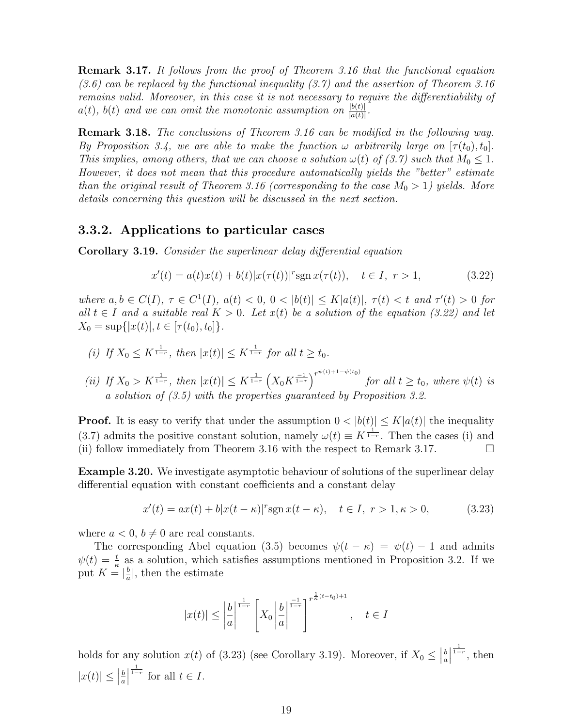**Remark 3.17.** *It follows from the proof of Theorem 3.16 that the functional equation (3.6) can be replaced by the functional inequality (3.7) and the assertion of Theorem 3.16 remains valid. Moreover, in this case it is not necessary to require the differentiability of $a(t)$, $b(t)$ and we can omit the monotonic assumption on $\frac{|b(t)|}{|a(t)|}$.*

**Remark 3.18.** *The conclusions of Theorem 3.16 can be modified in the following way. By Proposition 3.4, we are able to make the function $\omega$ arbitrarily large on $[\tau(t_0), t_0]$. This implies, among others, that we can choose a solution $\omega(t)$ of (3.7) such that $M_0 \le 1$. However, it does not mean that this procedure automatically yields the "better" estimate than the original result of Theorem 3.16 (corresponding to the case $M_0 > 1$) yields. More details concerning this question will be discussed in the next section.*

### 3.3.2. Applications to particular cases

**Corollary 3.19.** *Consider the superlinear delay differential equation*

$$x'(t) = a(t)x(t) + b(t)|x(\tau(t))|^r \operatorname{sgn} x(\tau(t)), \quad t \in I, \ r > 1, \tag{3.22}$$

*where $a, b \in C(I)$, $\tau \in C^1(I)$, $a(t) < 0$, $0 < |b(t)| \le K|a(t)|$, $\tau(t) < t$ and $\tau'(t) > 0$ for all $t \in I$ and a suitable real $K > 0$. Let $x(t)$ be a solution of the equation (3.22) and let $X_0 = \sup\{|x(t)|, t \in [\tau(t_0), t_0]\}$.*

*(i) If $X_0 \le K^{\frac{1}{1-r}}$, then $|x(t)| \le K^{\frac{1}{1-r}}$ for all $t \ge t_0$.*

*(ii) If $X_0 > K^{\frac{1}{1-r}}$, then $|x(t)| \le K^{\frac{1}{1-r}} \left(X_0 K^{\frac{-1}{1-r}}\right)^{r^{\psi(t)+1-\psi(t_0)}}$ for all $t \ge t_0$, where $\psi(t)$ is a solution of (3.5) with the properties guaranteed by Proposition 3.2.*

**Proof.** It is easy to verify that under the assumption $0 < |b(t)| \le K|a(t)|$ the inequality (3.7) admits the positive constant solution, namely $\omega(t) \equiv K^{\frac{1}{1-r}}$. Then the cases (i) and (ii) follow immediately from Theorem 3.16 with the respect to Remark 3.17. $\square$

**Example 3.20.** We investigate asymptotic behaviour of solutions of the superlinear delay differential equation with constant coefficients and a constant delay

$$x'(t) = ax(t) + b|x(t-\kappa)|^r \operatorname{sgn} x(t-\kappa), \quad t \in I, \ r > 1, \kappa > 0, \tag{3.23}$$

where $a < 0$, $b \ne 0$ are real constants.

The corresponding Abel equation (3.5) becomes $\psi(t-\kappa) = \psi(t) - 1$ and admits $\psi(t) = \frac{t}{\kappa}$ as a solution, which satisfies assumptions mentioned in Proposition 3.2. If we put $K = |\frac{b}{a}|$, then the estimate

$$|x(t)| \le \left|\frac{b}{a}\right|^{\frac{1}{1-r}} \left[X_0 \left|\frac{b}{a}\right|^{\frac{-1}{1-r}}\right]^{r^{\frac{1}{\kappa}(t-t_0)+1}}, \quad t \in I$$

holds for any solution $x(t)$ of (3.23) (see Corollary 3.19). Moreover, if $X_0 \le \left|\frac{b}{a}\right|^{\frac{1}{1-r}}$, then $|x(t)| \le \left|\frac{b}{a}\right|^{\frac{1}{1-r}}$ for all $t \in I$.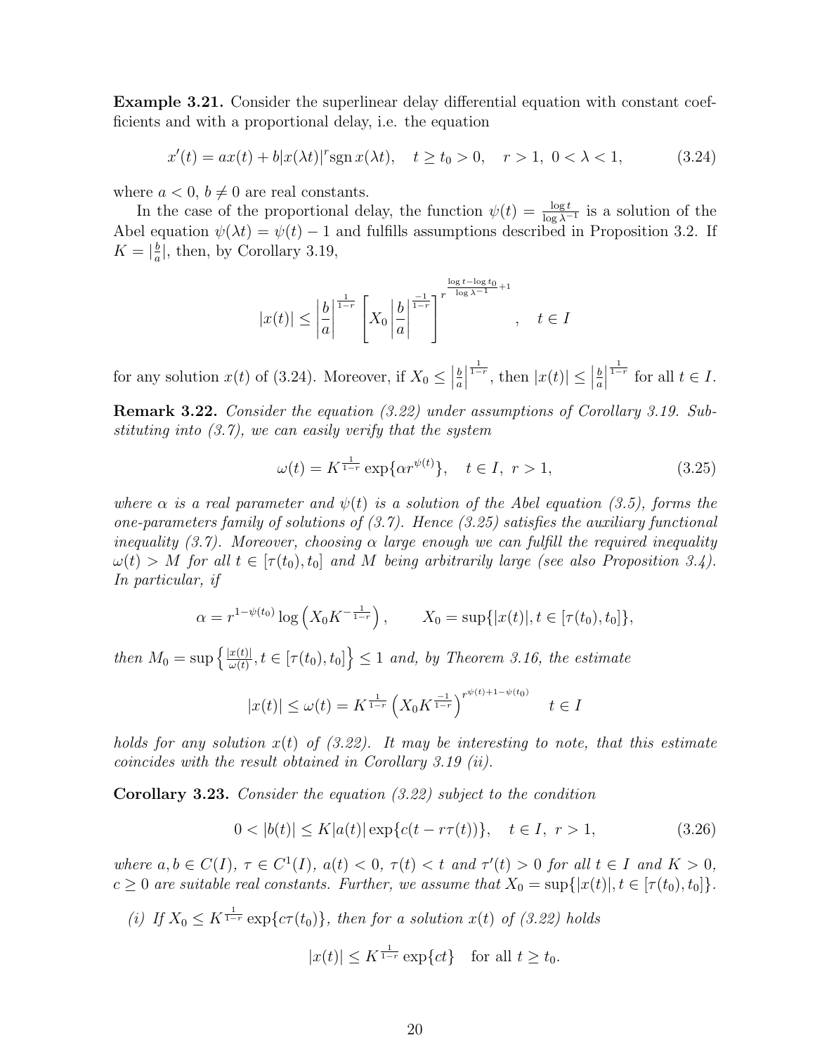**Example 3.21.** Consider the superlinear delay differential equation with constant coefficients and with a proportional delay, i.e. the equation

$$x'(t) = ax(t) + b|x(\lambda t)|^r \operatorname{sgn} x(\lambda t), \quad t \geq t_0 > 0, \quad r > 1, \ 0 < \lambda < 1, \tag{3.24}$$

where $a < 0$, $b \neq 0$ are real constants.

In the case of the proportional delay, the function $\psi(t) = \frac{\log t}{\log \lambda^{-1}}$ is a solution of the Abel equation $\psi(\lambda t) = \psi(t) - 1$ and fulfills assumptions described in Proposition 3.2. If $K = |\frac{b}{a}|$, then, by Corollary 3.19,

$$|x(t)| \leq \left|\frac{b}{a}\right|^{\frac{1}{1-r}} \left[X_0 \left|\frac{b}{a}\right|^{\frac{-1}{1-r}}\right]^{r^{\frac{\log t - \log t_0}{\log \lambda^{-1}} + 1}}, \quad t \in I$$

for any solution $x(t)$ of (3.24). Moreover, if $X_0 \leq \left|\frac{b}{a}\right|^{\frac{1}{1-r}}$, then $|x(t)| \leq \left|\frac{b}{a}\right|^{\frac{1}{1-r}}$ for all $t \in I$.

**Remark 3.22.** *Consider the equation (3.22) under assumptions of Corollary 3.19. Substituting into (3.7), we can easily verify that the system*

$$\omega(t) = K^{\frac{1}{1-r}} \exp\{\alpha r^{\psi(t)}\}, \quad t \in I, \ r > 1, \tag{3.25}$$

*where $\alpha$ is a real parameter and $\psi(t)$ is a solution of the Abel equation (3.5), forms the one-parameters family of solutions of (3.7). Hence (3.25) satisfies the auxiliary functional inequality (3.7). Moreover, choosing $\alpha$ large enough we can fulfill the required inequality $\omega(t) > M$ for all $t \in [\tau(t_0), t_0]$ and $M$ being arbitrarily large (see also Proposition 3.4). In particular, if*

$$\alpha = r^{1-\psi(t_0)} \log\left(X_0 K^{-\frac{1}{1-r}}\right), \qquad X_0 = \sup\{|x(t)|, t \in [\tau(t_0), t_0]\},$$

*then $M_0 = \sup\left\{\frac{|x(t)|}{\omega(t)}, t \in [\tau(t_0), t_0]\right\} \leq 1$ and, by Theorem 3.16, the estimate*

$$|x(t)| \leq \omega(t) = K^{\frac{1}{1-r}} \left(X_0 K^{\frac{-1}{1-r}}\right)^{r^{\psi(t)+1-\psi(t_0)}} \quad t \in I$$

*holds for any solution $x(t)$ of (3.22). It may be interesting to note, that this estimate coincides with the result obtained in Corollary 3.19 (ii).*

**Corollary 3.23.** *Consider the equation (3.22) subject to the condition*

$$0 < |b(t)| \leq K|a(t)| \exp\{c(t - r\tau(t))\}, \quad t \in I, \ r > 1, \tag{3.26}$$

*where $a, b \in C(I)$, $\tau \in C^1(I)$, $a(t) < 0$, $\tau(t) < t$ and $\tau'(t) > 0$ for all $t \in I$ and $K > 0$, $c \geq 0$ are suitable real constants. Further, we assume that $X_0 = \sup\{|x(t)|, t \in [\tau(t_0), t_0]\}$.*

*(i) If $X_0 \leq K^{\frac{1}{1-r}} \exp\{c\tau(t_0)\}$, then for a solution $x(t)$ of (3.22) holds*

$$|x(t)| \leq K^{\frac{1}{1-r}} \exp\{ct\} \quad \text{for all } t \geq t_0.$$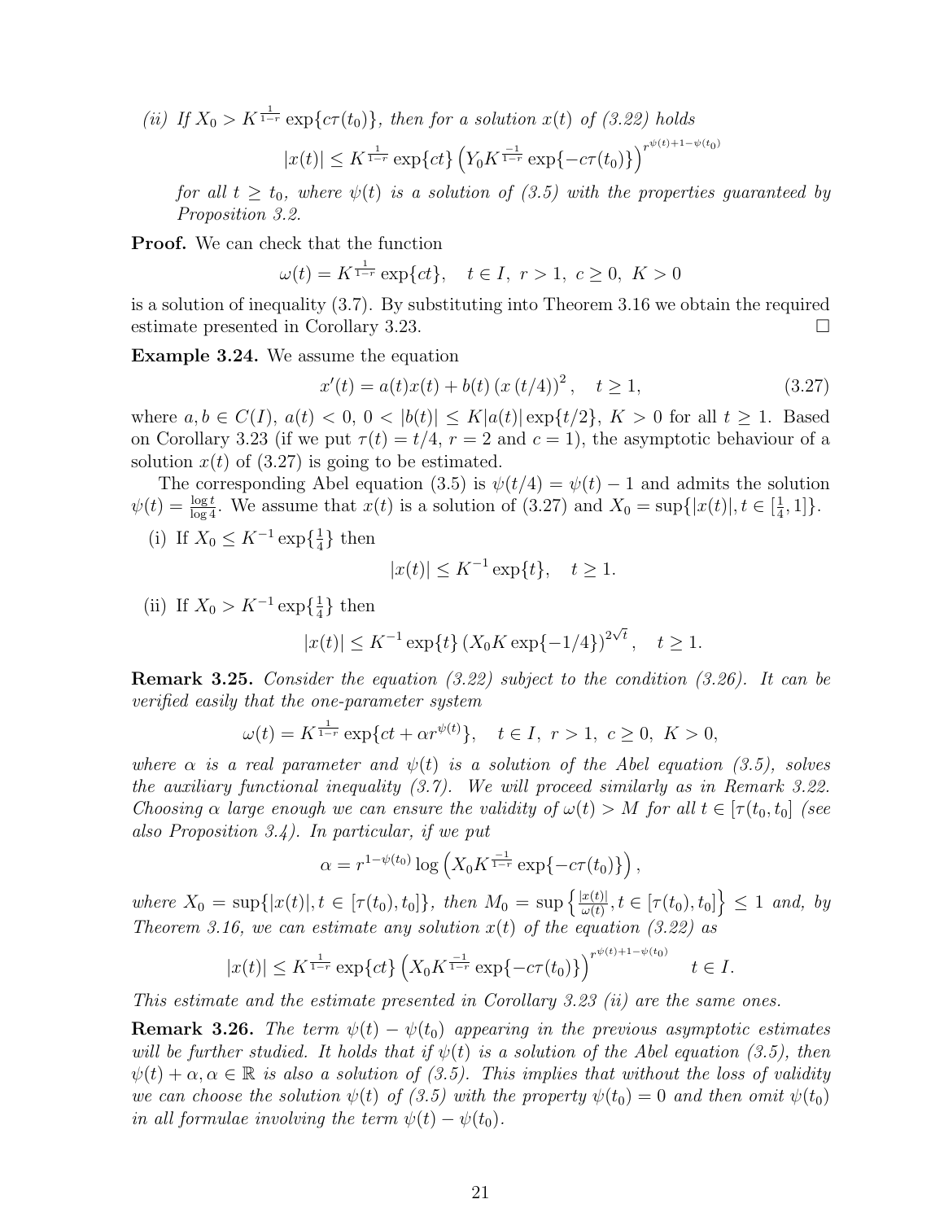*(ii) If $X_0 > K^{\frac{1}{1-r}} \exp\{c\tau(t_0)\}$, then for a solution $x(t)$ of (3.22) holds*

$$|x(t)| \le K^{\frac{1}{1-r}} \exp\{ct\} \left(Y_0 K^{\frac{-1}{1-r}} \exp\{-c\tau(t_0)\}\right)^{r^{\psi(t)+1-\psi(t_0)}}$$

*for all $t \ge t_0$, where $\psi(t)$ is a solution of (3.5) with the properties guaranteed by Proposition 3.2.*

**Proof.** We can check that the function

$$\omega(t) = K^{\frac{1}{1-r}} \exp\{ct\}, \quad t \in I,\ r > 1,\ c \ge 0,\ K > 0$$

is a solution of inequality (3.7). By substituting into Theorem 3.16 we obtain the required estimate presented in Corollary 3.23. □

**Example 3.24.** We assume the equation

$$x'(t) = a(t)x(t) + b(t)\left(x\left(t/4\right)\right)^2, \quad t \ge 1, \tag{3.27}$$

where $a, b \in C(I)$, $a(t) < 0$, $0 < |b(t)| \le K|a(t)| \exp\{t/2\}$, $K > 0$ for all $t \ge 1$. Based on Corollary 3.23 (if we put $\tau(t) = t/4$, $r = 2$ and $c = 1$), the asymptotic behaviour of a solution $x(t)$ of (3.27) is going to be estimated.

The corresponding Abel equation (3.5) is $\psi(t/4) = \psi(t) - 1$ and admits the solution $\psi(t) = \frac{\log t}{\log 4}$. We assume that $x(t)$ is a solution of (3.27) and $X_0 = \sup\{|x(t)|, t \in [\frac{1}{4}, 1]\}$.

(i) If $X_0 \le K^{-1} \exp\{\frac{1}{4}\}$ then

$$|x(t)| \le K^{-1} \exp\{t\}, \quad t \ge 1.$$

(ii) If $X_0 > K^{-1} \exp\{\frac{1}{4}\}$ then

$$|x(t)| \le K^{-1} \exp\{t\} \left(X_0 K \exp\{-1/4\}\right)^{2\sqrt{t}}, \quad t \ge 1.$$

**Remark 3.25.** *Consider the equation (3.22) subject to the condition (3.26). It can be verified easily that the one-parameter system*

$$\omega(t) = K^{\frac{1}{1-r}} \exp\{ct + \alpha r^{\psi(t)}\}, \quad t \in I,\ r > 1,\ c \ge 0,\ K > 0,$$

*where $\alpha$ is a real parameter and $\psi(t)$ is a solution of the Abel equation (3.5), solves the auxiliary functional inequality (3.7). We will proceed similarly as in Remark 3.22. Choosing $\alpha$ large enough we can ensure the validity of $\omega(t) > M$ for all $t \in [\tau(t_0, t_0]$ (see also Proposition 3.4). In particular, if we put*

$$\alpha = r^{1-\psi(t_0)} \log\left(X_0 K^{\frac{-1}{1-r}} \exp\{-c\tau(t_0)\}\right),$$

*where $X_0 = \sup\{|x(t)|, t \in [\tau(t_0), t_0]\}$, then $M_0 = \sup\left\{\frac{|x(t)|}{\omega(t)}, t \in [\tau(t_0), t_0]\right\} \le 1$ and, by Theorem 3.16, we can estimate any solution $x(t)$ of the equation (3.22) as*

$$|x(t)| \le K^{\frac{1}{1-r}} \exp\{ct\} \left(X_0 K^{\frac{-1}{1-r}} \exp\{-c\tau(t_0)\}\right)^{r^{\psi(t)+1-\psi(t_0)}} \quad t \in I.$$

*This estimate and the estimate presented in Corollary 3.23 (ii) are the same ones.*

**Remark 3.26.** *The term $\psi(t) - \psi(t_0)$ appearing in the previous asymptotic estimates will be further studied. It holds that if $\psi(t)$ is a solution of the Abel equation (3.5), then $\psi(t) + \alpha, \alpha \in \mathbb{R}$ is also a solution of (3.5). This implies that without the loss of validity we can choose the solution $\psi(t)$ of (3.5) with the property $\psi(t_0) = 0$ and then omit $\psi(t_0)$ in all formulae involving the term $\psi(t) - \psi(t_0)$.*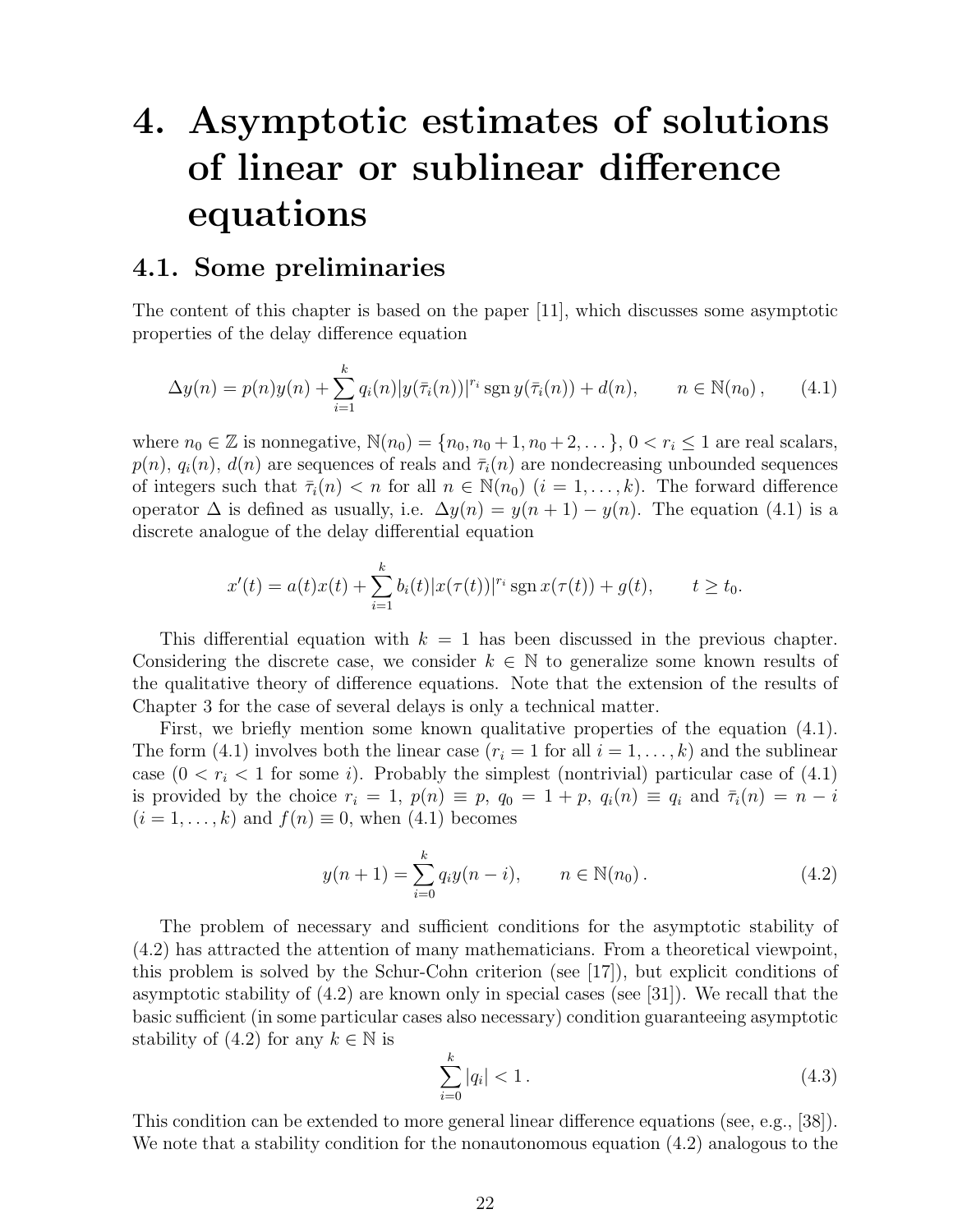# 4. Asymptotic estimates of solutions of linear or sublinear difference equations

## 4.1. Some preliminaries

The content of this chapter is based on the paper [11], which discusses some asymptotic properties of the delay difference equation

$$\Delta y(n) = p(n)y(n) + \sum_{i=1}^{k} q_i(n)|y(\bar{\tau}_i(n))|^{r_i} \operatorname{sgn} y(\bar{\tau}_i(n)) + d(n), \qquad n \in \mathbb{N}(n_0)\,, \tag{4.1}$$

where $n_0 \in \mathbb{Z}$ is nonnegative, $\mathbb{N}(n_0) = \{n_0, n_0+1, n_0+2, \dots\}$, $0 < r_i \leq 1$ are real scalars, $p(n)$, $q_i(n)$, $d(n)$ are sequences of reals and $\bar{\tau}_i(n)$ are nondecreasing unbounded sequences of integers such that $\bar{\tau}_i(n) < n$ for all $n \in \mathbb{N}(n_0)$ $(i = 1, \dots, k)$. The forward difference operator $\Delta$ is defined as usually, i.e. $\Delta y(n) = y(n+1) - y(n)$. The equation (4.1) is a discrete analogue of the delay differential equation

$$x'(t) = a(t)x(t) + \sum_{i=1}^{k} b_i(t)|x(\tau(t))|^{r_i} \operatorname{sgn} x(\tau(t)) + g(t), \qquad t \geq t_0.$$

This differential equation with $k = 1$ has been discussed in the previous chapter. Considering the discrete case, we consider $k \in \mathbb{N}$ to generalize some known results of the qualitative theory of difference equations. Note that the extension of the results of Chapter 3 for the case of several delays is only a technical matter.

First, we briefly mention some known qualitative properties of the equation (4.1). The form (4.1) involves both the linear case ($r_i = 1$ for all $i = 1, \dots, k$) and the sublinear case ($0 < r_i < 1$ for some $i$). Probably the simplest (nontrivial) particular case of (4.1) is provided by the choice $r_i = 1$, $p(n) \equiv p$, $q_0 = 1 + p$, $q_i(n) \equiv q_i$ and $\bar{\tau}_i(n) = n - i$ $(i = 1, \dots, k)$ and $f(n) \equiv 0$, when (4.1) becomes

$$y(n+1) = \sum_{i=0}^{k} q_i y(n-i), \qquad n \in \mathbb{N}(n_0)\,. \tag{4.2}$$

The problem of necessary and sufficient conditions for the asymptotic stability of (4.2) has attracted the attention of many mathematicians. From a theoretical viewpoint, this problem is solved by the Schur-Cohn criterion (see [17]), but explicit conditions of asymptotic stability of (4.2) are known only in special cases (see [31]). We recall that the basic sufficient (in some particular cases also necessary) condition guaranteeing asymptotic stability of (4.2) for any $k \in \mathbb{N}$ is

$$\sum_{i=0}^{k} |q_i| < 1\,. \tag{4.3}$$

This condition can be extended to more general linear difference equations (see, e.g., [38]). We note that a stability condition for the nonautonomous equation (4.2) analogous to the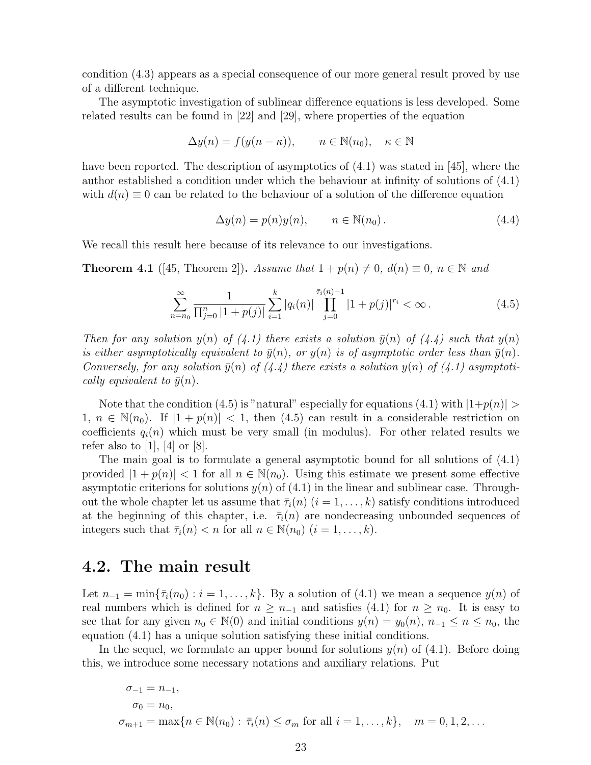condition (4.3) appears as a special consequence of our more general result proved by use of a different technique.

The asymptotic investigation of sublinear difference equations is less developed. Some related results can be found in [22] and [29], where properties of the equation

$$\Delta y(n) = f(y(n-\kappa)), \qquad n \in \mathbb{N}(n_0), \quad \kappa \in \mathbb{N}$$

have been reported. The description of asymptotics of (4.1) was stated in [45], where the author established a condition under which the behaviour at infinity of solutions of (4.1) with $d(n) \equiv 0$ can be related to the behaviour of a solution of the difference equation

$$\Delta y(n) = p(n)y(n), \qquad n \in \mathbb{N}(n_0)\,. \tag{4.4}$$

We recall this result here because of its relevance to our investigations.

**Theorem 4.1** ([45, Theorem 2])**.** *Assume that $1 + p(n) \neq 0$, $d(n) \equiv 0$, $n \in \mathbb{N}$ and*

$$\sum_{n=n_0}^{\infty} \frac{1}{\prod_{j=0}^{n} |1+p(j)|} \sum_{i=1}^{k} |q_i(n)| \prod_{j=0}^{\bar{\tau}_i(n)-1} |1+p(j)|^{r_i} < \infty\,. \tag{4.5}$$

*Then for any solution $y(n)$ of (4.1) there exists a solution $\bar{y}(n)$ of (4.4) such that $y(n)$ is either asymptotically equivalent to $\bar{y}(n)$, or $y(n)$ is of asymptotic order less than $\bar{y}(n)$. Conversely, for any solution $\bar{y}(n)$ of (4.4) there exists a solution $y(n)$ of (4.1) asymptotically equivalent to $\bar{y}(n)$.*

Note that the condition (4.5) is "natural" especially for equations (4.1) with $|1+p(n)| > 1$, $n \in \mathbb{N}(n_0)$. If $|1 + p(n)| < 1$, then (4.5) can result in a considerable restriction on coefficients $q_i(n)$ which must be very small (in modulus). For other related results we refer also to [1], [4] or [8].

The main goal is to formulate a general asymptotic bound for all solutions of (4.1) provided $|1 + p(n)| < 1$ for all $n \in \mathbb{N}(n_0)$. Using this estimate we present some effective asymptotic criterions for solutions $y(n)$ of (4.1) in the linear and sublinear case. Throughout the whole chapter let us assume that $\bar{\tau}_i(n)$ $(i = 1,\dots,k)$ satisfy conditions introduced at the beginning of this chapter, i.e. $\bar{\tau}_i(n)$ are nondecreasing unbounded sequences of integers such that $\bar{\tau}_i(n) < n$ for all $n \in \mathbb{N}(n_0)$ $(i = 1,\dots,k)$.

## 4.2. The main result

Let $n_{-1} = \min\{\bar{\tau}_i(n_0) : i = 1,\dots,k\}$. By a solution of (4.1) we mean a sequence $y(n)$ of real numbers which is defined for $n \geq n_{-1}$ and satisfies (4.1) for $n \geq n_0$. It is easy to see that for any given $n_0 \in \mathbb{N}(0)$ and initial conditions $y(n) = y_0(n)$, $n_{-1} \leq n \leq n_0$, the equation (4.1) has a unique solution satisfying these initial conditions.

In the sequel, we formulate an upper bound for solutions $y(n)$ of (4.1). Before doing this, we introduce some necessary notations and auxiliary relations. Put

$$\begin{aligned}
\sigma_{-1} &= n_{-1},\\
\sigma_0 &= n_0,\\
\sigma_{m+1} &= \max\{n \in \mathbb{N}(n_0) :\ \bar{\tau}_i(n) \leq \sigma_m \text{ for all } i = 1,\dots,k\}, \quad m = 0,1,2,\dots
\end{aligned}$$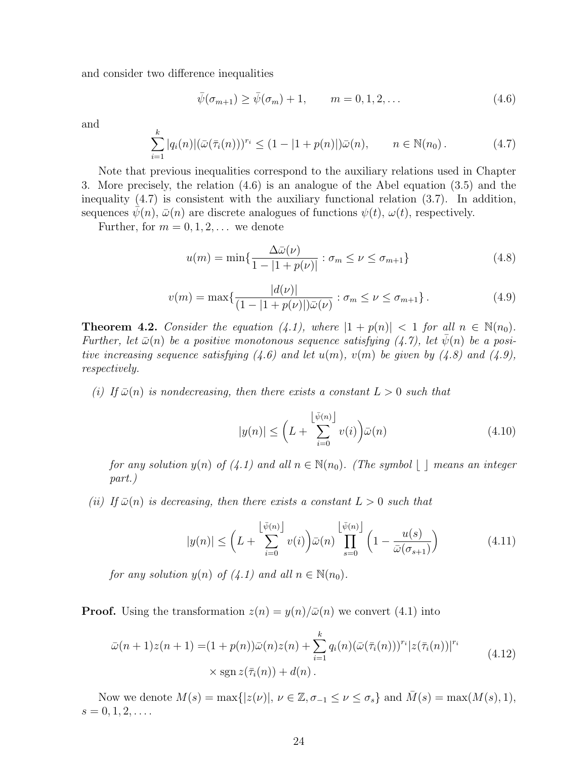and consider two difference inequalities

$$\bar{\psi}(\sigma_{m+1}) \geq \bar{\psi}(\sigma_m) + 1, \qquad m = 0, 1, 2, \dots \tag{4.6}$$

and

$$\sum_{i=1}^{k} |q_i(n)|(\bar{\omega}(\bar{\tau}_i(n)))^{r_i} \leq (1 - |1 + p(n)|)\bar{\omega}(n), \qquad n \in \mathbb{N}(n_0)\,. \tag{4.7}$$

Note that previous inequalities correspond to the auxiliary relations used in Chapter 3. More precisely, the relation (4.6) is an analogue of the Abel equation (3.5) and the inequality (4.7) is consistent with the auxiliary functional relation (3.7). In addition, sequences $\bar{\psi}(n)$, $\bar{\omega}(n)$ are discrete analogues of functions $\psi(t)$, $\omega(t)$, respectively.

Further, for $m = 0, 1, 2, \dots$ we denote

$$u(m) = \min\{\frac{\Delta\bar{\omega}(\nu)}{1 - |1 + p(\nu)|} : \sigma_m \leq \nu \leq \sigma_{m+1}\} \tag{4.8}$$

$$v(m) = \max\{\frac{|d(\nu)|}{(1 - |1 + p(\nu)|)\bar{\omega}(\nu)} : \sigma_m \leq \nu \leq \sigma_{m+1}\}\,. \tag{4.9}$$

**Theorem 4.2.** *Consider the equation (4.1), where $|1 + p(n)| < 1$ for all $n \in \mathbb{N}(n_0)$. Further, let $\bar{\omega}(n)$ be a positive monotonous sequence satisfying (4.7), let $\bar{\psi}(n)$ be a positive increasing sequence satisfying (4.6) and let $u(m)$, $v(m)$ be given by (4.8) and (4.9), respectively.*

*(i) If $\bar{\omega}(n)$ is nondecreasing, then there exists a constant $L > 0$ such that*

$$|y(n)| \leq \Big(L + \sum_{i=0}^{\lfloor \bar{\psi}(n) \rfloor} v(i)\Big)\bar{\omega}(n) \tag{4.10}$$

*for any solution $y(n)$ of (4.1) and all $n \in \mathbb{N}(n_0)$. (The symbol $\lfloor\ \rfloor$ means an integer part.)*

*(ii) If $\bar{\omega}(n)$ is decreasing, then there exists a constant $L > 0$ such that*

$$|y(n)| \leq \Big(L + \sum_{i=0}^{\lfloor \bar{\psi}(n) \rfloor} v(i)\Big)\bar{\omega}(n) \prod_{s=0}^{\lfloor \bar{\psi}(n) \rfloor} \Big(1 - \frac{u(s)}{\bar{\omega}(\sigma_{s+1})}\Big) \tag{4.11}$$

*for any solution $y(n)$ of (4.1) and all $n \in \mathbb{N}(n_0)$.*

**Proof.** Using the transformation $z(n) = y(n)/\bar{\omega}(n)$ we convert (4.1) into

$$\begin{aligned} \bar{\omega}(n+1)z(n+1) =& (1 + p(n))\bar{\omega}(n)z(n) + \sum_{i=1}^{k} q_i(n)(\bar{\omega}(\bar{\tau}_i(n)))^{r_i}|z(\bar{\tau}_i(n))|^{r_i} \\ & \times \operatorname{sgn} z(\bar{\tau}_i(n)) + d(n)\,. \end{aligned} \tag{4.12}$$

Now we denote $M(s) = \max\{|z(\nu)|,\ \nu \in \mathbb{Z}, \sigma_{-1} \leq \nu \leq \sigma_s\}$ and $\bar{M}(s) = \max(M(s), 1)$, $s = 0, 1, 2, \dots$.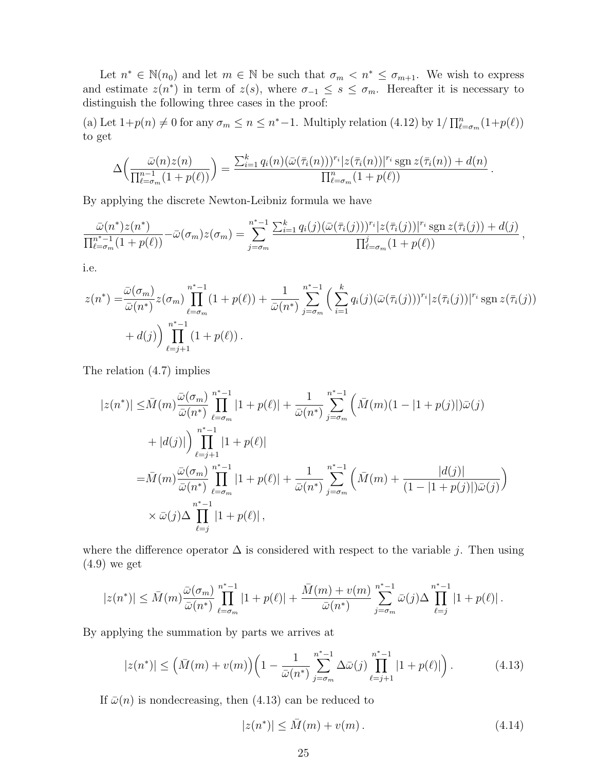Let $n^* \in \mathbb{N}(n_0)$ and let $m \in \mathbb{N}$ be such that $\sigma_m < n^* \le \sigma_{m+1}$. We wish to express and estimate $z(n^*)$ in term of $z(s)$, where $\sigma_{-1} \le s \le \sigma_m$. Hereafter it is necessary to distinguish the following three cases in the proof:

(a) Let $1+p(n) \neq 0$ for any $\sigma_m \le n \le n^*-1$. Multiply relation (4.12) by $1/\prod_{\ell=\sigma_m}^{n}(1+p(\ell))$ to get

$$\Delta\Big(\frac{\bar\omega(n)z(n)}{\prod_{\ell=\sigma_m}^{n-1}(1+p(\ell))}\Big) = \frac{\sum_{i=1}^k q_i(n)(\bar\omega(\bar\tau_i(n)))^{r_i}|z(\bar\tau_i(n))|^{r_i}\operatorname{sgn} z(\bar\tau_i(n)) + d(n)}{\prod_{\ell=\sigma_m}^{n}(1+p(\ell))}\,.$$

By applying the discrete Newton-Leibniz formula we have

$$\frac{\bar\omega(n^*)z(n^*)}{\prod_{\ell=\sigma_m}^{n^*-1}(1+p(\ell))} - \bar\omega(\sigma_m)z(\sigma_m) = \sum_{j=\sigma_m}^{n^*-1}\frac{\sum_{i=1}^k q_i(j)(\bar\omega(\bar\tau_i(j)))^{r_i}|z(\bar\tau_i(j))|^{r_i}\operatorname{sgn} z(\bar\tau_i(j)) + d(j)}{\prod_{\ell=\sigma_m}^{j}(1+p(\ell))}\,,$$

i.e.

$$\begin{aligned}
z(n^*) =& \frac{\bar\omega(\sigma_m)}{\bar\omega(n^*)}z(\sigma_m)\prod_{\ell=\sigma_m}^{n^*-1}(1+p(\ell)) + \frac{1}{\bar\omega(n^*)}\sum_{j=\sigma_m}^{n^*-1}\Big(\sum_{i=1}^k q_i(j)(\bar\omega(\bar\tau_i(j)))^{r_i}|z(\bar\tau_i(j))|^{r_i}\operatorname{sgn} z(\bar\tau_i(j))\\
&+ d(j)\Big)\prod_{\ell=j+1}^{n^*-1}(1+p(\ell))\,.
\end{aligned}$$

The relation (4.7) implies

$$\begin{aligned}
|z(n^*)| \le& \bar M(m)\frac{\bar\omega(\sigma_m)}{\bar\omega(n^*)}\prod_{\ell=\sigma_m}^{n^*-1}|1+p(\ell)| + \frac{1}{\bar\omega(n^*)}\sum_{j=\sigma_m}^{n^*-1}\Big(\bar M(m)(1-|1+p(j)|)\bar\omega(j)\\
&+ |d(j)|\Big)\prod_{\ell=j+1}^{n^*-1}|1+p(\ell)|\\
=& \bar M(m)\frac{\bar\omega(\sigma_m)}{\bar\omega(n^*)}\prod_{\ell=\sigma_m}^{n^*-1}|1+p(\ell)| + \frac{1}{\bar\omega(n^*)}\sum_{j=\sigma_m}^{n^*-1}\Big(\bar M(m) + \frac{|d(j)|}{(1-|1+p(j)|)\bar\omega(j)}\Big)\\
&\times \bar\omega(j)\Delta\prod_{\ell=j}^{n^*-1}|1+p(\ell)|\,,
\end{aligned}$$

where the difference operator $\Delta$ is considered with respect to the variable $j$. Then using (4.9) we get

$$|z(n^*)| \le \bar M(m)\frac{\bar\omega(\sigma_m)}{\bar\omega(n^*)}\prod_{\ell=\sigma_m}^{n^*-1}|1+p(\ell)| + \frac{\bar M(m)+v(m)}{\bar\omega(n^*)}\sum_{j=\sigma_m}^{n^*-1}\bar\omega(j)\Delta\prod_{\ell=j}^{n^*-1}|1+p(\ell)|\,.$$

By applying the summation by parts we arrives at

$$|z(n^*)| \le \big(\bar M(m)+v(m)\big)\Big(1 - \frac{1}{\bar\omega(n^*)}\sum_{j=\sigma_m}^{n^*-1}\Delta\bar\omega(j)\prod_{\ell=j+1}^{n^*-1}|1+p(\ell)|\Big)\,. \tag{4.13}$$

If $\bar\omega(n)$ is nondecreasing, then (4.13) can be reduced to

$$|z(n^*)| \le \bar M(m) + v(m)\,. \tag{4.14}$$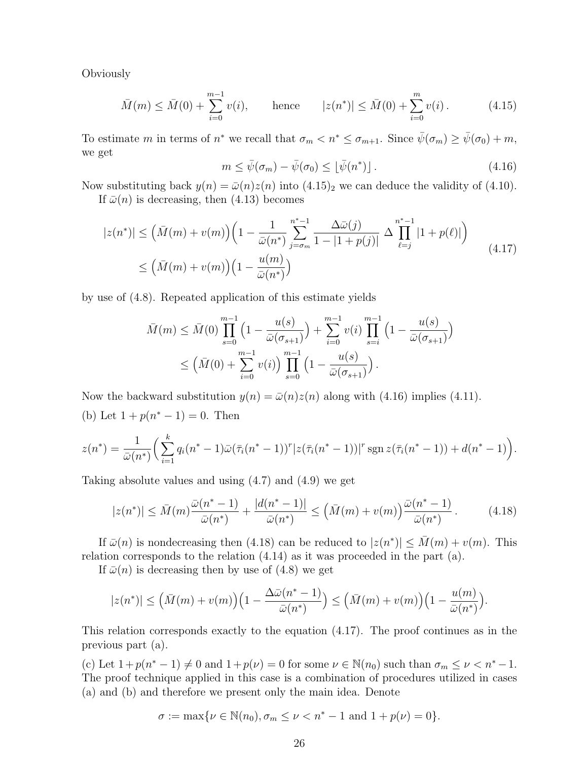Obviously

$$\bar{M}(m) \leq \bar{M}(0) + \sum_{i=0}^{m-1} v(i), \qquad \text{hence} \qquad |z(n^*)| \leq \bar{M}(0) + \sum_{i=0}^{m} v(i)\,. \tag{4.15}$$

To estimate $m$ in terms of $n^*$ we recall that $\sigma_m < n^* \leq \sigma_{m+1}$. Since $\bar{\psi}(\sigma_m) \geq \bar{\psi}(\sigma_0) + m$, we get

$$m \leq \bar{\psi}(\sigma_m) - \bar{\psi}(\sigma_0) \leq \lfloor \bar{\psi}(n^*) \rfloor\,. \tag{4.16}$$

Now substituting back $y(n) = \bar{\omega}(n) z(n)$ into $(4.15)_2$ we can deduce the validity of (4.10).

If $\bar{\omega}(n)$ is decreasing, then (4.13) becomes

$$\begin{aligned} |z(n^*)| &\leq \Big(\bar{M}(m) + v(m)\Big)\Big(1 - \frac{1}{\bar{\omega}(n^*)} \sum_{j=\sigma_m}^{n^*-1} \frac{\Delta\bar{\omega}(j)}{1 - |1+p(j)|}\ \Delta \prod_{\ell=j}^{n^*-1} |1+p(\ell)|\Big) \\ &\leq \Big(\bar{M}(m) + v(m)\Big)\Big(1 - \frac{u(m)}{\bar{\omega}(n^*)}\Big) \end{aligned} \tag{4.17}$$

by use of (4.8). Repeated application of this estimate yields

$$\begin{aligned} \bar{M}(m) &\leq \bar{M}(0) \prod_{s=0}^{m-1} \Big(1 - \frac{u(s)}{\bar{\omega}(\sigma_{s+1})}\Big) + \sum_{i=0}^{m-1} v(i) \prod_{s=i}^{m-1} \Big(1 - \frac{u(s)}{\bar{\omega}(\sigma_{s+1})}\Big) \\ &\leq \Big(\bar{M}(0) + \sum_{i=0}^{m-1} v(i)\Big) \prod_{s=0}^{m-1} \Big(1 - \frac{u(s)}{\bar{\omega}(\sigma_{s+1})}\Big)\,. \end{aligned}$$

Now the backward substitution $y(n) = \bar{\omega}(n) z(n)$ along with (4.16) implies (4.11).

(b) Let $1 + p(n^* - 1) = 0$. Then

$$z(n^*) = \frac{1}{\bar{\omega}(n^*)}\Big(\sum_{i=1}^{k} q_i(n^*-1)\bar{\omega}(\bar{\tau}_i(n^*-1))^r |z(\bar{\tau}_i(n^*-1))|^r \operatorname{sgn} z(\bar{\tau}_i(n^*-1)) + d(n^*-1)\Big).$$

Taking absolute values and using (4.7) and (4.9) we get

$$|z(n^*)| \leq \bar{M}(m) \frac{\bar{\omega}(n^*-1)}{\bar{\omega}(n^*)} + \frac{|d(n^*-1)|}{\bar{\omega}(n^*)} \leq \Big(\bar{M}(m) + v(m)\Big) \frac{\bar{\omega}(n^*-1)}{\bar{\omega}(n^*)}\,. \tag{4.18}$$

If $\bar{\omega}(n)$ is nondecreasing then (4.18) can be reduced to $|z(n^*)| \leq \bar{M}(m) + v(m)$. This relation corresponds to the relation (4.14) as it was proceeded in the part (a).

If $\bar{\omega}(n)$ is decreasing then by use of (4.8) we get

$$|z(n^*)| \leq \Big(\bar{M}(m) + v(m)\Big)\Big(1 - \frac{\Delta\bar{\omega}(n^*-1)}{\bar{\omega}(n^*)}\Big) \leq \Big(\bar{M}(m) + v(m)\Big)\Big(1 - \frac{u(m)}{\bar{\omega}(n^*)}\Big).$$

This relation corresponds exactly to the equation (4.17). The proof continues as in the previous part (a).

(c) Let $1 + p(n^*-1) \neq 0$ and $1 + p(\nu) = 0$ for some $\nu \in \mathbb{N}(n_0)$ such than $\sigma_m \leq \nu < n^* - 1$. The proof technique applied in this case is a combination of procedures utilized in cases (a) and (b) and therefore we present only the main idea. Denote

$$\sigma := \max\{\nu \in \mathbb{N}(n_0), \sigma_m \leq \nu < n^* - 1 \text{ and } 1 + p(\nu) = 0\}.$$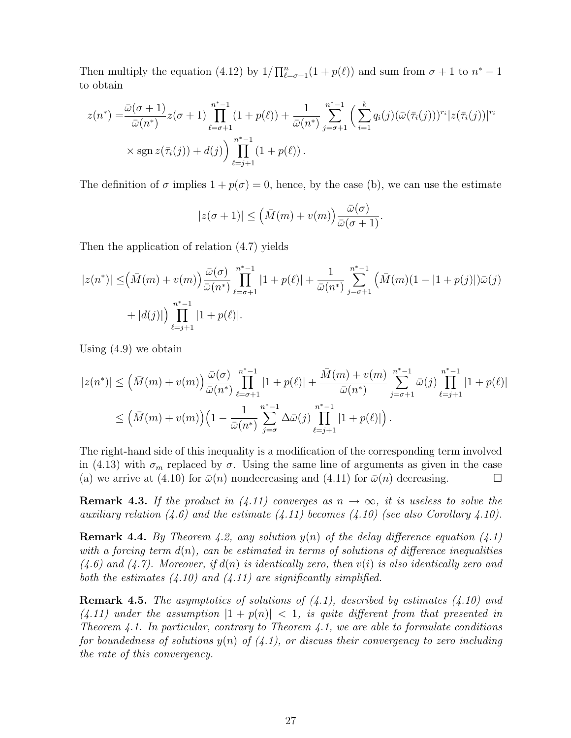Then multiply the equation (4.12) by $1/\prod_{\ell=\sigma+1}^{n}(1+p(\ell))$ and sum from $\sigma+1$ to $n^*-1$ to obtain

$$
\begin{aligned}
z(n^*) =& \frac{\bar{\omega}(\sigma+1)}{\bar{\omega}(n^*)} z(\sigma+1) \prod_{\ell=\sigma+1}^{n^*-1}(1+p(\ell)) + \frac{1}{\bar{\omega}(n^*)} \sum_{j=\sigma+1}^{n^*-1} \Big( \sum_{i=1}^{k} q_i(j)(\bar{\omega}(\bar{\tau}_i(j)))^{r_i} |z(\bar{\tau}_i(j))|^{r_i} \\
& \times \operatorname{sgn} z(\bar{\tau}_i(j)) + d(j) \Big) \prod_{\ell=j+1}^{n^*-1}(1+p(\ell)) .
\end{aligned}
$$

The definition of $\sigma$ implies $1+p(\sigma)=0$, hence, by the case (b), we can use the estimate

$$
|z(\sigma+1)| \le \Big(\bar{M}(m)+v(m)\Big) \frac{\bar{\omega}(\sigma)}{\bar{\omega}(\sigma+1)}.
$$

Then the application of relation (4.7) yields

$$
\begin{aligned}
|z(n^*)| \le& \Big(\bar{M}(m)+v(m)\Big) \frac{\bar{\omega}(\sigma)}{\bar{\omega}(n^*)} \prod_{\ell=\sigma+1}^{n^*-1} |1+p(\ell)| + \frac{1}{\bar{\omega}(n^*)} \sum_{j=\sigma+1}^{n^*-1} \Big( \bar{M}(m)(1-|1+p(j)|)\bar{\omega}(j) \\
& + |d(j)| \Big) \prod_{\ell=j+1}^{n^*-1} |1+p(\ell)|.
\end{aligned}
$$

Using (4.9) we obtain

$$
\begin{aligned}
|z(n^*)| &\le \Big(\bar{M}(m)+v(m)\Big) \frac{\bar{\omega}(\sigma)}{\bar{\omega}(n^*)} \prod_{\ell=\sigma+1}^{n^*-1} |1+p(\ell)| + \frac{\bar{M}(m)+v(m)}{\bar{\omega}(n^*)} \sum_{j=\sigma+1}^{n^*-1} \bar{\omega}(j) \prod_{\ell=j+1}^{n^*-1} |1+p(\ell)| \\
&\le \Big(\bar{M}(m)+v(m)\Big) \Big( 1 - \frac{1}{\bar{\omega}(n^*)} \sum_{j=\sigma}^{n^*-1} \Delta\bar{\omega}(j) \prod_{\ell=j+1}^{n^*-1} |1+p(\ell)| \Big) .
\end{aligned}
$$

The right-hand side of this inequality is a modification of the corresponding term involved in (4.13) with $\sigma_m$ replaced by $\sigma$. Using the same line of arguments as given in the case (a) we arrive at (4.10) for $\bar{\omega}(n)$ nondecreasing and (4.11) for $\bar{\omega}(n)$ decreasing. □

**Remark 4.3.** *If the product in (4.11) converges as $n \to \infty$, it is useless to solve the auxiliary relation (4.6) and the estimate (4.11) becomes (4.10) (see also Corollary 4.10).*

**Remark 4.4.** *By Theorem 4.2, any solution $y(n)$ of the delay difference equation (4.1) with a forcing term $d(n)$, can be estimated in terms of solutions of difference inequalities (4.6) and (4.7). Moreover, if $d(n)$ is identically zero, then $v(i)$ is also identically zero and both the estimates (4.10) and (4.11) are significantly simplified.*

**Remark 4.5.** *The asymptotics of solutions of (4.1), described by estimates (4.10) and (4.11) under the assumption $|1+p(n)| < 1$, is quite different from that presented in Theorem 4.1. In particular, contrary to Theorem 4.1, we are able to formulate conditions for boundedness of solutions $y(n)$ of (4.1), or discuss their convergency to zero including the rate of this convergency.*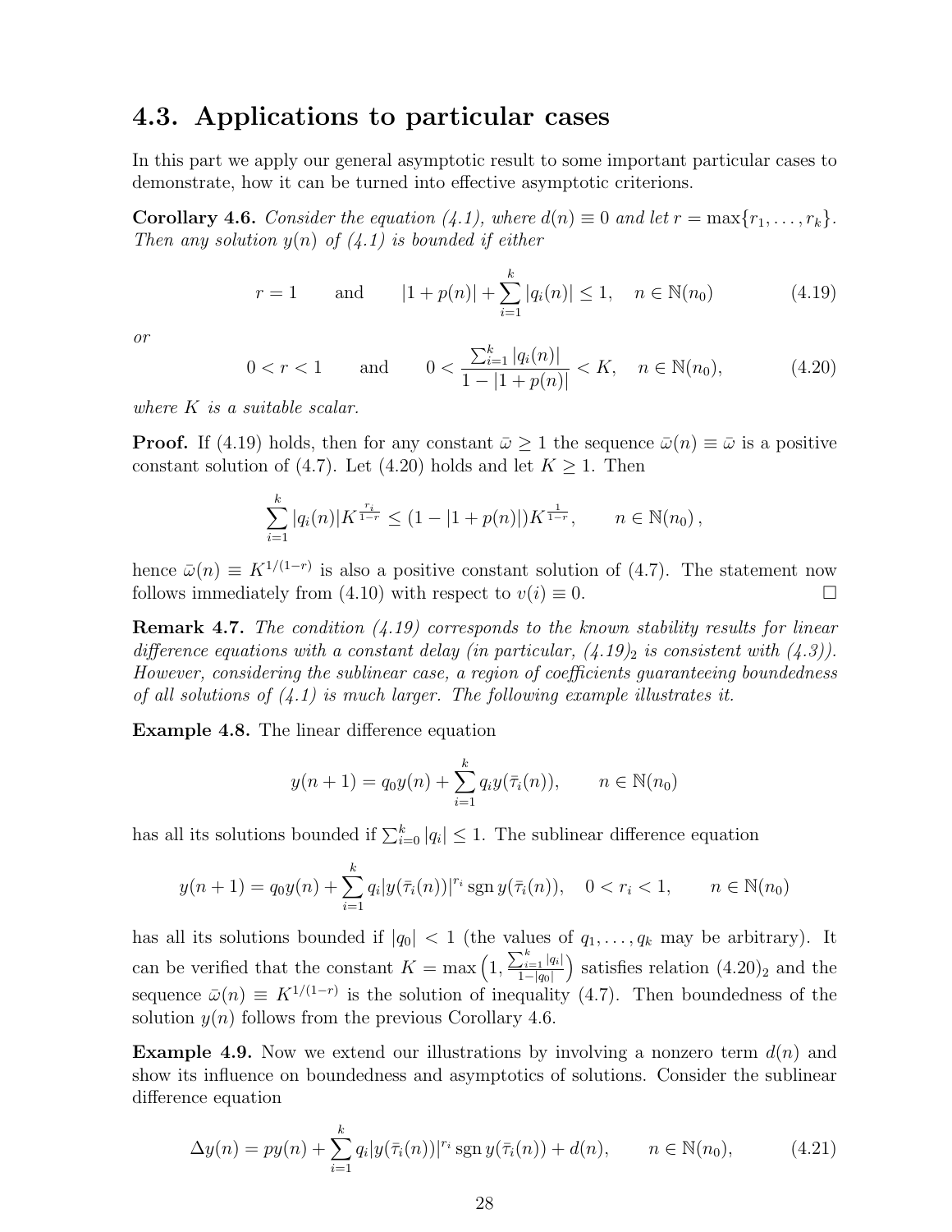## 4.3. Applications to particular cases

In this part we apply our general asymptotic result to some important particular cases to demonstrate, how it can be turned into effective asymptotic criterions.

**Corollary 4.6.** *Consider the equation (4.1), where $d(n) \equiv 0$ and let $r = \max\{r_1, \dots, r_k\}$. Then any solution $y(n)$ of (4.1) is bounded if either*

$$r = 1 \qquad \text{and} \qquad |1 + p(n)| + \sum_{i=1}^{k} |q_i(n)| \le 1, \quad n \in \mathbb{N}(n_0) \tag{4.19}$$

*or*

$$0 < r < 1 \qquad \text{and} \qquad 0 < \frac{\sum_{i=1}^{k} |q_i(n)|}{1 - |1 + p(n)|} < K, \quad n \in \mathbb{N}(n_0), \tag{4.20}$$

*where $K$ is a suitable scalar.*

**Proof.** If (4.19) holds, then for any constant $\bar{\omega} \ge 1$ the sequence $\bar{\omega}(n) \equiv \bar{\omega}$ is a positive constant solution of (4.7). Let (4.20) holds and let $K \ge 1$. Then

$$\sum_{i=1}^{k} |q_i(n)| K^{\frac{r_i}{1-r}} \le (1 - |1 + p(n)|) K^{\frac{1}{1-r}}, \qquad n \in \mathbb{N}(n_0)\,,$$

hence $\bar{\omega}(n) \equiv K^{1/(1-r)}$ is also a positive constant solution of (4.7). The statement now follows immediately from (4.10) with respect to $v(i) \equiv 0$. $\square$

**Remark 4.7.** *The condition (4.19) corresponds to the known stability results for linear difference equations with a constant delay (in particular, $(4.19)_2$ is consistent with (4.3)). However, considering the sublinear case, a region of coefficients guaranteeing boundedness of all solutions of (4.1) is much larger. The following example illustrates it.*

**Example 4.8.** The linear difference equation

$$y(n+1) = q_0 y(n) + \sum_{i=1}^{k} q_i y(\bar{\tau}_i(n)), \qquad n \in \mathbb{N}(n_0)$$

has all its solutions bounded if $\sum_{i=0}^{k} |q_i| \le 1$. The sublinear difference equation

$$y(n+1) = q_0 y(n) + \sum_{i=1}^{k} q_i |y(\bar{\tau}_i(n))|^{r_i} \operatorname{sgn} y(\bar{\tau}_i(n)), \quad 0 < r_i < 1, \qquad n \in \mathbb{N}(n_0)$$

has all its solutions bounded if $|q_0| < 1$ (the values of $q_1, \dots, q_k$ may be arbitrary). It can be verified that the constant $K = \max\left(1, \frac{\sum_{i=1}^{k} |q_i|}{1-|q_0|}\right)$ satisfies relation $(4.20)_2$ and the sequence $\bar{\omega}(n) \equiv K^{1/(1-r)}$ is the solution of inequality (4.7). Then boundedness of the solution $y(n)$ follows from the previous Corollary 4.6.

**Example 4.9.** Now we extend our illustrations by involving a nonzero term $d(n)$ and show its influence on boundedness and asymptotics of solutions. Consider the sublinear difference equation

$$\Delta y(n) = p y(n) + \sum_{i=1}^{k} q_i |y(\bar{\tau}_i(n))|^{r_i} \operatorname{sgn} y(\bar{\tau}_i(n)) + d(n), \qquad n \in \mathbb{N}(n_0), \tag{4.21}$$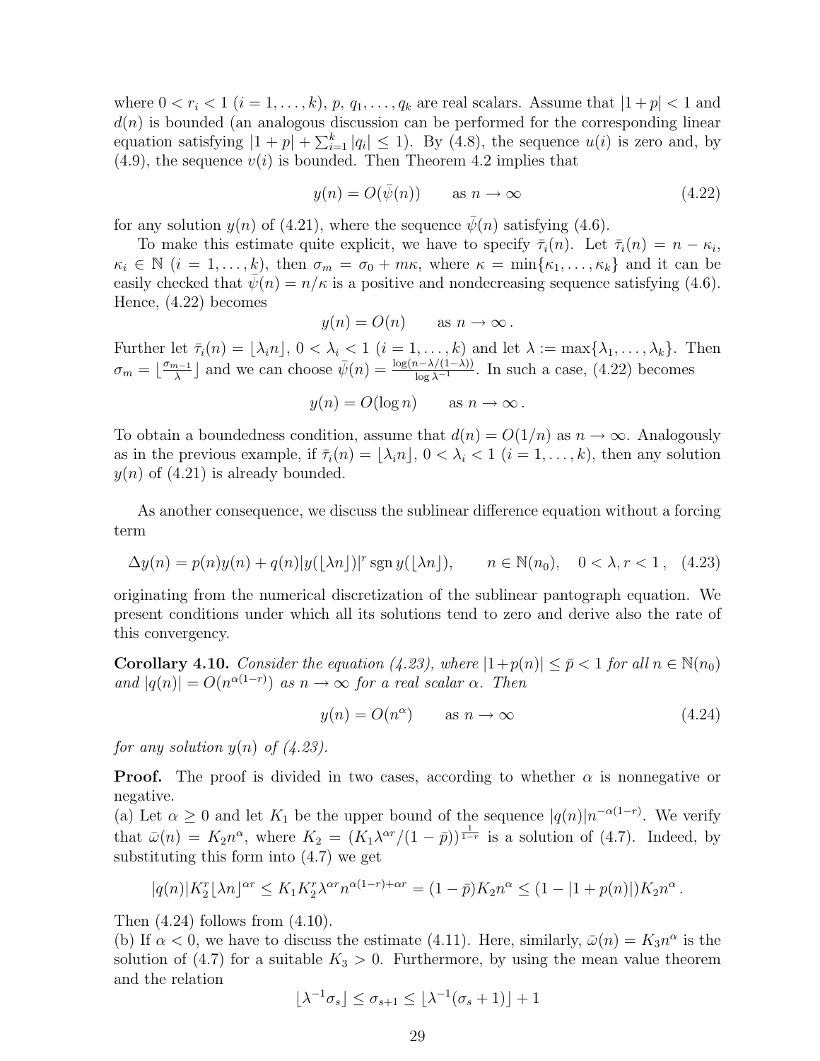where $0 < r_i < 1$ $(i = 1, \dots, k)$, $p$, $q_1, \dots, q_k$ are real scalars. Assume that $|1+p| < 1$ and $d(n)$ is bounded (an analogous discussion can be performed for the corresponding linear equation satisfying $|1+p| + \sum_{i=1}^{k} |q_i| \le 1$). By (4.8), the sequence $u(i)$ is zero and, by (4.9), the sequence $v(i)$ is bounded. Then Theorem 4.2 implies that

$$y(n) = O(\bar{\psi}(n)) \qquad \text{as } n \to \infty \tag{4.22}$$

for any solution $y(n)$ of (4.21), where the sequence $\bar{\psi}(n)$ satisfying (4.6).

To make this estimate quite explicit, we have to specify $\bar{\tau}_i(n)$. Let $\bar{\tau}_i(n) = n - \kappa_i$, $\kappa_i \in \mathbb{N}$ $(i = 1, \dots, k)$, then $\sigma_m = \sigma_0 + m\kappa$, where $\kappa = \min\{\kappa_1, \dots, \kappa_k\}$ and it can be easily checked that $\bar{\psi}(n) = n/\kappa$ is a positive and nondecreasing sequence satisfying (4.6). Hence, (4.22) becomes

$$y(n) = O(n) \qquad \text{as } n \to \infty \, .$$

Further let $\bar{\tau}_i(n) = \lfloor \lambda_i n \rfloor$, $0 < \lambda_i < 1$ $(i = 1, \dots, k)$ and let $\lambda := \max\{\lambda_1, \dots, \lambda_k\}$. Then $\sigma_m = \lfloor \frac{\sigma_{m-1}}{\lambda} \rfloor$ and we can choose $\bar{\psi}(n) = \frac{\log(n - \lambda/(1-\lambda))}{\log \lambda^{-1}}$. In such a case, (4.22) becomes

$$y(n) = O(\log n) \qquad \text{as } n \to \infty \, .$$

To obtain a boundedness condition, assume that $d(n) = O(1/n)$ as $n \to \infty$. Analogously as in the previous example, if $\bar{\tau}_i(n) = \lfloor \lambda_i n \rfloor$, $0 < \lambda_i < 1$ $(i = 1, \dots, k)$, then any solution $y(n)$ of (4.21) is already bounded.

As another consequence, we discuss the sublinear difference equation without a forcing term

$$\Delta y(n) = p(n)y(n) + q(n)|y(\lfloor \lambda n \rfloor)|^r \operatorname{sgn} y(\lfloor \lambda n \rfloor), \qquad n \in \mathbb{N}(n_0), \quad 0 < \lambda, r < 1 \, , \tag{4.23}$$

originating from the numerical discretization of the sublinear pantograph equation. We present conditions under which all its solutions tend to zero and derive also the rate of this convergency.

**Corollary 4.10.** *Consider the equation (4.23), where $|1+p(n)| \le \bar{p} < 1$ for all $n \in \mathbb{N}(n_0)$ and $|q(n)| = O(n^{\alpha(1-r)})$ as $n \to \infty$ for a real scalar $\alpha$. Then*

$$y(n) = O(n^{\alpha}) \qquad \text{as } n \to \infty \tag{4.24}$$

*for any solution $y(n)$ of (4.23).*

**Proof.** The proof is divided in two cases, according to whether $\alpha$ is nonnegative or negative.
(a) Let $\alpha \ge 0$ and let $K_1$ be the upper bound of the sequence $|q(n)|n^{-\alpha(1-r)}$. We verify that $\bar{\omega}(n) = K_2 n^{\alpha}$, where $K_2 = (K_1 \lambda^{\alpha r}/(1-\bar{p}))^{\frac{1}{1-r}}$ is a solution of (4.7). Indeed, by substituting this form into (4.7) we get

$$|q(n)| K_2^r \lfloor \lambda n \rfloor^{\alpha r} \le K_1 K_2^r \lambda^{\alpha r} n^{\alpha(1-r)+\alpha r} = (1-\bar{p}) K_2 n^{\alpha} \le (1 - |1+p(n)|) K_2 n^{\alpha} \, .$$

Then (4.24) follows from (4.10).
(b) If $\alpha < 0$, we have to discuss the estimate (4.11). Here, similarly, $\bar{\omega}(n) = K_3 n^{\alpha}$ is the solution of (4.7) for a suitable $K_3 > 0$. Furthermore, by using the mean value theorem and the relation

$$\lfloor \lambda^{-1} \sigma_s \rfloor \le \sigma_{s+1} \le \lfloor \lambda^{-1}(\sigma_s + 1) \rfloor + 1$$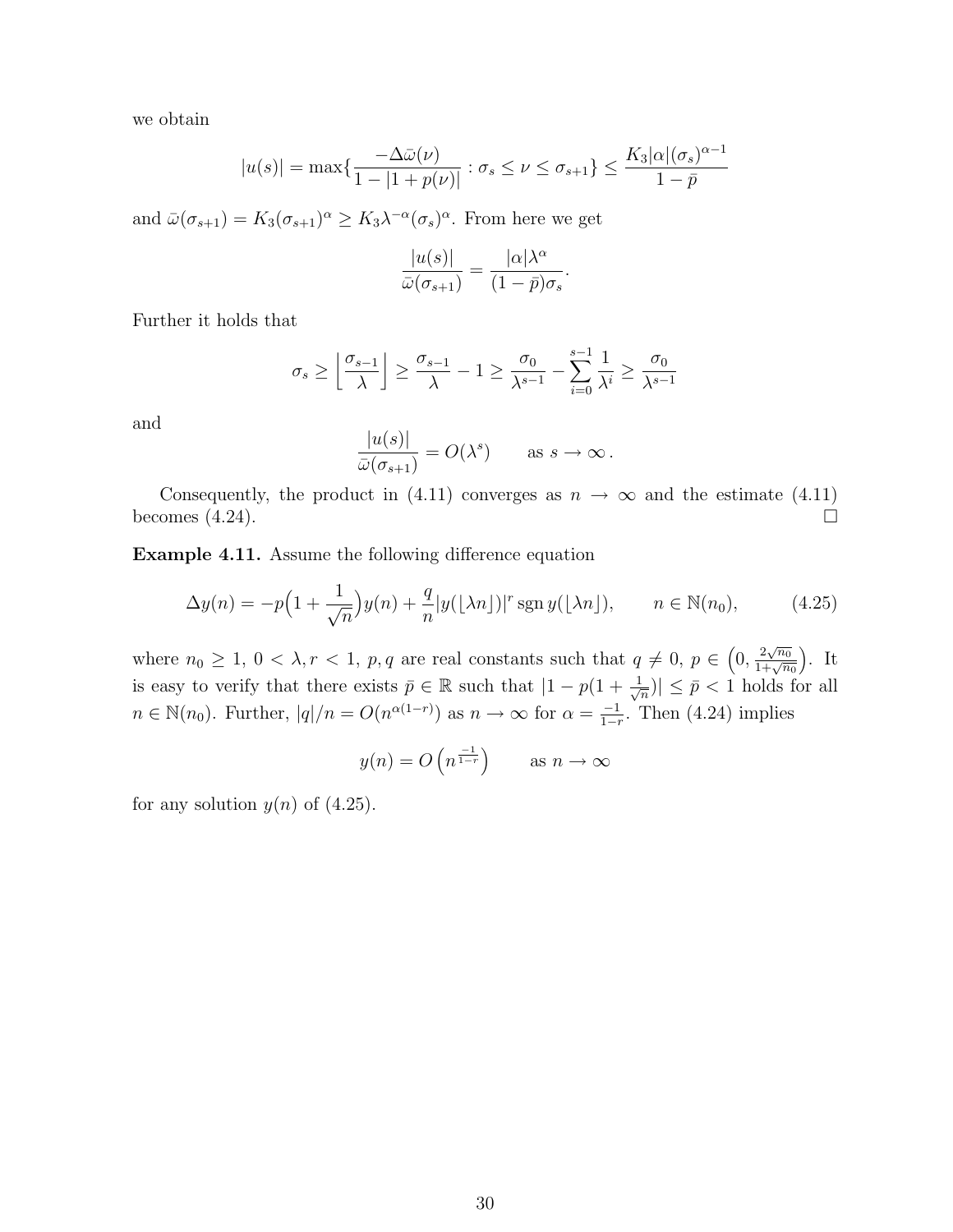we obtain

$$|u(s)| = \max\{\frac{-\Delta\bar{\omega}(\nu)}{1-|1+p(\nu)|} : \sigma_s \le \nu \le \sigma_{s+1}\} \le \frac{K_3|\alpha|(\sigma_s)^{\alpha-1}}{1-\bar{p}}$$

and $\bar{\omega}(\sigma_{s+1}) = K_3(\sigma_{s+1})^\alpha \ge K_3\lambda^{-\alpha}(\sigma_s)^\alpha$. From here we get

$$\frac{|u(s)|}{\bar{\omega}(\sigma_{s+1})} = \frac{|\alpha|\lambda^\alpha}{(1-\bar{p})\sigma_s}.$$

Further it holds that

$$\sigma_s \ge \left\lfloor \frac{\sigma_{s-1}}{\lambda} \right\rfloor \ge \frac{\sigma_{s-1}}{\lambda} - 1 \ge \frac{\sigma_0}{\lambda^{s-1}} - \sum_{i=0}^{s-1} \frac{1}{\lambda^i} \ge \frac{\sigma_0}{\lambda^{s-1}}$$

and

$$\frac{|u(s)|}{\bar{\omega}(\sigma_{s+1})} = O(\lambda^s) \qquad \text{as } s \to \infty\,.$$

Consequently, the product in (4.11) converges as $n \to \infty$ and the estimate (4.11) becomes (4.24). $\square$

**Example 4.11.** Assume the following difference equation

$$\Delta y(n) = -p\Big(1 + \frac{1}{\sqrt{n}}\Big)y(n) + \frac{q}{n}|y(\lfloor \lambda n \rfloor)|^r \operatorname{sgn} y(\lfloor \lambda n \rfloor), \qquad n \in \mathbb{N}(n_0), \tag{4.25}$$

where $n_0 \ge 1$, $0 < \lambda, r < 1$, $p, q$ are real constants such that $q \ne 0$, $p \in \Big(0, \frac{2\sqrt{n_0}}{1+\sqrt{n_0}}\Big)$. It is easy to verify that there exists $\bar{p} \in \mathbb{R}$ such that $|1 - p(1 + \frac{1}{\sqrt{n}})| \le \bar{p} < 1$ holds for all $n \in \mathbb{N}(n_0)$. Further, $|q|/n = O(n^{\alpha(1-r)})$ as $n \to \infty$ for $\alpha = \frac{-1}{1-r}$. Then (4.24) implies

$$y(n) = O\left(n^{\frac{-1}{1-r}}\right) \qquad \text{as } n \to \infty$$

for any solution $y(n)$ of (4.25).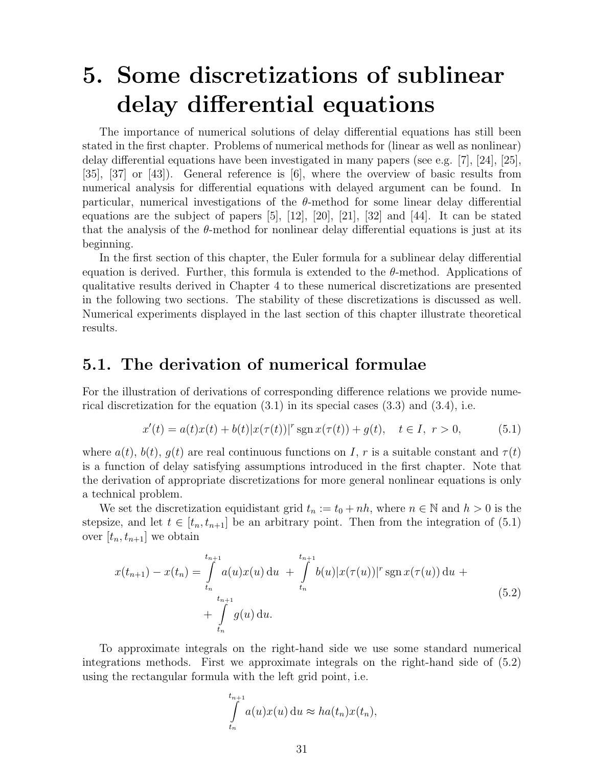# 5. Some discretizations of sublinear delay differential equations

The importance of numerical solutions of delay differential equations has still been stated in the first chapter. Problems of numerical methods for (linear as well as nonlinear) delay differential equations have been investigated in many papers (see e.g. [7], [24], [25], [35], [37] or [43]). General reference is [6], where the overview of basic results from numerical analysis for differential equations with delayed argument can be found. In particular, numerical investigations of the $\theta$-method for some linear delay differential equations are the subject of papers [5], [12], [20], [21], [32] and [44]. It can be stated that the analysis of the $\theta$-method for nonlinear delay differential equations is just at its beginning.

In the first section of this chapter, the Euler formula for a sublinear delay differential equation is derived. Further, this formula is extended to the $\theta$-method. Applications of qualitative results derived in Chapter 4 to these numerical discretizations are presented in the following two sections. The stability of these discretizations is discussed as well. Numerical experiments displayed in the last section of this chapter illustrate theoretical results.

## 5.1. The derivation of numerical formulae

For the illustration of derivations of corresponding difference relations we provide numerical discretization for the equation (3.1) in its special cases (3.3) and (3.4), i.e.

$$x'(t) = a(t)x(t) + b(t)|x(\tau(t))|^r \operatorname{sgn} x(\tau(t)) + g(t), \quad t \in I, \ r > 0, \tag{5.1}$$

where $a(t)$, $b(t)$, $g(t)$ are real continuous functions on $I$, $r$ is a suitable constant and $\tau(t)$ is a function of delay satisfying assumptions introduced in the first chapter. Note that the derivation of appropriate discretizations for more general nonlinear equations is only a technical problem.

We set the discretization equidistant grid $t_n := t_0 + nh$, where $n \in \mathbb{N}$ and $h > 0$ is the stepsize, and let $t \in [t_n, t_{n+1}]$ be an arbitrary point. Then from the integration of (5.1) over $[t_n, t_{n+1}]$ we obtain

$$\begin{aligned} x(t_{n+1}) - x(t_n) = \int_{t_n}^{t_{n+1}} a(u)x(u)\,\mathrm{d}u \ + \int_{t_n}^{t_{n+1}} b(u)|x(\tau(u))|^r \operatorname{sgn} x(\tau(u))\,\mathrm{d}u \ + \\ + \int_{t_n}^{t_{n+1}} g(u)\,\mathrm{d}u. \end{aligned} \tag{5.2}$$

To approximate integrals on the right-hand side we use some standard numerical integrations methods. First we approximate integrals on the right-hand side of (5.2) using the rectangular formula with the left grid point, i.e.

$$\int_{t_n}^{t_{n+1}} a(u)x(u)\,\mathrm{d}u \approx ha(t_n)x(t_n),$$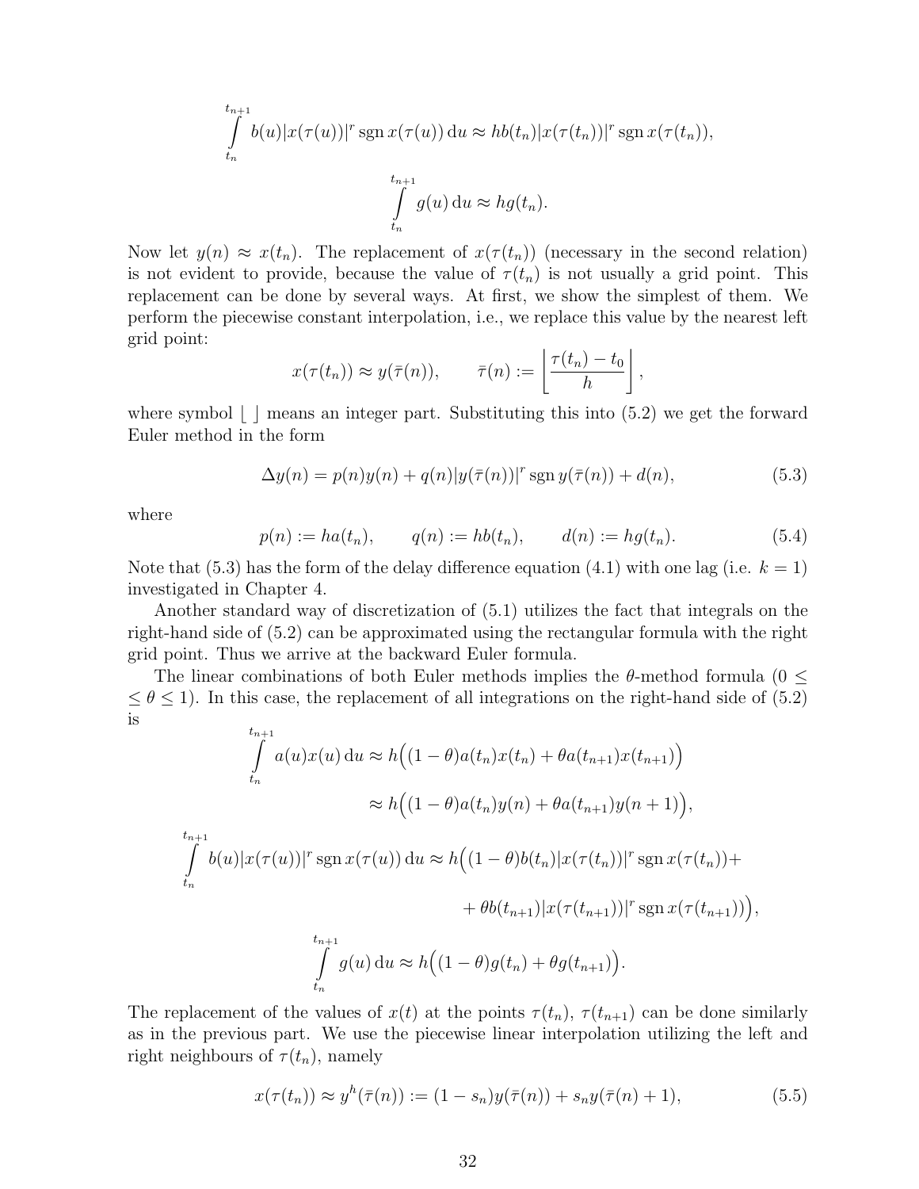$$\int_{t_n}^{t_{n+1}} b(u)|x(\tau(u))|^r \operatorname{sgn} x(\tau(u))\,\mathrm{d}u \approx hb(t_n)|x(\tau(t_n))|^r \operatorname{sgn} x(\tau(t_n)),$$

$$\int_{t_n}^{t_{n+1}} g(u)\,\mathrm{d}u \approx hg(t_n).$$

Now let $y(n) \approx x(t_n)$. The replacement of $x(\tau(t_n))$ (necessary in the second relation) is not evident to provide, because the value of $\tau(t_n)$ is not usually a grid point. This replacement can be done by several ways. At first, we show the simplest of them. We perform the piecewise constant interpolation, i.e., we replace this value by the nearest left grid point:

$$x(\tau(t_n)) \approx y(\bar{\tau}(n)), \qquad \bar{\tau}(n) := \left\lfloor \frac{\tau(t_n) - t_0}{h} \right\rfloor,$$

where symbol $\lfloor\ \rfloor$ means an integer part. Substituting this into (5.2) we get the forward Euler method in the form

$$\Delta y(n) = p(n)y(n) + q(n)|y(\bar{\tau}(n))|^r \operatorname{sgn} y(\bar{\tau}(n)) + d(n), \tag{5.3}$$

where

$$p(n) := ha(t_n), \qquad q(n) := hb(t_n), \qquad d(n) := hg(t_n). \tag{5.4}$$

Note that (5.3) has the form of the delay difference equation (4.1) with one lag (i.e. $k = 1$) investigated in Chapter 4.

Another standard way of discretization of (5.1) utilizes the fact that integrals on the right-hand side of (5.2) can be approximated using the rectangular formula with the right grid point. Thus we arrive at the backward Euler formula.

The linear combinations of both Euler methods implies the $\theta$-method formula ($0 \leq \theta \leq 1$). In this case, the replacement of all integrations on the right-hand side of (5.2) is

$$\begin{aligned}\int_{t_n}^{t_{n+1}} a(u)x(u)\,\mathrm{d}u &\approx h\Big((1-\theta)a(t_n)x(t_n) + \theta a(t_{n+1})x(t_{n+1})\Big)\\ &\approx h\Big((1-\theta)a(t_n)y(n) + \theta a(t_{n+1})y(n+1)\Big),\end{aligned}$$

$$\begin{aligned}\int_{t_n}^{t_{n+1}} b(u)|x(\tau(u))|^r \operatorname{sgn} x(\tau(u))\,\mathrm{d}u \approx h\Big(&(1-\theta)b(t_n)|x(\tau(t_n))|^r \operatorname{sgn} x(\tau(t_n)) +\\ &+ \theta b(t_{n+1})|x(\tau(t_{n+1}))|^r \operatorname{sgn} x(\tau(t_{n+1}))\Big),\end{aligned}$$

$$\int_{t_n}^{t_{n+1}} g(u)\,\mathrm{d}u \approx h\Big((1-\theta)g(t_n) + \theta g(t_{n+1})\Big).$$

The replacement of the values of $x(t)$ at the points $\tau(t_n)$, $\tau(t_{n+1})$ can be done similarly as in the previous part. We use the piecewise linear interpolation utilizing the left and right neighbours of $\tau(t_n)$, namely

$$x(\tau(t_n)) \approx y^h(\bar{\tau}(n)) := (1 - s_n)y(\bar{\tau}(n)) + s_n y(\bar{\tau}(n) + 1), \tag{5.5}$$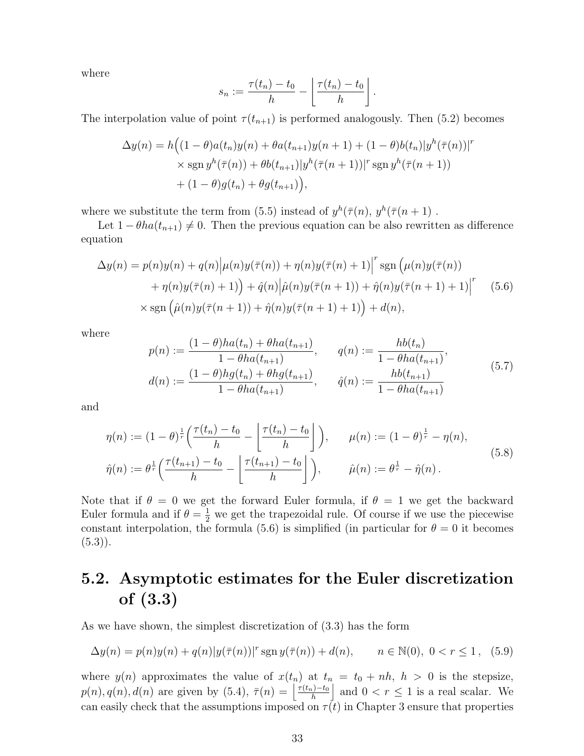where

$$s_n := \frac{\tau(t_n) - t_0}{h} - \left\lfloor \frac{\tau(t_n) - t_0}{h} \right\rfloor .$$

The interpolation value of point $\tau(t_{n+1})$ is performed analogously. Then (5.2) becomes

$$\begin{aligned}\Delta y(n) = h\Big( &(1-\theta)a(t_n)y(n) + \theta a(t_{n+1})y(n+1) + (1-\theta)b(t_n)|y^h(\bar{\tau}(n))|^r \\ &\times \operatorname{sgn} y^h(\bar{\tau}(n)) + \theta b(t_{n+1})|y^h(\bar{\tau}(n+1))|^r \operatorname{sgn} y^h(\bar{\tau}(n+1)) \\ &+ (1-\theta)g(t_n) + \theta g(t_{n+1})\Big),\end{aligned}$$

where we substitute the term from (5.5) instead of $y^h(\bar{\tau}(n)$, $y^h(\bar{\tau}(n+1)$ .

Let $1 - \theta h a(t_{n+1}) \neq 0$. Then the previous equation can be also rewritten as difference equation

$$\begin{aligned}\Delta y(n) = p(n)y(n) &+ q(n)\Big|\mu(n)y(\bar{\tau}(n)) + \eta(n)y(\bar{\tau}(n)+1)\Big|^r \operatorname{sgn}\Big(\mu(n)y(\bar{\tau}(n)) \\ &+ \eta(n)y(\bar{\tau}(n)+1)\Big) + \hat{q}(n)\Big|\hat{\mu}(n)y(\bar{\tau}(n+1)) + \hat{\eta}(n)y(\bar{\tau}(n+1)+1)\Big|^r \\ &\times \operatorname{sgn}\Big(\hat{\mu}(n)y(\bar{\tau}(n+1)) + \hat{\eta}(n)y(\bar{\tau}(n+1)+1)\Big) + d(n),\end{aligned} \tag{5.6}$$

where

$$\begin{aligned} p(n) &:= \frac{(1-\theta)ha(t_n) + \theta ha(t_{n+1})}{1 - \theta ha(t_{n+1})}, \qquad q(n) := \frac{hb(t_n)}{1 - \theta ha(t_{n+1})}, \\ d(n) &:= \frac{(1-\theta)hg(t_n) + \theta hg(t_{n+1})}{1 - \theta ha(t_{n+1})}, \qquad \hat{q}(n) := \frac{hb(t_{n+1})}{1 - \theta ha(t_{n+1})} \end{aligned} \tag{5.7}$$

and

$$\begin{aligned} \eta(n) &:= (1-\theta)^{\frac{1}{r}}\Big(\frac{\tau(t_n) - t_0}{h} - \left\lfloor \frac{\tau(t_n) - t_0}{h} \right\rfloor\Big), \qquad \mu(n) := (1-\theta)^{\frac{1}{r}} - \eta(n), \\ \hat{\eta}(n) &:= \theta^{\frac{1}{r}}\Big(\frac{\tau(t_{n+1}) - t_0}{h} - \left\lfloor \frac{\tau(t_{n+1}) - t_0}{h} \right\rfloor\Big), \qquad \hat{\mu}(n) := \theta^{\frac{1}{r}} - \hat{\eta}(n) . \end{aligned} \tag{5.8}$$

Note that if $\theta = 0$ we get the forward Euler formula, if $\theta = 1$ we get the backward Euler formula and if $\theta = \frac{1}{2}$ we get the trapezoidal rule. Of course if we use the piecewise constant interpolation, the formula (5.6) is simplified (in particular for $\theta = 0$ it becomes (5.3)).

## 5.2. Asymptotic estimates for the Euler discretization of (3.3)

As we have shown, the simplest discretization of (3.3) has the form

$$\Delta y(n) = p(n)y(n) + q(n)|y(\bar{\tau}(n))|^r \operatorname{sgn} y(\bar{\tau}(n)) + d(n), \qquad n \in \mathbb{N}(0),\ 0 < r \le 1\,, \tag{5.9}$$

where $y(n)$ approximates the value of $x(t_n)$ at $t_n = t_0 + nh$, $h > 0$ is the stepsize, $p(n), q(n), d(n)$ are given by (5.4), $\bar{\tau}(n) = \left\lfloor \frac{\tau(t_n) - t_0}{h} \right\rfloor$ and $0 < r \le 1$ is a real scalar. We can easily check that the assumptions imposed on $\tau(t)$ in Chapter 3 ensure that properties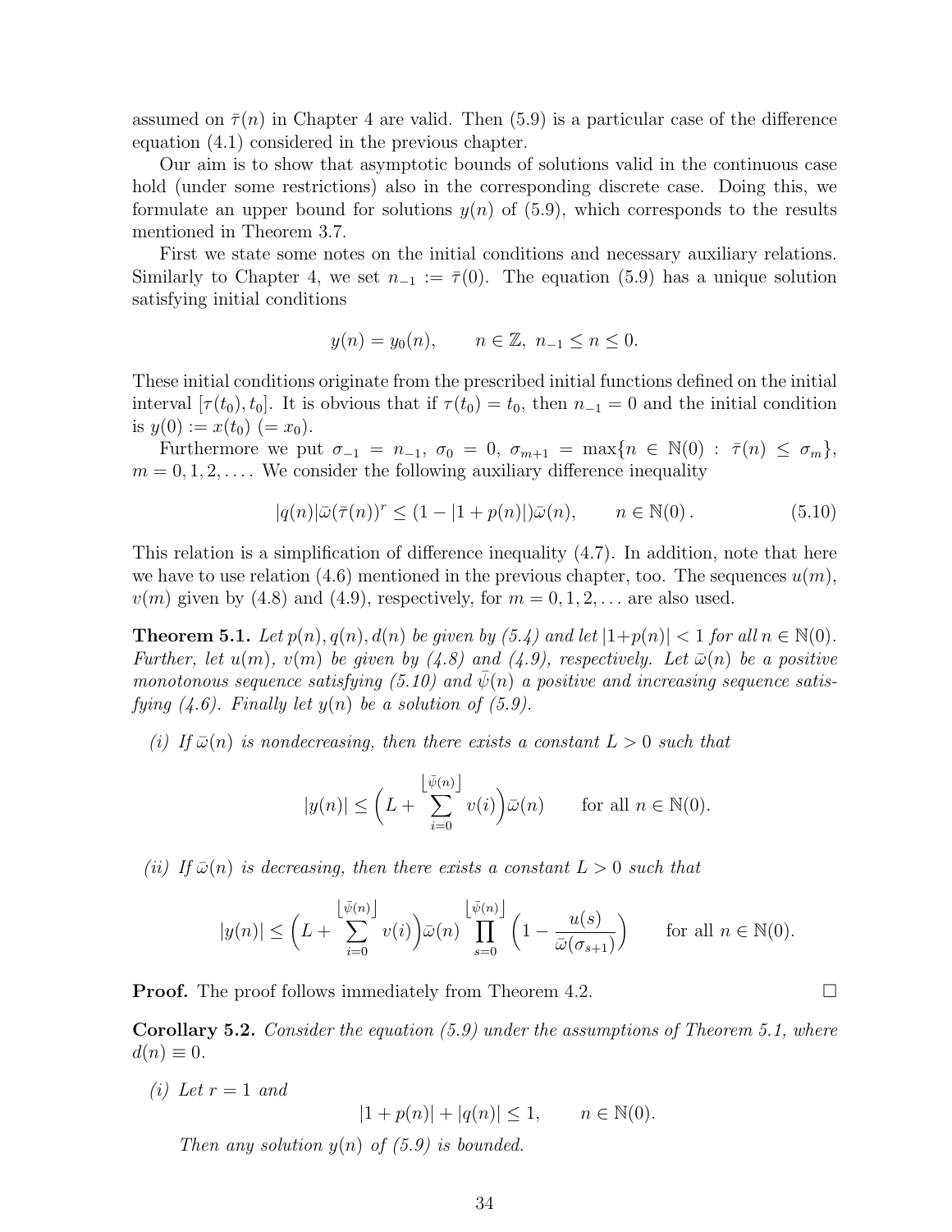assumed on $\bar{\tau}(n)$ in Chapter 4 are valid. Then (5.9) is a particular case of the difference equation (4.1) considered in the previous chapter.

Our aim is to show that asymptotic bounds of solutions valid in the continuous case hold (under some restrictions) also in the corresponding discrete case. Doing this, we formulate an upper bound for solutions $y(n)$ of (5.9), which corresponds to the results mentioned in Theorem 3.7.

First we state some notes on the initial conditions and necessary auxiliary relations. Similarly to Chapter 4, we set $n_{-1} := \bar{\tau}(0)$. The equation (5.9) has a unique solution satisfying initial conditions

$$y(n) = y_0(n), \qquad n \in \mathbb{Z},\ n_{-1} \le n \le 0.$$

These initial conditions originate from the prescribed initial functions defined on the initial interval $[\tau(t_0), t_0]$. It is obvious that if $\tau(t_0) = t_0$, then $n_{-1} = 0$ and the initial condition is $y(0) := x(t_0)\ (= x_0)$.

Furthermore we put $\sigma_{-1} = n_{-1}$, $\sigma_0 = 0$, $\sigma_{m+1} = \max\{n \in \mathbb{N}(0) : \bar{\tau}(n) \le \sigma_m\}$, $m = 0, 1, 2, \ldots$. We consider the following auxiliary difference inequality

$$|q(n)|\bar{\omega}(\bar{\tau}(n))^r \le (1 - |1 + p(n)|)\bar{\omega}(n), \qquad n \in \mathbb{N}(0)\,. \tag{5.10}$$

This relation is a simplification of difference inequality (4.7). In addition, note that here we have to use relation (4.6) mentioned in the previous chapter, too. The sequences $u(m)$, $v(m)$ given by (4.8) and (4.9), respectively, for $m = 0, 1, 2, \ldots$ are also used.

**Theorem 5.1.** *Let $p(n), q(n), d(n)$ be given by (5.4) and let $|1+p(n)| < 1$ for all $n \in \mathbb{N}(0)$. Further, let $u(m)$, $v(m)$ be given by (4.8) and (4.9), respectively. Let $\bar{\omega}(n)$ be a positive monotonous sequence satisfying (5.10) and $\bar{\psi}(n)$ a positive and increasing sequence satisfying (4.6). Finally let $y(n)$ be a solution of (5.9).*

*(i) If $\bar{\omega}(n)$ is nondecreasing, then there exists a constant $L > 0$ such that*

$$|y(n)| \le \Big(L + \sum_{i=0}^{\lfloor \bar{\psi}(n) \rfloor} v(i)\Big)\bar{\omega}(n) \qquad \text{for all } n \in \mathbb{N}(0).$$

*(ii) If $\bar{\omega}(n)$ is decreasing, then there exists a constant $L > 0$ such that*

$$|y(n)| \le \Big(L + \sum_{i=0}^{\lfloor \bar{\psi}(n) \rfloor} v(i)\Big)\bar{\omega}(n) \prod_{s=0}^{\lfloor \bar{\psi}(n) \rfloor} \Big(1 - \frac{u(s)}{\bar{\omega}(\sigma_{s+1})}\Big) \qquad \text{for all } n \in \mathbb{N}(0).$$

**Proof.** The proof follows immediately from Theorem 4.2. $\square$

**Corollary 5.2.** *Consider the equation (5.9) under the assumptions of Theorem 5.1, where $d(n) \equiv 0$.*

*(i) Let $r = 1$ and*

$$|1 + p(n)| + |q(n)| \le 1, \qquad n \in \mathbb{N}(0).$$

*Then any solution $y(n)$ of (5.9) is bounded.*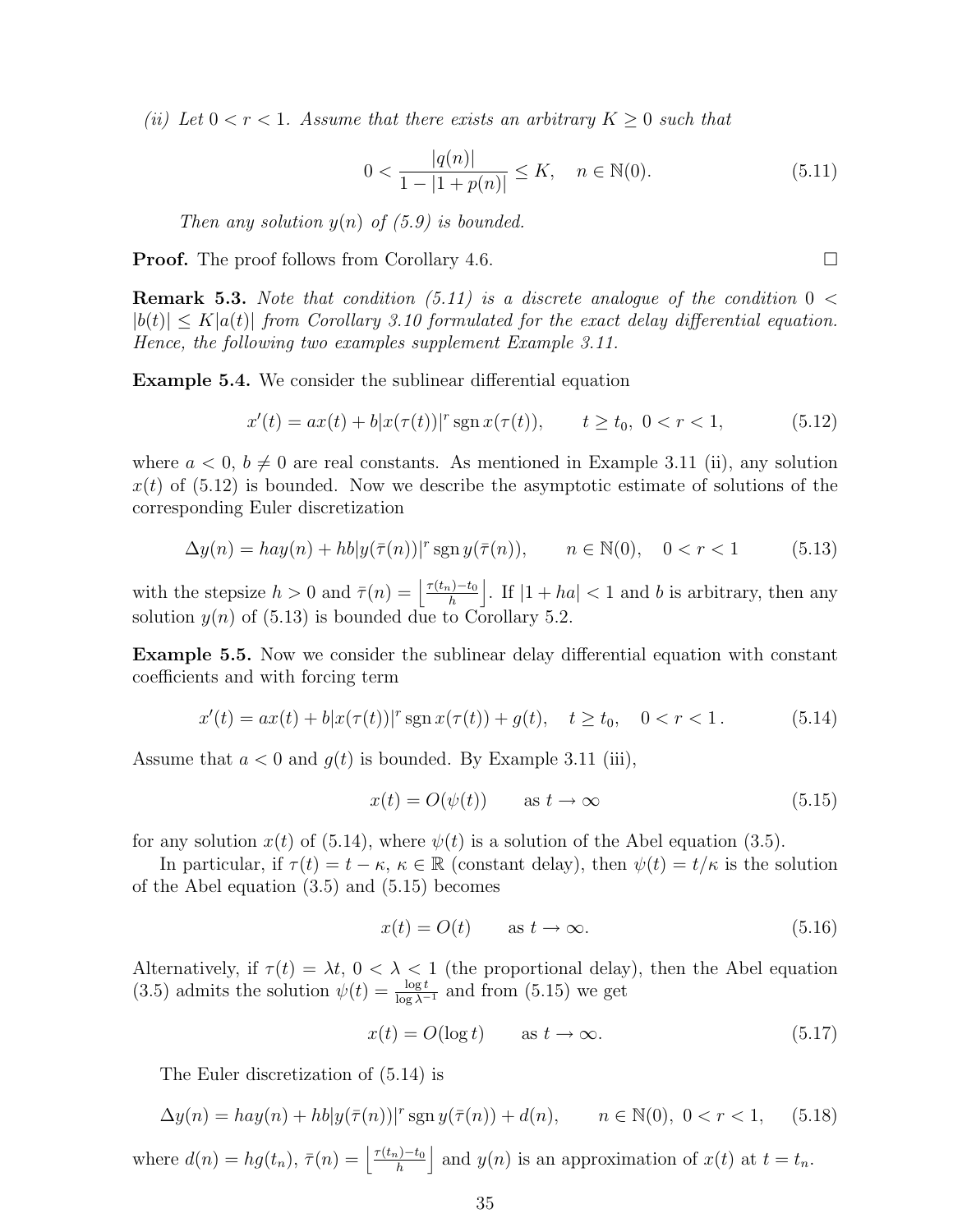*(ii) Let $0 < r < 1$. Assume that there exists an arbitrary $K \geq 0$ such that*

$$0 < \frac{|q(n)|}{1 - |1 + p(n)|} \leq K, \quad n \in \mathbb{N}(0). \tag{5.11}$$

*Then any solution $y(n)$ of (5.9) is bounded.*

**Proof.** The proof follows from Corollary 4.6. □

**Remark 5.3.** *Note that condition (5.11) is a discrete analogue of the condition $0 < |b(t)| \leq K|a(t)|$ from Corollary 3.10 formulated for the exact delay differential equation. Hence, the following two examples supplement Example 3.11.*

**Example 5.4.** We consider the sublinear differential equation

$$x'(t) = ax(t) + b|x(\tau(t))|^r \operatorname{sgn} x(\tau(t)), \qquad t \geq t_0, \; 0 < r < 1, \tag{5.12}$$

where $a < 0$, $b \neq 0$ are real constants. As mentioned in Example 3.11 (ii), any solution $x(t)$ of (5.12) is bounded. Now we describe the asymptotic estimate of solutions of the corresponding Euler discretization

$$\Delta y(n) = hay(n) + hb|y(\bar{\tau}(n))|^r \operatorname{sgn} y(\bar{\tau}(n)), \qquad n \in \mathbb{N}(0), \quad 0 < r < 1 \tag{5.13}$$

with the stepsize $h > 0$ and $\bar{\tau}(n) = \left\lfloor \frac{\tau(t_n) - t_0}{h} \right\rfloor$. If $|1 + ha| < 1$ and $b$ is arbitrary, then any solution $y(n)$ of (5.13) is bounded due to Corollary 5.2.

**Example 5.5.** Now we consider the sublinear delay differential equation with constant coefficients and with forcing term

$$x'(t) = ax(t) + b|x(\tau(t))|^r \operatorname{sgn} x(\tau(t)) + g(t), \quad t \geq t_0, \quad 0 < r < 1\,. \tag{5.14}$$

Assume that $a < 0$ and $g(t)$ is bounded. By Example 3.11 (iii),

$$x(t) = O(\psi(t)) \qquad \text{as } t \to \infty \tag{5.15}$$

for any solution $x(t)$ of (5.14), where $\psi(t)$ is a solution of the Abel equation (3.5).

In particular, if $\tau(t) = t - \kappa$, $\kappa \in \mathbb{R}$ (constant delay), then $\psi(t) = t/\kappa$ is the solution of the Abel equation (3.5) and (5.15) becomes

$$x(t) = O(t) \qquad \text{as } t \to \infty. \tag{5.16}$$

Alternatively, if $\tau(t) = \lambda t$, $0 < \lambda < 1$ (the proportional delay), then the Abel equation (3.5) admits the solution $\psi(t) = \frac{\log t}{\log \lambda^{-1}}$ and from (5.15) we get

$$x(t) = O(\log t) \qquad \text{as } t \to \infty. \tag{5.17}$$

The Euler discretization of (5.14) is

$$\Delta y(n) = hay(n) + hb|y(\bar{\tau}(n))|^r \operatorname{sgn} y(\bar{\tau}(n)) + d(n), \qquad n \in \mathbb{N}(0), \; 0 < r < 1, \tag{5.18}$$

where $d(n) = hg(t_n)$, $\bar{\tau}(n) = \left\lfloor \frac{\tau(t_n) - t_0}{h} \right\rfloor$ and $y(n)$ is an approximation of $x(t)$ at $t = t_n$.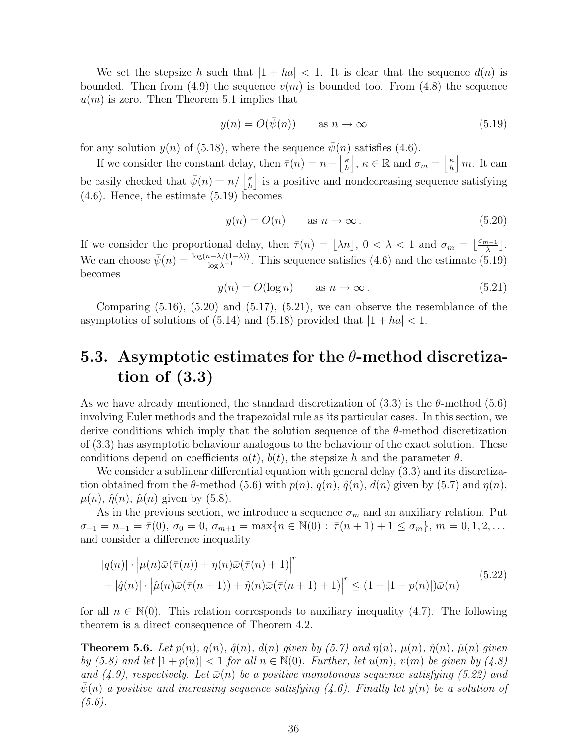We set the stepsize $h$ such that $|1 + ha| < 1$. It is clear that the sequence $d(n)$ is bounded. Then from (4.9) the sequence $v(m)$ is bounded too. From (4.8) the sequence $u(m)$ is zero. Then Theorem 5.1 implies that

$$y(n) = O(\bar{\psi}(n)) \qquad \text{as } n \to \infty \tag{5.19}$$

for any solution $y(n)$ of (5.18), where the sequence $\bar{\psi}(n)$ satisfies (4.6).

If we consider the constant delay, then $\bar{\tau}(n) = n - \left\lfloor \frac{\kappa}{h} \right\rfloor$, $\kappa \in \mathbb{R}$ and $\sigma_m = \left\lfloor \frac{\kappa}{h} \right\rfloor m$. It can be easily checked that $\bar{\psi}(n) = n / \left\lfloor \frac{\kappa}{h} \right\rfloor$ is a positive and nondecreasing sequence satisfying (4.6). Hence, the estimate (5.19) becomes

$$y(n) = O(n) \qquad \text{as } n \to \infty\,. \tag{5.20}$$

If we consider the proportional delay, then $\bar{\tau}(n) = \lfloor \lambda n \rfloor$, $0 < \lambda < 1$ and $\sigma_m = \lfloor \frac{\sigma_{m-1}}{\lambda} \rfloor$. We can choose $\bar{\psi}(n) = \frac{\log(n - \lambda/(1-\lambda))}{\log \lambda^{-1}}$. This sequence satisfies (4.6) and the estimate (5.19) becomes

$$y(n) = O(\log n) \qquad \text{as } n \to \infty\,. \tag{5.21}$$

Comparing (5.16), (5.20) and (5.17), (5.21), we can observe the resemblance of the asymptotics of solutions of (5.14) and (5.18) provided that $|1 + ha| < 1$.

## 5.3. Asymptotic estimates for the $\theta$-method discretization of (3.3)

As we have already mentioned, the standard discretization of (3.3) is the $\theta$-method (5.6) involving Euler methods and the trapezoidal rule as its particular cases. In this section, we derive conditions which imply that the solution sequence of the $\theta$-method discretization of (3.3) has asymptotic behaviour analogous to the behaviour of the exact solution. These conditions depend on coefficients $a(t)$, $b(t)$, the stepsize $h$ and the parameter $\theta$.

We consider a sublinear differential equation with general delay (3.3) and its discretization obtained from the $\theta$-method (5.6) with $p(n)$, $q(n)$, $\hat{q}(n)$, $d(n)$ given by (5.7) and $\eta(n)$, $\mu(n)$, $\hat{\eta}(n)$, $\hat{\mu}(n)$ given by (5.8).

As in the previous section, we introduce a sequence $\sigma_m$ and an auxiliary relation. Put $\sigma_{-1} = n_{-1} = \bar{\tau}(0)$, $\sigma_0 = 0$, $\sigma_{m+1} = \max\{n \in \mathbb{N}(0) : \bar{\tau}(n+1) + 1 \le \sigma_m\}$, $m = 0, 1, 2, \ldots$ and consider a difference inequality

$$\begin{aligned} &|q(n)| \cdot \Big|\mu(n)\bar{\omega}(\bar{\tau}(n)) + \eta(n)\bar{\omega}(\bar{\tau}(n) + 1)\Big|^r \\ &+ |\hat{q}(n)| \cdot \Big|\hat{\mu}(n)\bar{\omega}(\bar{\tau}(n+1)) + \hat{\eta}(n)\bar{\omega}(\bar{\tau}(n+1) + 1)\Big|^r \le (1 - |1 + p(n)|)\bar{\omega}(n) \end{aligned} \tag{5.22}$$

for all $n \in \mathbb{N}(0)$. This relation corresponds to auxiliary inequality (4.7). The following theorem is a direct consequence of Theorem 4.2.

**Theorem 5.6.** *Let $p(n)$, $q(n)$, $\hat{q}(n)$, $d(n)$ given by (5.7) and $\eta(n)$, $\mu(n)$, $\hat{\eta}(n)$, $\hat{\mu}(n)$ given by (5.8) and let $|1 + p(n)| < 1$ for all $n \in \mathbb{N}(0)$. Further, let $u(m)$, $v(m)$ be given by (4.8) and (4.9), respectively. Let $\bar{\omega}(n)$ be a positive monotonous sequence satisfying (5.22) and $\bar{\psi}(n)$ a positive and increasing sequence satisfying (4.6). Finally let $y(n)$ be a solution of (5.6).*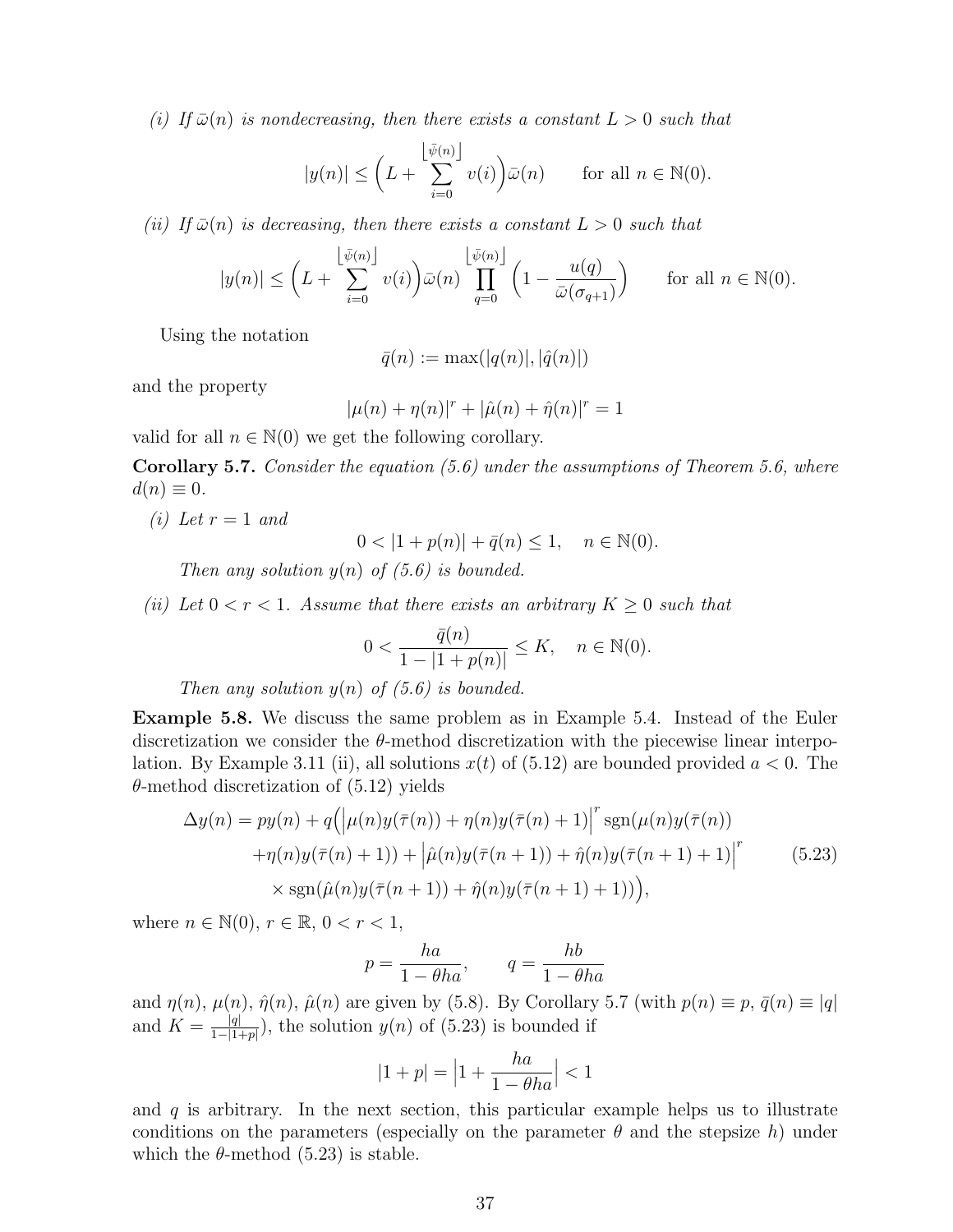*(i) If $\bar{\omega}(n)$ is nondecreasing, then there exists a constant $L > 0$ such that*

$$|y(n)| \le \Big(L + \sum_{i=0}^{\lfloor \bar{\psi}(n) \rfloor} v(i)\Big)\bar{\omega}(n) \qquad \text{for all } n \in \mathbb{N}(0).$$

*(ii) If $\bar{\omega}(n)$ is decreasing, then there exists a constant $L > 0$ such that*

$$|y(n)| \le \Big(L + \sum_{i=0}^{\lfloor \bar{\psi}(n) \rfloor} v(i)\Big)\bar{\omega}(n) \prod_{q=0}^{\lfloor \bar{\psi}(n) \rfloor} \Big(1 - \frac{u(q)}{\bar{\omega}(\sigma_{q+1})}\Big) \qquad \text{for all } n \in \mathbb{N}(0).$$

Using the notation

$$\bar{q}(n) := \max(|q(n)|, |\hat{q}(n)|)$$

and the property

$$|\mu(n) + \eta(n)|^r + |\hat{\mu}(n) + \hat{\eta}(n)|^r = 1$$

valid for all $n \in \mathbb{N}(0)$ we get the following corollary.

**Corollary 5.7.** *Consider the equation (5.6) under the assumptions of Theorem 5.6, where $d(n) \equiv 0$.*

*(i) Let $r = 1$ and*

$$0 < |1 + p(n)| + \bar{q}(n) \le 1, \quad n \in \mathbb{N}(0).$$

*Then any solution $y(n)$ of (5.6) is bounded.*

*(ii) Let $0 < r < 1$. Assume that there exists an arbitrary $K \ge 0$ such that*

$$0 < \frac{\bar{q}(n)}{1 - |1 + p(n)|} \le K, \quad n \in \mathbb{N}(0).$$

*Then any solution $y(n)$ of (5.6) is bounded.*

**Example 5.8.** We discuss the same problem as in Example 5.4. Instead of the Euler discretization we consider the $\theta$-method discretization with the piecewise linear interpolation. By Example 3.11 (ii), all solutions $x(t)$ of (5.12) are bounded provided $a < 0$. The $\theta$-method discretization of (5.12) yields

$$\begin{aligned}
\Delta y(n) = py(n) + q\Big(&\Big|\mu(n)y(\bar{\tau}(n)) + \eta(n)y(\bar{\tau}(n)+1)\Big|^r \operatorname{sgn}(\mu(n)y(\bar{\tau}(n)) \\
&+ \eta(n)y(\bar{\tau}(n)+1)) + \Big|\hat{\mu}(n)y(\bar{\tau}(n+1)) + \hat{\eta}(n)y(\bar{\tau}(n+1)+1)\Big|^r \\
&\times \operatorname{sgn}(\hat{\mu}(n)y(\bar{\tau}(n+1)) + \hat{\eta}(n)y(\bar{\tau}(n+1)+1))\Big),
\end{aligned} \tag{5.23}$$

where $n \in \mathbb{N}(0)$, $r \in \mathbb{R}$, $0 < r < 1$,

$$p = \frac{ha}{1 - \theta ha}, \qquad q = \frac{hb}{1 - \theta ha}$$

and $\eta(n)$, $\mu(n)$, $\hat{\eta}(n)$, $\hat{\mu}(n)$ are given by (5.8). By Corollary 5.7 (with $p(n) \equiv p$, $\bar{q}(n) \equiv |q|$ and $K = \frac{|q|}{1 - |1+p|}$), the solution $y(n)$ of (5.23) is bounded if

$$|1 + p| = \Big|1 + \frac{ha}{1 - \theta ha}\Big| < 1$$

and $q$ is arbitrary. In the next section, this particular example helps us to illustrate conditions on the parameters (especially on the parameter $\theta$ and the stepsize $h$) under which the $\theta$-method (5.23) is stable.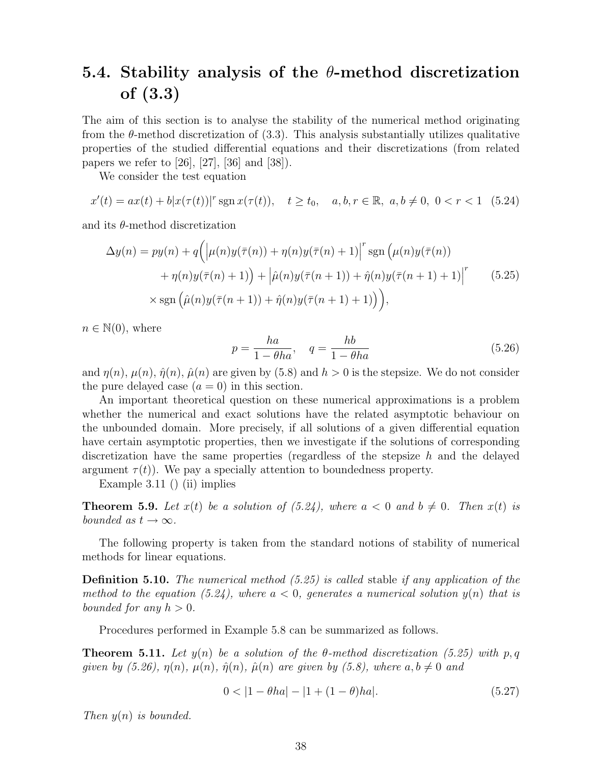## 5.4. Stability analysis of the $\theta$-method discretization of (3.3)

The aim of this section is to analyse the stability of the numerical method originating from the $\theta$-method discretization of (3.3). This analysis substantially utilizes qualitative properties of the studied differential equations and their discretizations (from related papers we refer to [26], [27], [36] and [38]).

We consider the test equation

$$x'(t) = ax(t) + b|x(\tau(t))|^r \operatorname{sgn} x(\tau(t)), \quad t \geq t_0, \quad a, b, r \in \mathbb{R},\ a, b \neq 0,\ 0 < r < 1 \quad (5.24)$$

and its $\theta$-method discretization

$$\begin{aligned}\Delta y(n) = py(n) + q\Big(&\Big|\mu(n)y(\bar{\tau}(n)) + \eta(n)y(\bar{\tau}(n)+1)\Big|^r \operatorname{sgn}\Big(\mu(n)y(\bar{\tau}(n)) \\ &+ \eta(n)y(\bar{\tau}(n)+1)\Big) + \Big|\hat{\mu}(n)y(\bar{\tau}(n+1)) + \hat{\eta}(n)y(\bar{\tau}(n+1)+1)\Big|^r \\ &\times \operatorname{sgn}\Big(\hat{\mu}(n)y(\bar{\tau}(n+1)) + \hat{\eta}(n)y(\bar{\tau}(n+1)+1)\Big)\Big),\end{aligned} \quad (5.25)$$

$n \in \mathbb{N}(0)$, where

$$p = \frac{ha}{1-\theta ha}, \quad q = \frac{hb}{1-\theta ha} \quad (5.26)$$

and $\eta(n)$, $\mu(n)$, $\hat{\eta}(n)$, $\hat{\mu}(n)$ are given by (5.8) and $h > 0$ is the stepsize. We do not consider the pure delayed case ($a = 0$) in this section.

An important theoretical question on these numerical approximations is a problem whether the numerical and exact solutions have the related asymptotic behaviour on the unbounded domain. More precisely, if all solutions of a given differential equation have certain asymptotic properties, then we investigate if the solutions of corresponding discretization have the same properties (regardless of the stepsize $h$ and the delayed argument $\tau(t)$). We pay a specially attention to boundedness property.

Example 3.11 () (ii) implies

**Theorem 5.9.** *Let $x(t)$ be a solution of (5.24), where $a < 0$ and $b \neq 0$. Then $x(t)$ is bounded as $t \to \infty$.*

The following property is taken from the standard notions of stability of numerical methods for linear equations.

**Definition 5.10.** *The numerical method (5.25) is called* stable *if any application of the method to the equation (5.24), where $a < 0$, generates a numerical solution $y(n)$ that is bounded for any $h > 0$.*

Procedures performed in Example 5.8 can be summarized as follows.

**Theorem 5.11.** *Let $y(n)$ be a solution of the $\theta$-method discretization (5.25) with $p, q$ given by (5.26), $\eta(n)$, $\mu(n)$, $\hat{\eta}(n)$, $\hat{\mu}(n)$ are given by (5.8), where $a, b \neq 0$ and*

$$0 < |1 - \theta ha| - |1 + (1-\theta)ha|. \quad (5.27)$$

*Then $y(n)$ is bounded.*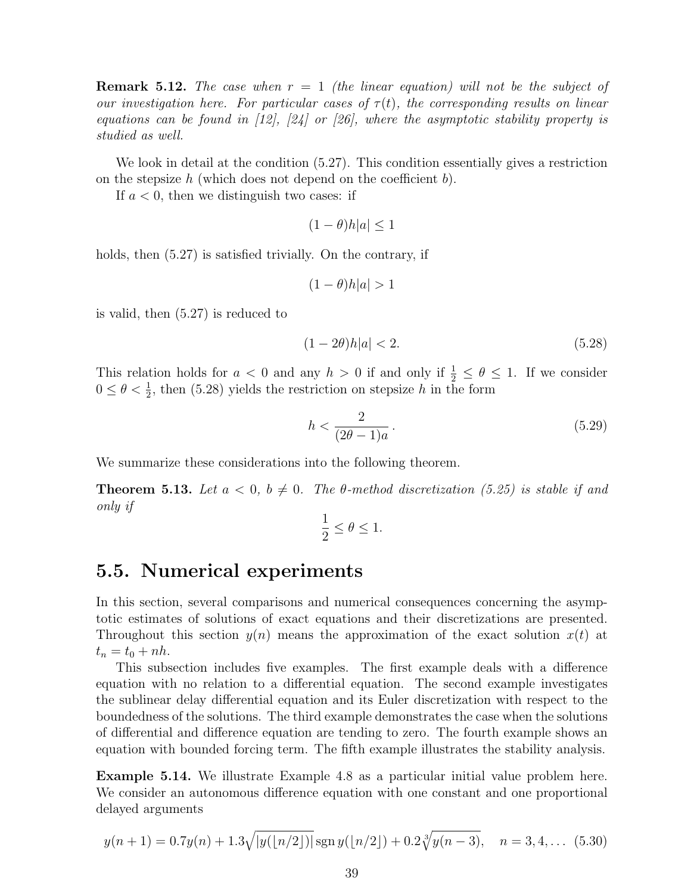**Remark 5.12.** *The case when $r = 1$ (the linear equation) will not be the subject of our investigation here. For particular cases of $\tau(t)$, the corresponding results on linear equations can be found in [12], [24] or [26], where the asymptotic stability property is studied as well.*

We look in detail at the condition (5.27). This condition essentially gives a restriction on the stepsize $h$ (which does not depend on the coefficient $b$).

If $a < 0$, then we distinguish two cases: if

$$(1-\theta)h|a| \leq 1$$

holds, then (5.27) is satisfied trivially. On the contrary, if

$$(1-\theta)h|a| > 1$$

is valid, then (5.27) is reduced to

$$(1-2\theta)h|a| < 2. \tag{5.28}$$

This relation holds for $a < 0$ and any $h > 0$ if and only if $\frac{1}{2} \leq \theta \leq 1$. If we consider $0 \leq \theta < \frac{1}{2}$, then (5.28) yields the restriction on stepsize $h$ in the form

$$h < \frac{2}{(2\theta - 1)a}. \tag{5.29}$$

We summarize these considerations into the following theorem.

**Theorem 5.13.** *Let $a < 0$, $b \neq 0$. The $\theta$-method discretization (5.25) is stable if and only if*

$$\frac{1}{2} \leq \theta \leq 1.$$

## 5.5. Numerical experiments

In this section, several comparisons and numerical consequences concerning the asymptotic estimates of solutions of exact equations and their discretizations are presented. Throughout this section $y(n)$ means the approximation of the exact solution $x(t)$ at $t_n = t_0 + nh$.

This subsection includes five examples. The first example deals with a difference equation with no relation to a differential equation. The second example investigates the sublinear delay differential equation and its Euler discretization with respect to the boundedness of the solutions. The third example demonstrates the case when the solutions of differential and difference equation are tending to zero. The fourth example shows an equation with bounded forcing term. The fifth example illustrates the stability analysis.

**Example 5.14.** We illustrate Example 4.8 as a particular initial value problem here. We consider an autonomous difference equation with one constant and one proportional delayed arguments

$$y(n+1) = 0.7y(n) + 1.3\sqrt{|y(\lfloor n/2 \rfloor)|}\,\operatorname{sgn} y(\lfloor n/2 \rfloor) + 0.2\sqrt[3]{y(n-3)}, \quad n = 3, 4, \ldots \tag{5.30}$$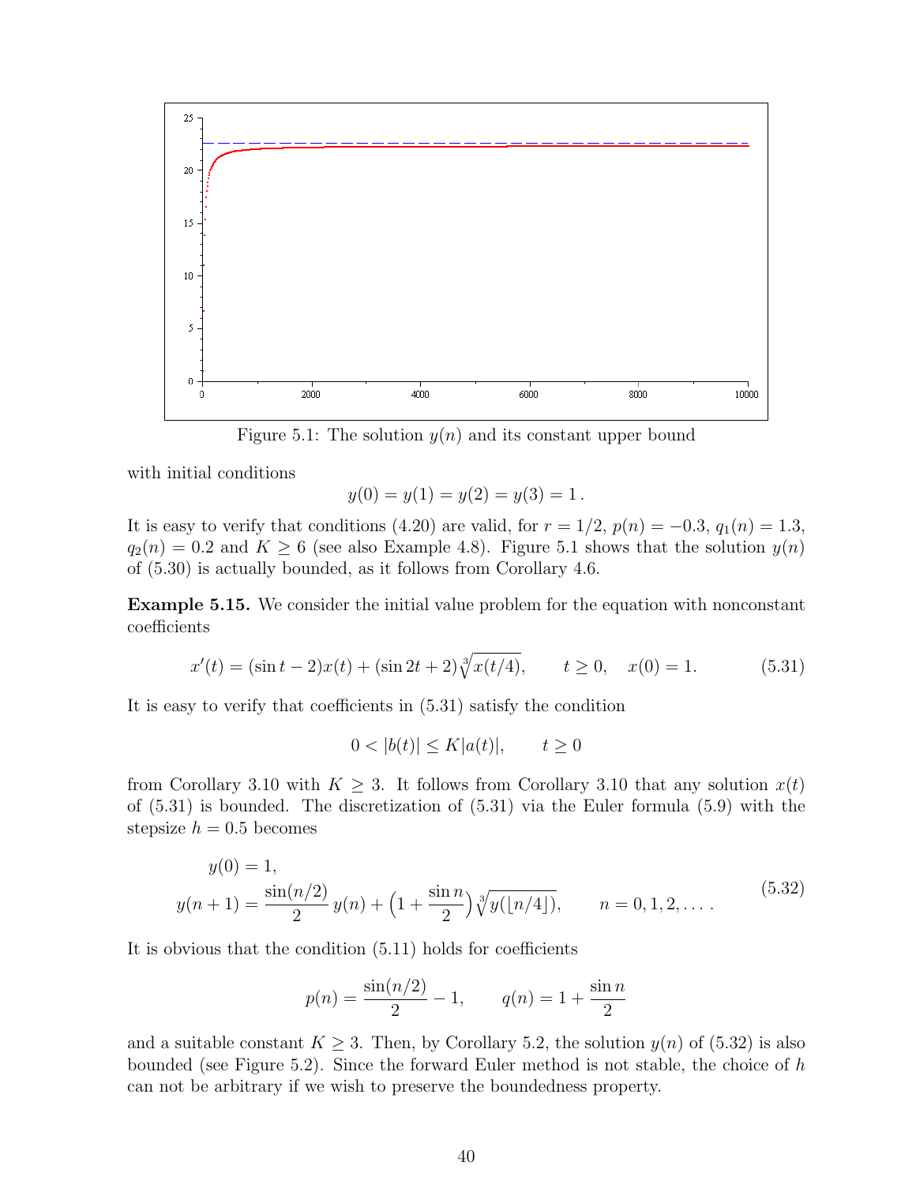Figure 5.1: The solution $y(n)$ and its constant upper bound

with initial conditions

$$y(0) = y(1) = y(2) = y(3) = 1\,.$$

It is easy to verify that conditions (4.20) are valid, for $r = 1/2$, $p(n) = -0.3$, $q_1(n) = 1.3$, $q_2(n) = 0.2$ and $K \geq 6$ (see also Example 4.8). Figure 5.1 shows that the solution $y(n)$ of (5.30) is actually bounded, as it follows from Corollary 4.6.

**Example 5.15.** We consider the initial value problem for the equation with nonconstant coefficients

$$x'(t) = (\sin t - 2)x(t) + (\sin 2t + 2)\sqrt[3]{x(t/4)}, \qquad t \geq 0, \quad x(0) = 1. \tag{5.31}$$

It is easy to verify that coefficients in (5.31) satisfy the condition

$$0 < |b(t)| \leq K|a(t)|, \qquad t \geq 0$$

from Corollary 3.10 with $K \geq 3$. It follows from Corollary 3.10 that any solution $x(t)$ of (5.31) is bounded. The discretization of (5.31) via the Euler formula (5.9) with the stepsize $h = 0.5$ becomes

$$\begin{aligned} y(0) &= 1, \\ y(n+1) &= \frac{\sin(n/2)}{2}\,y(n) + \Big(1 + \frac{\sin n}{2}\Big)\sqrt[3]{y(\lfloor n/4 \rfloor)}, \qquad n = 0, 1, 2, \ldots\,. \end{aligned} \tag{5.32}$$

It is obvious that the condition (5.11) holds for coefficients

$$p(n) = \frac{\sin(n/2)}{2} - 1, \qquad q(n) = 1 + \frac{\sin n}{2}$$

and a suitable constant $K \geq 3$. Then, by Corollary 5.2, the solution $y(n)$ of (5.32) is also bounded (see Figure 5.2). Since the forward Euler method is not stable, the choice of $h$ can not be arbitrary if we wish to preserve the boundedness property.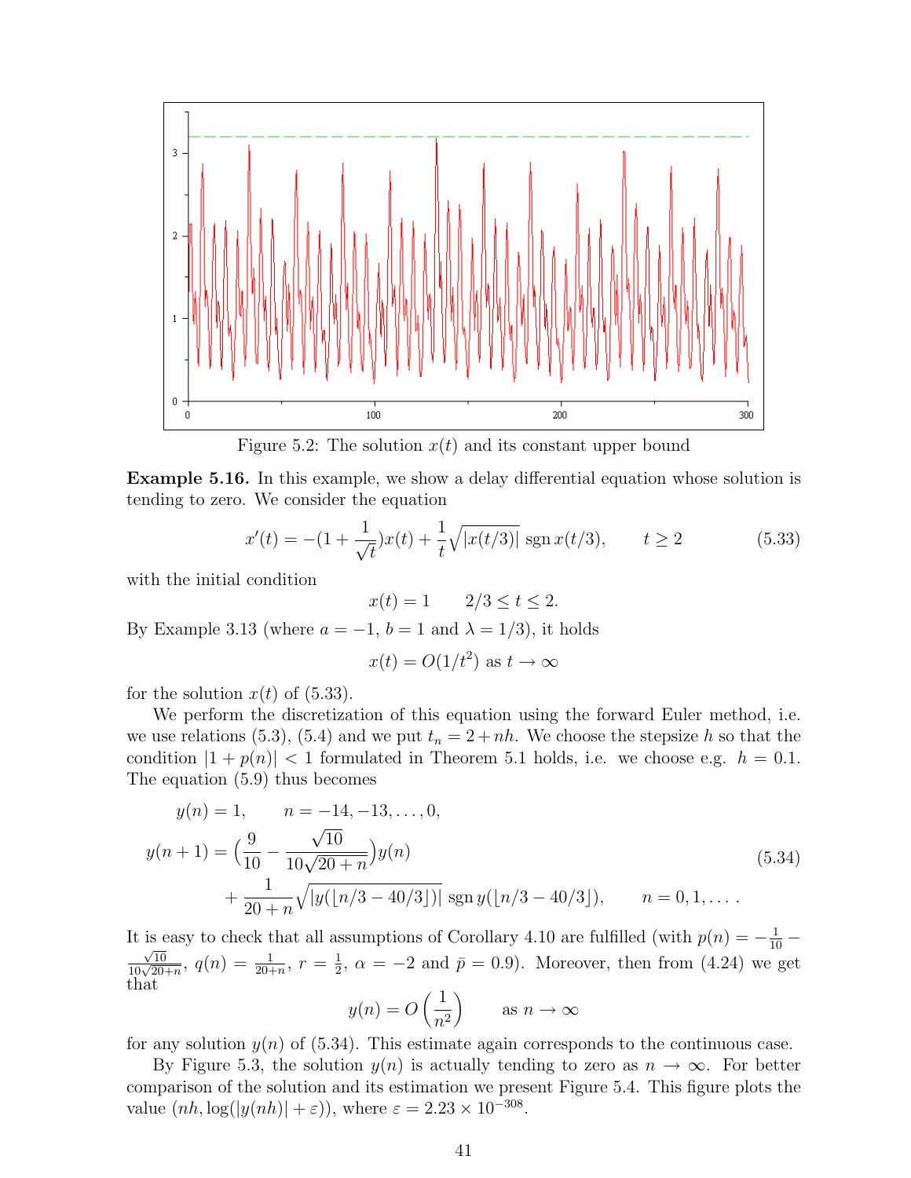Figure 5.2: The solution $x(t)$ and its constant upper bound

**Example 5.16.** In this example, we show a delay differential equation whose solution is tending to zero. We consider the equation

$$x'(t) = -(1 + \frac{1}{\sqrt{t}})x(t) + \frac{1}{t}\sqrt{|x(t/3)|}\ \operatorname{sgn} x(t/3), \qquad t \geq 2 \tag{5.33}$$

with the initial condition

$$x(t) = 1 \qquad 2/3 \leq t \leq 2.$$

By Example 3.13 (where $a = -1$, $b = 1$ and $\lambda = 1/3$), it holds

$$x(t) = O(1/t^2) \text{ as } t \to \infty$$

for the solution $x(t)$ of (5.33).

We perform the discretization of this equation using the forward Euler method, i.e. we use relations (5.3), (5.4) and we put $t_n = 2 + nh$. We choose the stepsize $h$ so that the condition $|1 + p(n)| < 1$ formulated in Theorem 5.1 holds, i.e. we choose e.g. $h = 0.1$. The equation (5.9) thus becomes

$$\begin{aligned}
y(n) &= 1, \qquad n = -14, -13, \ldots, 0, \\
y(n+1) &= \Big(\frac{9}{10} - \frac{\sqrt{10}}{10\sqrt{20+n}}\Big)y(n) \\
&\quad + \frac{1}{20+n}\sqrt{|y(\lfloor n/3 - 40/3 \rfloor)|}\ \operatorname{sgn} y(\lfloor n/3 - 40/3 \rfloor), \qquad n = 0, 1, \ldots.
\end{aligned} \tag{5.34}$$

It is easy to check that all assumptions of Corollary 4.10 are fulfilled (with $p(n) = -\frac{1}{10} - \frac{\sqrt{10}}{10\sqrt{20+n}}$, $q(n) = \frac{1}{20+n}$, $r = \frac{1}{2}$, $\alpha = -2$ and $\bar{p} = 0.9$). Moreover, then from (4.24) we get that

$$y(n) = O\left(\frac{1}{n^2}\right) \qquad \text{as } n \to \infty$$

for any solution $y(n)$ of (5.34). This estimate again corresponds to the continuous case.

By Figure 5.3, the solution $y(n)$ is actually tending to zero as $n \to \infty$. For better comparison of the solution and its estimation we present Figure 5.4. This figure plots the value $(nh, \log(|y(nh)| + \varepsilon))$, where $\varepsilon = 2.23 \times 10^{-308}$.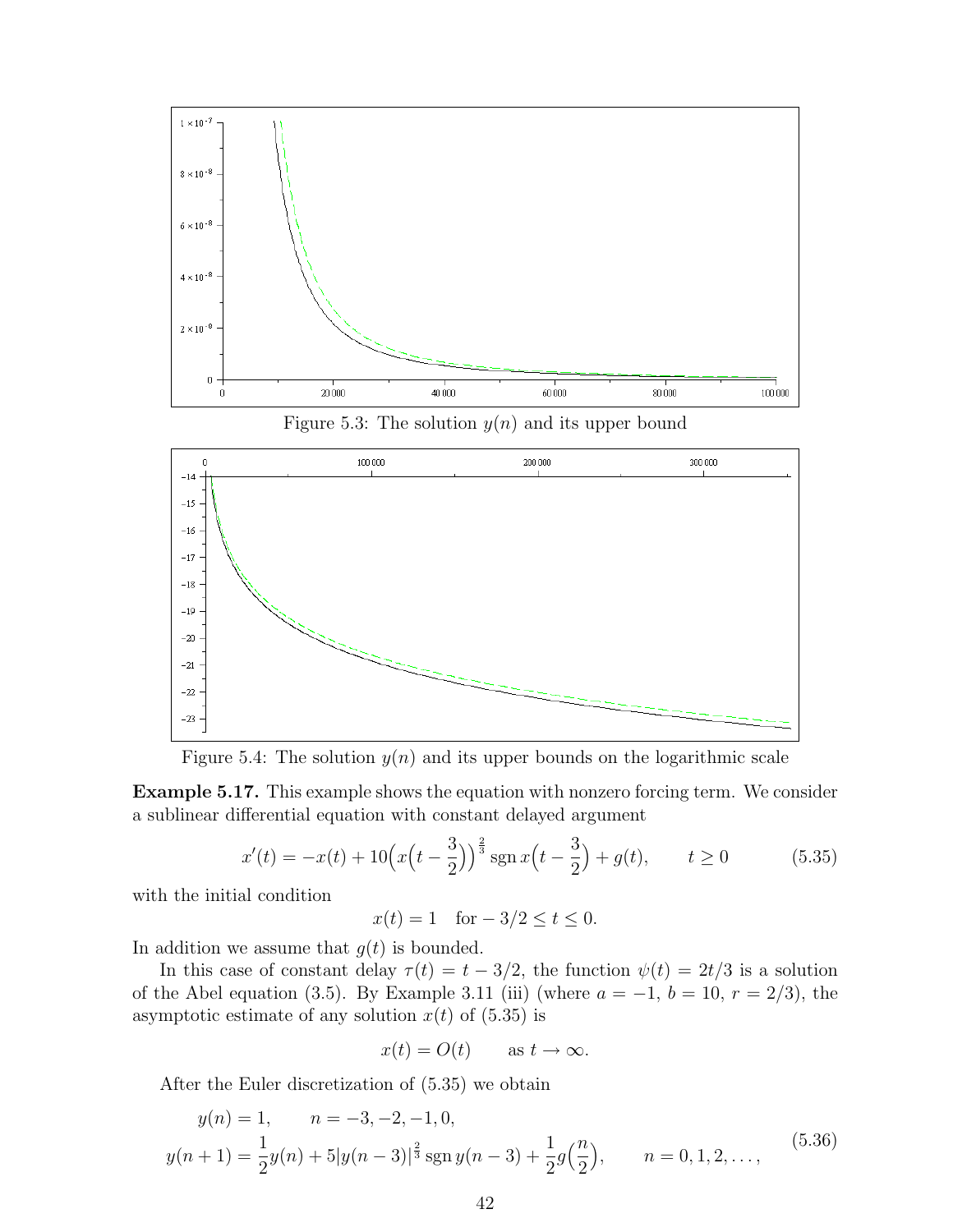Figure 5.3: The solution $y(n)$ and its upper bound

Figure 5.4: The solution $y(n)$ and its upper bounds on the logarithmic scale

**Example 5.17.** This example shows the equation with nonzero forcing term. We consider a sublinear differential equation with constant delayed argument

$$x'(t) = -x(t) + 10\Big(x\Big(t - \frac{3}{2}\Big)\Big)^{\frac{2}{3}} \operatorname{sgn} x\Big(t - \frac{3}{2}\Big) + g(t), \qquad t \geq 0 \tag{5.35}$$

with the initial condition

$$x(t) = 1 \quad \text{for } -3/2 \leq t \leq 0.$$

In addition we assume that $g(t)$ is bounded.

In this case of constant delay $\tau(t) = t - 3/2$, the function $\psi(t) = 2t/3$ is a solution of the Abel equation (3.5). By Example 3.11 (iii) (where $a = -1$, $b = 10$, $r = 2/3$), the asymptotic estimate of any solution $x(t)$ of (5.35) is

$$x(t) = O(t) \qquad \text{as } t \to \infty.$$

After the Euler discretization of (5.35) we obtain

$$\begin{aligned} &y(n) = 1, \qquad n = -3, -2, -1, 0, \\ &y(n+1) = \frac{1}{2}y(n) + 5|y(n-3)|^{\frac{2}{3}} \operatorname{sgn} y(n-3) + \frac{1}{2}g\Big(\frac{n}{2}\Big), \qquad n = 0, 1, 2, \ldots, \end{aligned} \tag{5.36}$$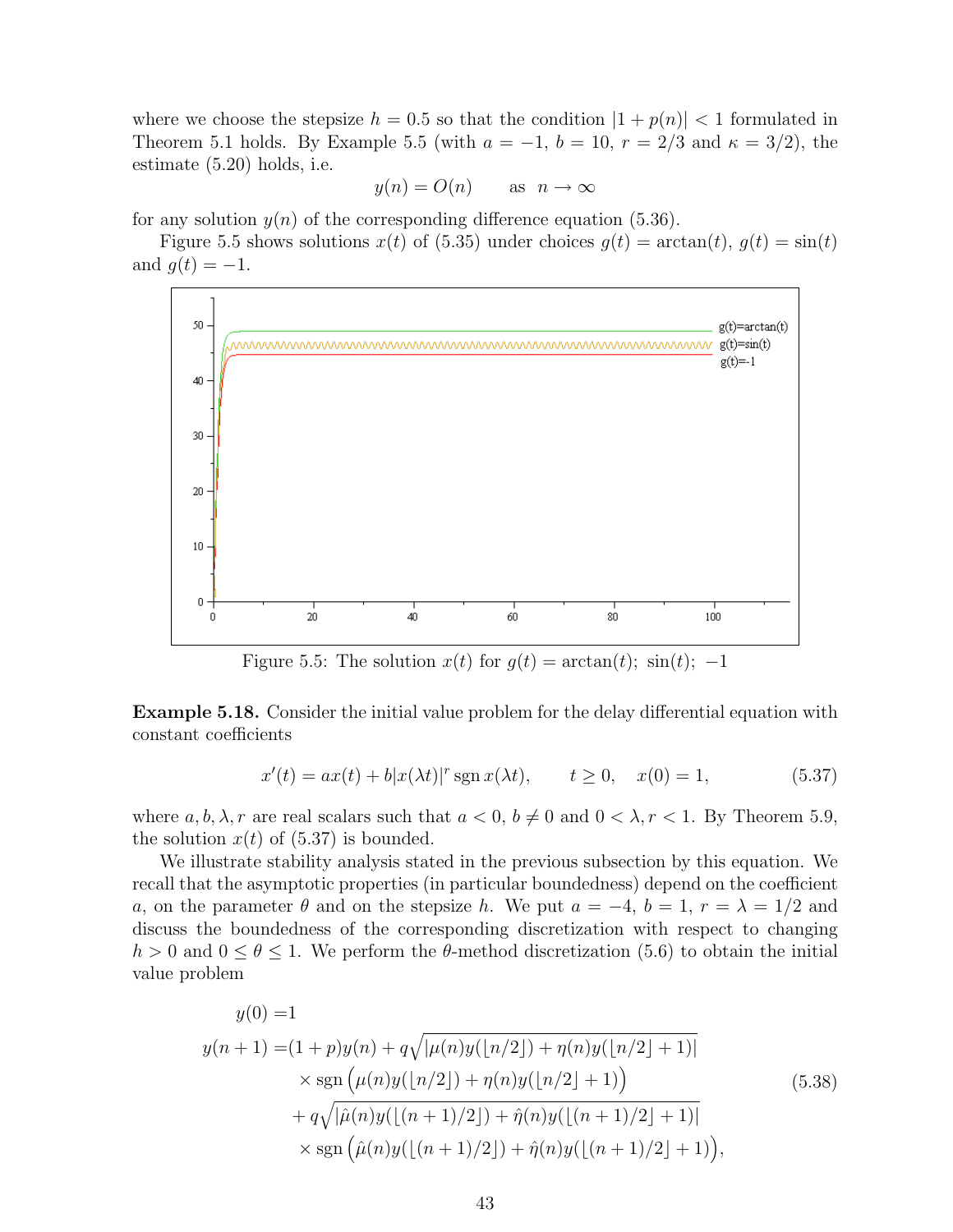where we choose the stepsize $h = 0.5$ so that the condition $|1 + p(n)| < 1$ formulated in Theorem 5.1 holds. By Example 5.5 (with $a = -1$, $b = 10$, $r = 2/3$ and $\kappa = 3/2$), the estimate (5.20) holds, i.e.

$$y(n) = O(n) \qquad \text{as} \quad n \to \infty$$

for any solution $y(n)$ of the corresponding difference equation (5.36).

Figure 5.5 shows solutions $x(t)$ of (5.35) under choices $g(t) = \arctan(t)$, $g(t) = \sin(t)$ and $g(t) = -1$.

Figure 5.5: The solution $x(t)$ for $g(t) = \arctan(t);\ \sin(t);\ -1$

**Example 5.18.** Consider the initial value problem for the delay differential equation with constant coefficients

$$x'(t) = ax(t) + b|x(\lambda t)|^r \operatorname{sgn} x(\lambda t), \qquad t \geq 0, \quad x(0) = 1, \tag{5.37}$$

where $a, b, \lambda, r$ are real scalars such that $a < 0$, $b \neq 0$ and $0 < \lambda, r < 1$. By Theorem 5.9, the solution $x(t)$ of (5.37) is bounded.

We illustrate stability analysis stated in the previous subsection by this equation. We recall that the asymptotic properties (in particular boundedness) depend on the coefficient $a$, on the parameter $\theta$ and on the stepsize $h$. We put $a = -4$, $b = 1$, $r = \lambda = 1/2$ and discuss the boundedness of the corresponding discretization with respect to changing $h > 0$ and $0 \leq \theta \leq 1$. We perform the $\theta$-method discretization (5.6) to obtain the initial value problem

$$\begin{aligned}
y(0) =& 1 \\
y(n+1) =& (1+p)y(n) + q\sqrt{|\mu(n)y(\lfloor n/2 \rfloor) + \eta(n)y(\lfloor n/2 \rfloor + 1)|} \\
&\times \operatorname{sgn}\big(\mu(n)y(\lfloor n/2 \rfloor) + \eta(n)y(\lfloor n/2 \rfloor + 1)\big) \\
&+ q\sqrt{|\hat{\mu}(n)y(\lfloor (n+1)/2 \rfloor) + \hat{\eta}(n)y(\lfloor (n+1)/2 \rfloor + 1)|} \\
&\times \operatorname{sgn}\big(\hat{\mu}(n)y(\lfloor (n+1)/2 \rfloor) + \hat{\eta}(n)y(\lfloor (n+1)/2 \rfloor + 1)\big),
\end{aligned} \tag{5.38}$$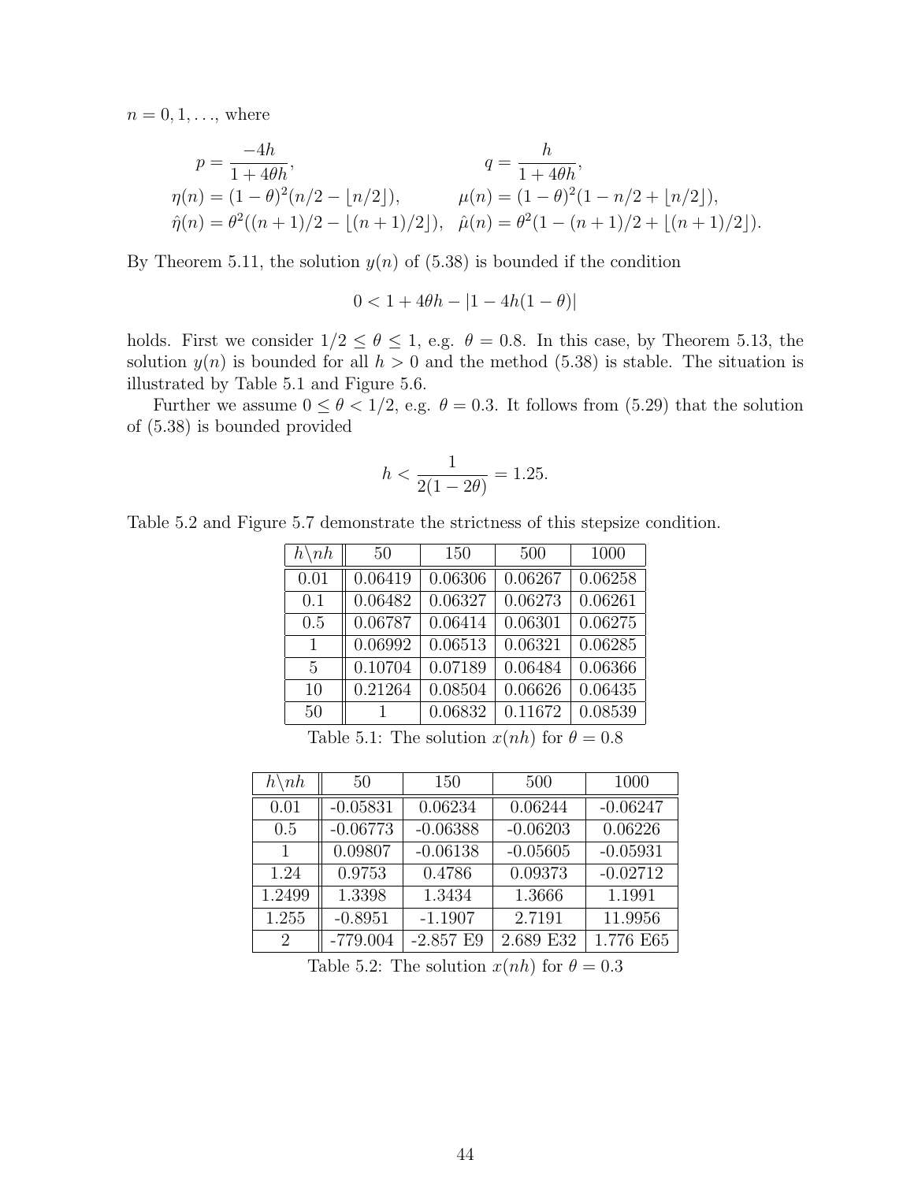$n = 0, 1, \ldots$, where

$$
\begin{aligned}
p &= \frac{-4h}{1+4\theta h}, & q &= \frac{h}{1+4\theta h}, \\
\eta(n) &= (1-\theta)^2(n/2 - \lfloor n/2 \rfloor), & \mu(n) &= (1-\theta)^2(1 - n/2 + \lfloor n/2 \rfloor), \\
\hat{\eta}(n) &= \theta^2((n+1)/2 - \lfloor (n+1)/2 \rfloor), & \hat{\mu}(n) &= \theta^2(1 - (n+1)/2 + \lfloor (n+1)/2 \rfloor).
\end{aligned}
$$

By Theorem 5.11, the solution $y(n)$ of (5.38) is bounded if the condition

$$
0 < 1 + 4\theta h - |1 - 4h(1-\theta)|
$$

holds. First we consider $1/2 \le \theta \le 1$, e.g. $\theta = 0.8$. In this case, by Theorem 5.13, the solution $y(n)$ is bounded for all $h > 0$ and the method (5.38) is stable. The situation is illustrated by Table 5.1 and Figure 5.6.

Further we assume $0 \le \theta < 1/2$, e.g. $\theta = 0.3$. It follows from (5.29) that the solution of (5.38) is bounded provided

$$
h < \frac{1}{2(1-2\theta)} = 1.25.
$$

Table 5.2 and Figure 5.7 demonstrate the strictness of this stepsize condition.

| $h \backslash nh$ | 50 | 150 | 500 | 1000 |
|---|---|---|---|---|
| 0.01 | 0.06419 | 0.06306 | 0.06267 | 0.06258 |
| 0.1 | 0.06482 | 0.06327 | 0.06273 | 0.06261 |
| 0.5 | 0.06787 | 0.06414 | 0.06301 | 0.06275 |
| 1 | 0.06992 | 0.06513 | 0.06321 | 0.06285 |
| 5 | 0.10704 | 0.07189 | 0.06484 | 0.06366 |
| 10 | 0.21264 | 0.08504 | 0.06626 | 0.06435 |
| 50 | 1 | 0.06832 | 0.11672 | 0.08539 |

Table 5.1: The solution $x(nh)$ for $\theta = 0.8$

| $h \backslash nh$ | 50 | 150 | 500 | 1000 |
|---|---|---|---|---|
| 0.01 | -0.05831 | 0.06234 | 0.06244 | -0.06247 |
| 0.5 | -0.06773 | -0.06388 | -0.06203 | 0.06226 |
| 1 | 0.09807 | -0.06138 | -0.05605 | -0.05931 |
| 1.24 | 0.9753 | 0.4786 | 0.09373 | -0.02712 |
| 1.2499 | 1.3398 | 1.3434 | 1.3666 | 1.1991 |
| 1.255 | -0.8951 | -1.1907 | 2.7191 | 11.9956 |
| 2 | -779.004 | -2.857 E9 | 2.689 E32 | 1.776 E65 |

Table 5.2: The solution $x(nh)$ for $\theta = 0.3$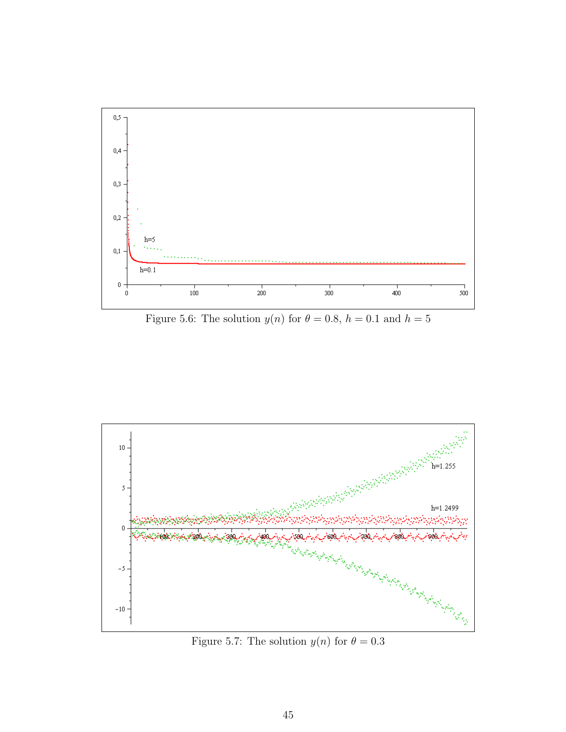Figure 5.6: The solution $y(n)$ for $\theta = 0.8$, $h = 0.1$ and $h = 5$

Figure 5.7: The solution $y(n)$ for $\theta = 0.3$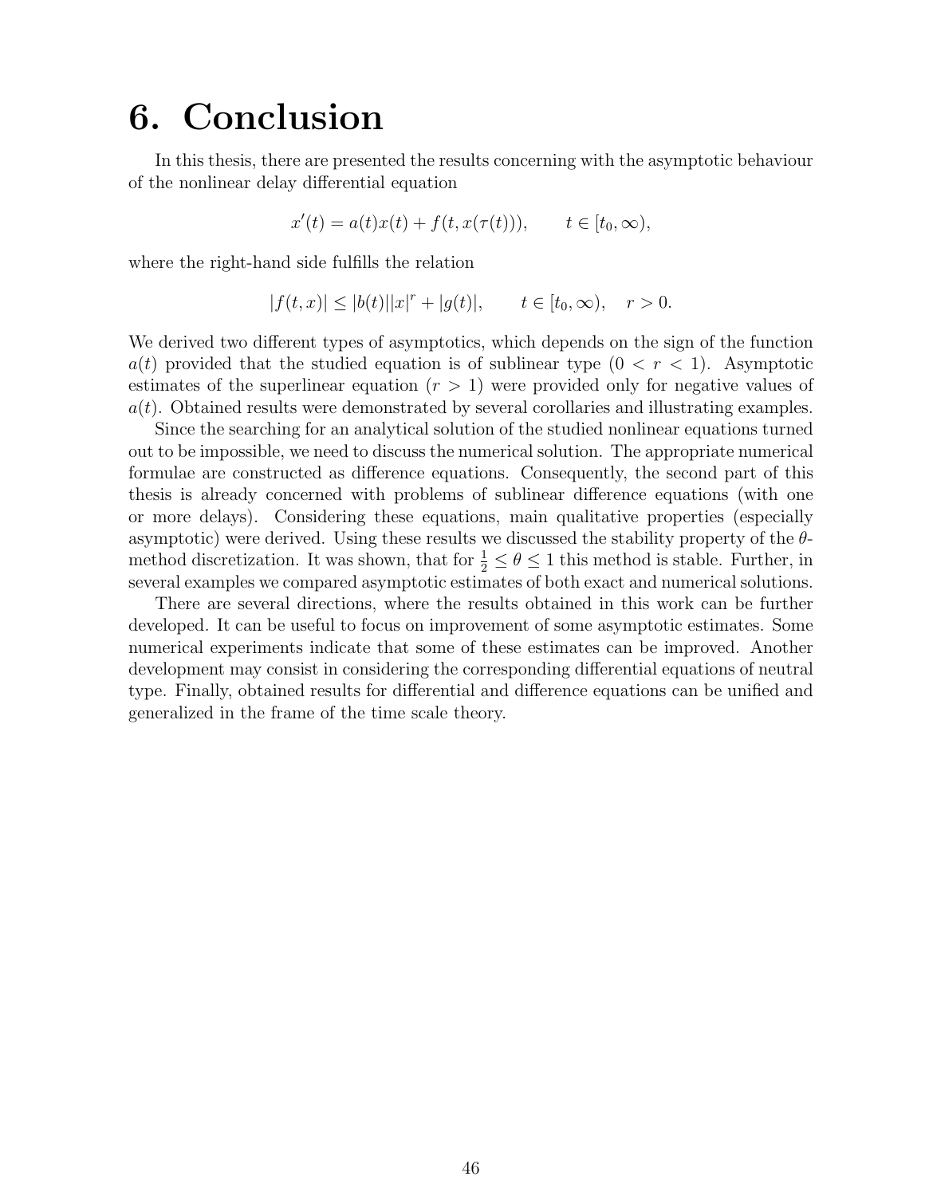# 6. Conclusion

In this thesis, there are presented the results concerning with the asymptotic behaviour of the nonlinear delay differential equation

$$x'(t) = a(t)x(t) + f(t, x(\tau(t))), \qquad t \in [t_0, \infty),$$

where the right-hand side fulfills the relation

$$|f(t, x)| \leq |b(t)||x|^r + |g(t)|, \qquad t \in [t_0, \infty), \quad r > 0.$$

We derived two different types of asymptotics, which depends on the sign of the function $a(t)$ provided that the studied equation is of sublinear type ($0 < r < 1$). Asymptotic estimates of the superlinear equation ($r > 1$) were provided only for negative values of $a(t)$. Obtained results were demonstrated by several corollaries and illustrating examples.

Since the searching for an analytical solution of the studied nonlinear equations turned out to be impossible, we need to discuss the numerical solution. The appropriate numerical formulae are constructed as difference equations. Consequently, the second part of this thesis is already concerned with problems of sublinear difference equations (with one or more delays). Considering these equations, main qualitative properties (especially asymptotic) were derived. Using these results we discussed the stability property of the $\theta$-method discretization. It was shown, that for $\frac{1}{2} \leq \theta \leq 1$ this method is stable. Further, in several examples we compared asymptotic estimates of both exact and numerical solutions.

There are several directions, where the results obtained in this work can be further developed. It can be useful to focus on improvement of some asymptotic estimates. Some numerical experiments indicate that some of these estimates can be improved. Another development may consist in considering the corresponding differential equations of neutral type. Finally, obtained results for differential and difference equations can be unified and generalized in the frame of the time scale theory.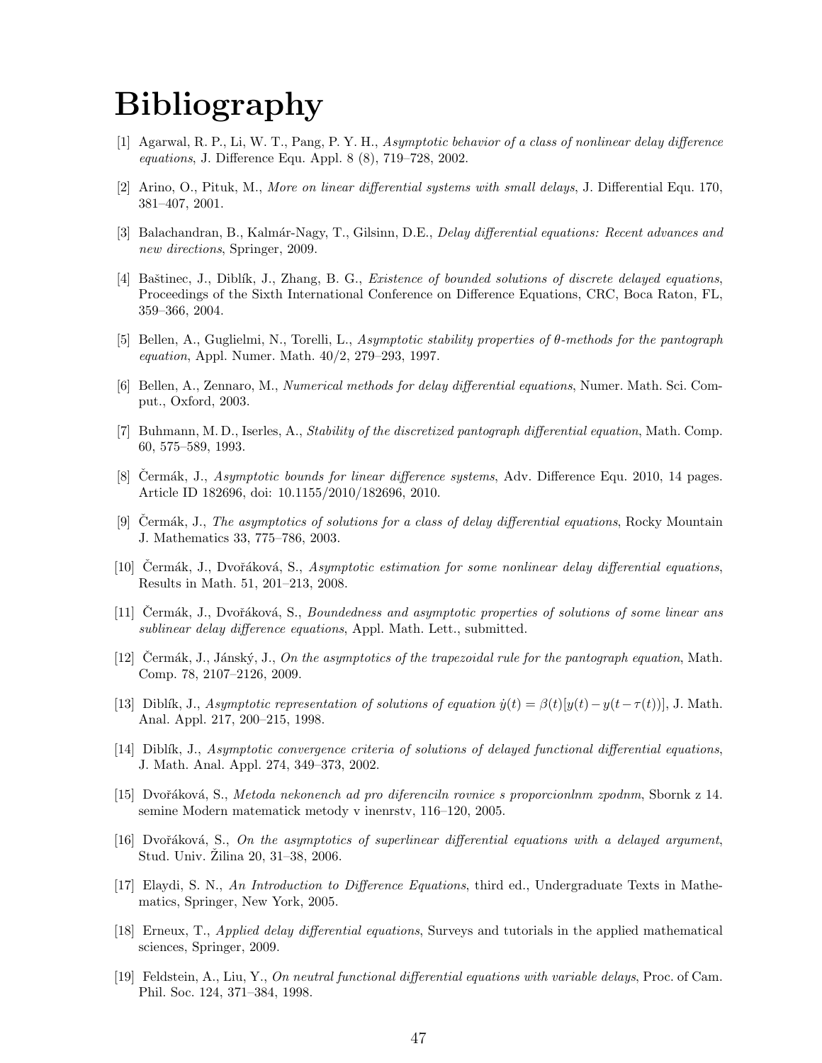# Bibliography

[1] Agarwal, R. P., Li, W. T., Pang, P. Y. H., *Asymptotic behavior of a class of nonlinear delay difference equations*, J. Difference Equ. Appl. 8 (8), 719–728, 2002.

[2] Arino, O., Pituk, M., *More on linear differential systems with small delays*, J. Differential Equ. 170, 381–407, 2001.

[3] Balachandran, B., Kalmár-Nagy, T., Gilsinn, D.E., *Delay differential equations: Recent advances and new directions*, Springer, 2009.

[4] Baštinec, J., Diblík, J., Zhang, B. G., *Existence of bounded solutions of discrete delayed equations*, Proceedings of the Sixth International Conference on Difference Equations, CRC, Boca Raton, FL, 359–366, 2004.

[5] Bellen, A., Guglielmi, N., Torelli, L., *Asymptotic stability properties of θ-methods for the pantograph equation*, Appl. Numer. Math. 40/2, 279–293, 1997.

[6] Bellen, A., Zennaro, M., *Numerical methods for delay differential equations*, Numer. Math. Sci. Comput., Oxford, 2003.

[7] Buhmann, M. D., Iserles, A., *Stability of the discretized pantograph differential equation*, Math. Comp. 60, 575–589, 1993.

[8] Čermák, J., *Asymptotic bounds for linear difference systems*, Adv. Difference Equ. 2010, 14 pages. Article ID 182696, doi: 10.1155/2010/182696, 2010.

[9] Čermák, J., *The asymptotics of solutions for a class of delay differential equations*, Rocky Mountain J. Mathematics 33, 775–786, 2003.

[10] Čermák, J., Dvořáková, S., *Asymptotic estimation for some nonlinear delay differential equations*, Results in Math. 51, 201–213, 2008.

[11] Čermák, J., Dvořáková, S., *Boundedness and asymptotic properties of solutions of some linear ans sublinear delay difference equations*, Appl. Math. Lett., submitted.

[12] Čermák, J., Jánský, J., *On the asymptotics of the trapezoidal rule for the pantograph equation*, Math. Comp. 78, 2107–2126, 2009.

[13] Diblík, J., *Asymptotic representation of solutions of equation $\dot{y}(t) = \beta(t)[y(t) - y(t - \tau(t))]$*, J. Math. Anal. Appl. 217, 200–215, 1998.

[14] Diblík, J., *Asymptotic convergence criteria of solutions of delayed functional differential equations*, J. Math. Anal. Appl. 274, 349–373, 2002.

[15] Dvořáková, S., *Metoda nekonench ad pro diferenciln rovnice s proporcionlnm zpodnm*, Sbornk z 14. semine Modern matematick metody v inenrstv, 116–120, 2005.

[16] Dvořáková, S., *On the asymptotics of superlinear differential equations with a delayed argument*, Stud. Univ. Žilina 20, 31–38, 2006.

[17] Elaydi, S. N., *An Introduction to Difference Equations*, third ed., Undergraduate Texts in Mathematics, Springer, New York, 2005.

[18] Erneux, T., *Applied delay differential equations*, Surveys and tutorials in the applied mathematical sciences, Springer, 2009.

[19] Feldstein, A., Liu, Y., *On neutral functional differential equations with variable delays*, Proc. of Cam. Phil. Soc. 124, 371–384, 1998.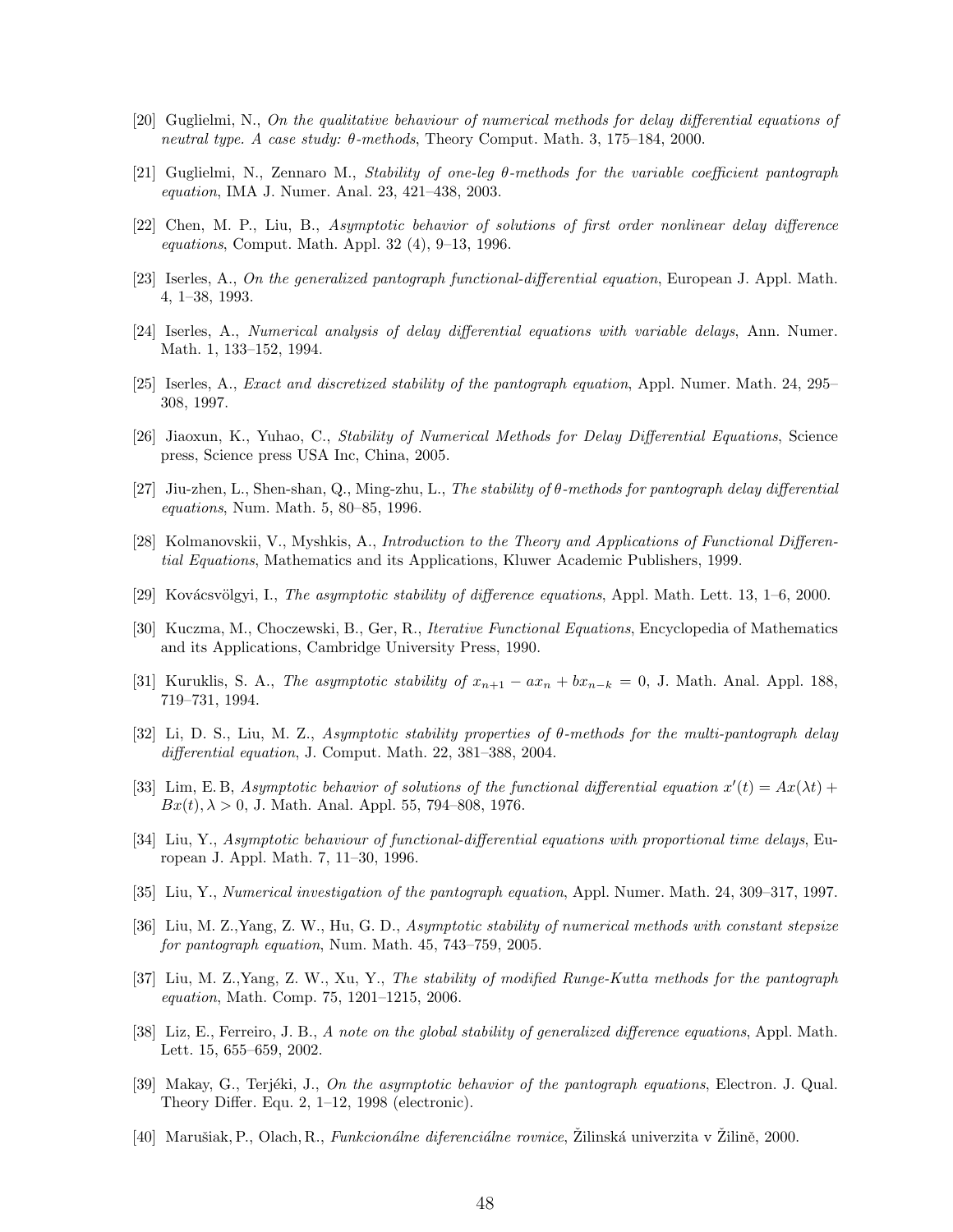[20] Guglielmi, N., *On the qualitative behaviour of numerical methods for delay differential equations of neutral type. A case study: θ-methods*, Theory Comput. Math. 3, 175–184, 2000.

[21] Guglielmi, N., Zennaro M., *Stability of one-leg θ-methods for the variable coefficient pantograph equation*, IMA J. Numer. Anal. 23, 421–438, 2003.

[22] Chen, M. P., Liu, B., *Asymptotic behavior of solutions of first order nonlinear delay difference equations*, Comput. Math. Appl. 32 (4), 9–13, 1996.

[23] Iserles, A., *On the generalized pantograph functional-differential equation*, European J. Appl. Math. 4, 1–38, 1993.

[24] Iserles, A., *Numerical analysis of delay differential equations with variable delays*, Ann. Numer. Math. 1, 133–152, 1994.

[25] Iserles, A., *Exact and discretized stability of the pantograph equation*, Appl. Numer. Math. 24, 295–308, 1997.

[26] Jiaoxun, K., Yuhao, C., *Stability of Numerical Methods for Delay Differential Equations*, Science press, Science press USA Inc, China, 2005.

[27] Jiu-zhen, L., Shen-shan, Q., Ming-zhu, L., *The stability of θ-methods for pantograph delay differential equations*, Num. Math. 5, 80–85, 1996.

[28] Kolmanovskii, V., Myshkis, A., *Introduction to the Theory and Applications of Functional Differential Equations*, Mathematics and its Applications, Kluwer Academic Publishers, 1999.

[29] Kovácsvölgyi, I., *The asymptotic stability of difference equations*, Appl. Math. Lett. 13, 1–6, 2000.

[30] Kuczma, M., Choczewski, B., Ger, R., *Iterative Functional Equations*, Encyclopedia of Mathematics and its Applications, Cambridge University Press, 1990.

[31] Kuruklis, S. A., *The asymptotic stability of $x_{n+1} - ax_n + bx_{n-k} = 0$*, J. Math. Anal. Appl. 188, 719–731, 1994.

[32] Li, D. S., Liu, M. Z., *Asymptotic stability properties of θ-methods for the multi-pantograph delay differential equation*, J. Comput. Math. 22, 381–388, 2004.

[33] Lim, E. B, *Asymptotic behavior of solutions of the functional differential equation $x'(t) = Ax(\lambda t) + Bx(t), \lambda > 0$*, J. Math. Anal. Appl. 55, 794–808, 1976.

[34] Liu, Y., *Asymptotic behaviour of functional-differential equations with proportional time delays*, European J. Appl. Math. 7, 11–30, 1996.

[35] Liu, Y., *Numerical investigation of the pantograph equation*, Appl. Numer. Math. 24, 309–317, 1997.

[36] Liu, M. Z.,Yang, Z. W., Hu, G. D., *Asymptotic stability of numerical methods with constant stepsize for pantograph equation*, Num. Math. 45, 743–759, 2005.

[37] Liu, M. Z.,Yang, Z. W., Xu, Y., *The stability of modified Runge-Kutta methods for the pantograph equation*, Math. Comp. 75, 1201–1215, 2006.

[38] Liz, E., Ferreiro, J. B., *A note on the global stability of generalized difference equations*, Appl. Math. Lett. 15, 655–659, 2002.

[39] Makay, G., Terjéki, J., *On the asymptotic behavior of the pantograph equations*, Electron. J. Qual. Theory Differ. Equ. 2, 1–12, 1998 (electronic).

[40] Marušiak, P., Olach, R., *Funkcionálne diferenciálne rovnice*, Žilinská univerzita v Žilině, 2000.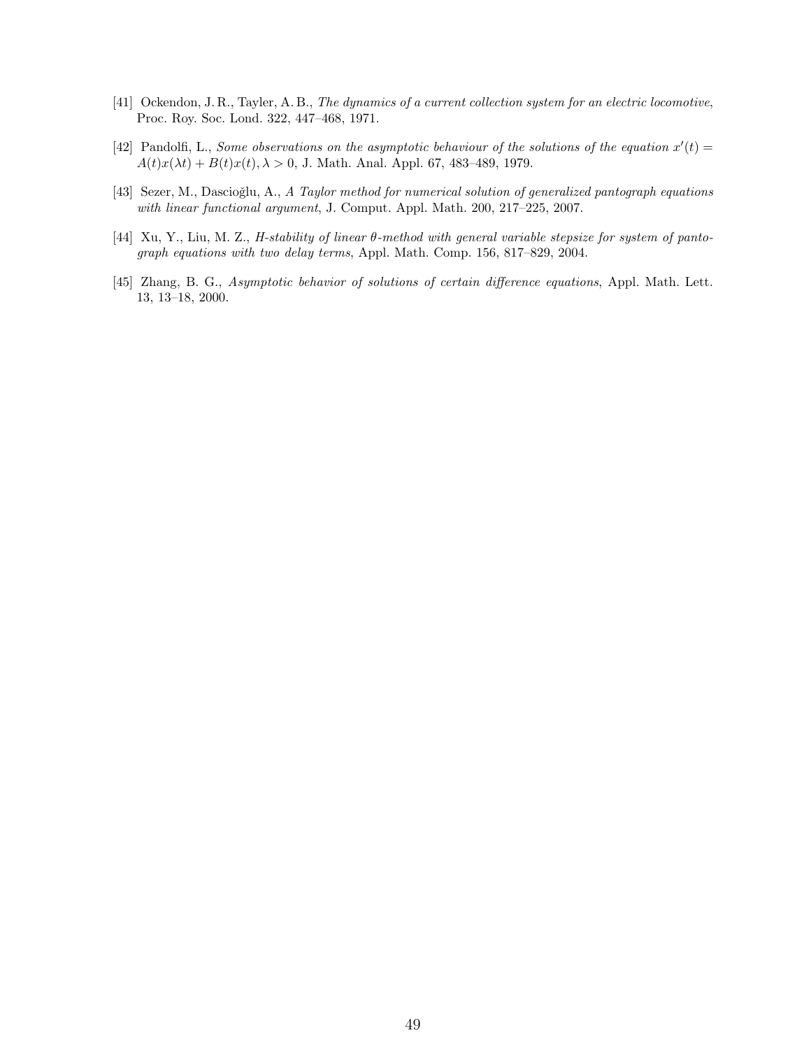[41] Ockendon, J. R., Tayler, A. B., *The dynamics of a current collection system for an electric locomotive*, Proc. Roy. Soc. Lond. 322, 447–468, 1971.

[42] Pandolfi, L., *Some observations on the asymptotic behaviour of the solutions of the equation* $x'(t) = A(t)x(\lambda t) + B(t)x(t), \lambda > 0$, J. Math. Anal. Appl. 67, 483–489, 1979.

[43] Sezer, M., Dascioğlu, A., *A Taylor method for numerical solution of generalized pantograph equations with linear functional argument*, J. Comput. Appl. Math. 200, 217–225, 2007.

[44] Xu, Y., Liu, M. Z., *H-stability of linear* $\theta$*-method with general variable stepsize for system of pantograph equations with two delay terms*, Appl. Math. Comp. 156, 817–829, 2004.

[45] Zhang, B. G., *Asymptotic behavior of solutions of certain difference equations*, Appl. Math. Lett. 13, 13–18, 2000.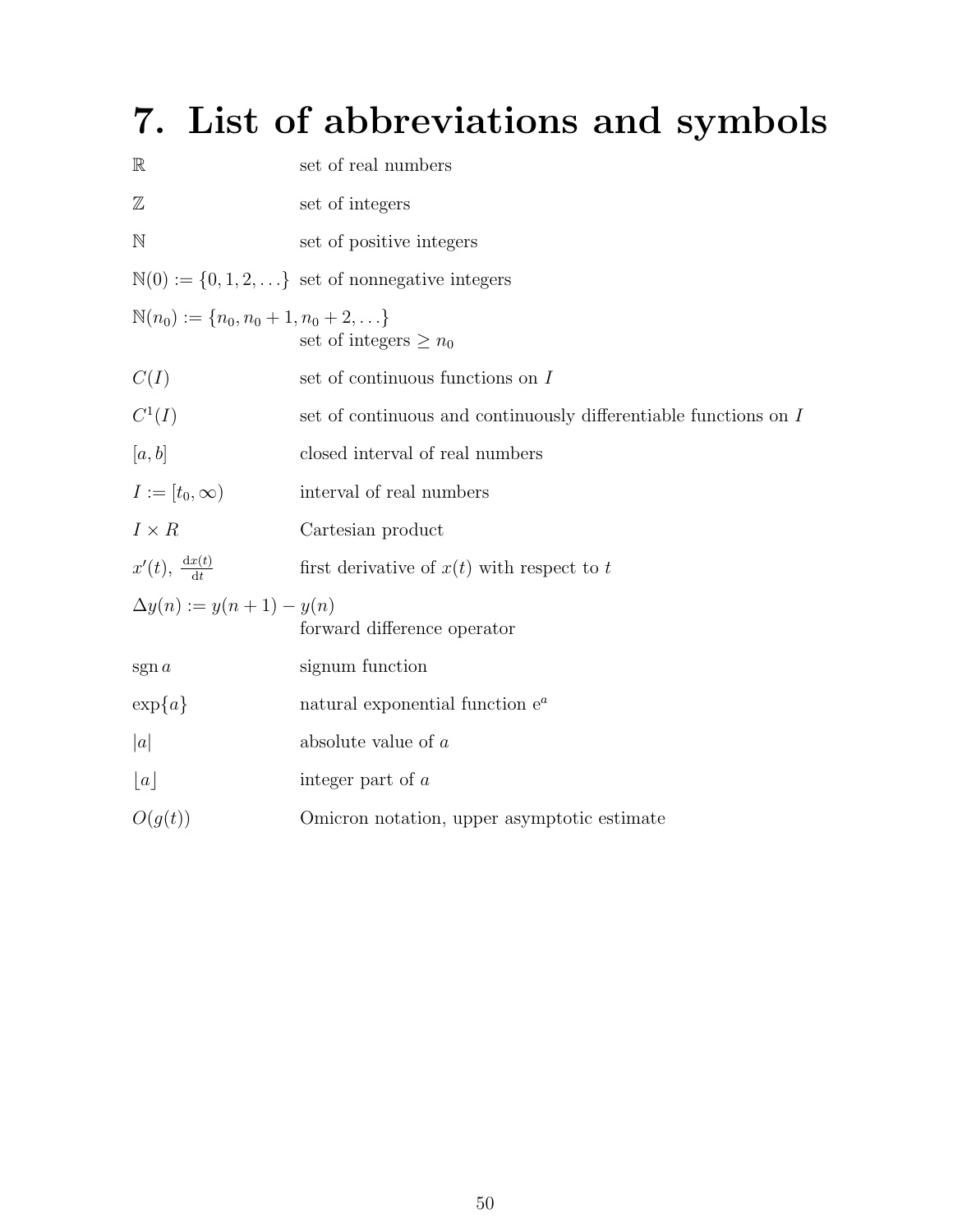# 7. List of abbreviations and symbols

| | |
|---|---|
| $\mathbb{R}$ | set of real numbers |
| $\mathbb{Z}$ | set of integers |
| $\mathbb{N}$ | set of positive integers |
| $\mathbb{N}(0) := \{0, 1, 2, \ldots\}$ | set of nonnegative integers |
| $\mathbb{N}(n_0) := \{n_0, n_0 + 1, n_0 + 2, \ldots\}$ | set of integers $\geq n_0$ |
| $C(I)$ | set of continuous functions on $I$ |
| $C^1(I)$ | set of continuous and continuously differentiable functions on $I$ |
| $[a, b]$ | closed interval of real numbers |
| $I := [t_0, \infty)$ | interval of real numbers |
| $I \times R$ | Cartesian product |
| $x'(t)$, $\frac{\mathrm{d}x(t)}{\mathrm{d}t}$ | first derivative of $x(t)$ with respect to $t$ |
| $\Delta y(n) := y(n + 1) - y(n)$ | forward difference operator |
| $\operatorname{sgn} a$ | signum function |
| $\exp\{a\}$ | natural exponential function $\mathrm{e}^a$ |
| $\lvert a \rvert$ | absolute value of $a$ |
| $\lfloor a \rfloor$ | integer part of $a$ |
| $O(g(t))$ | Omicron notation, upper asymptotic estimate |